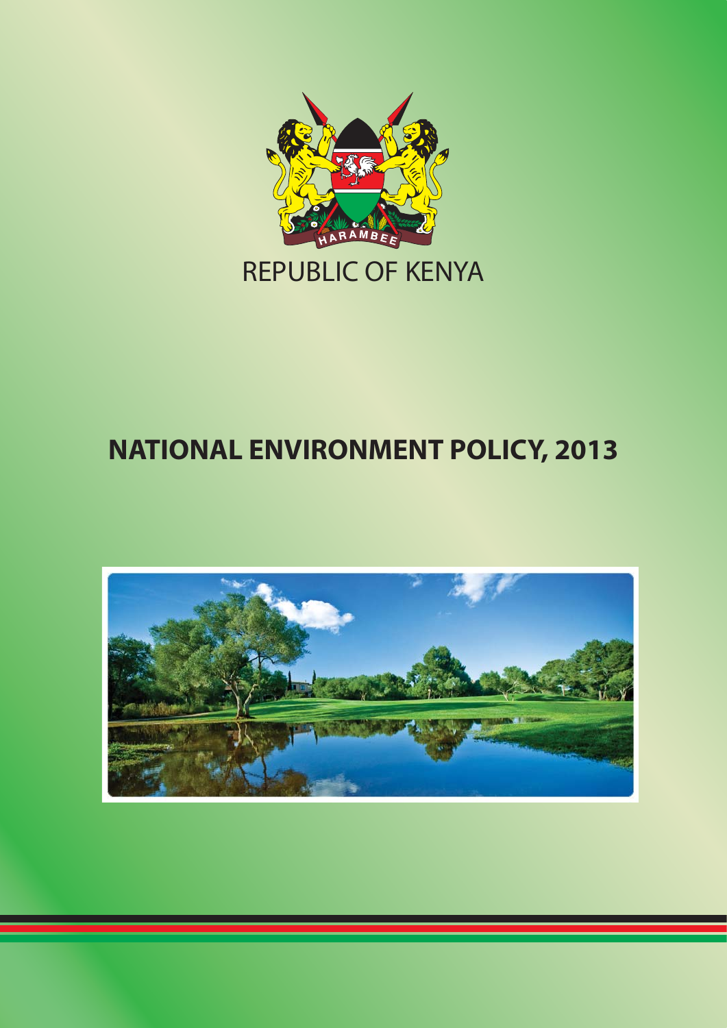REPUBLIC OF KENYA

# NATIONAL ENVIRONMENT POLICY, 2013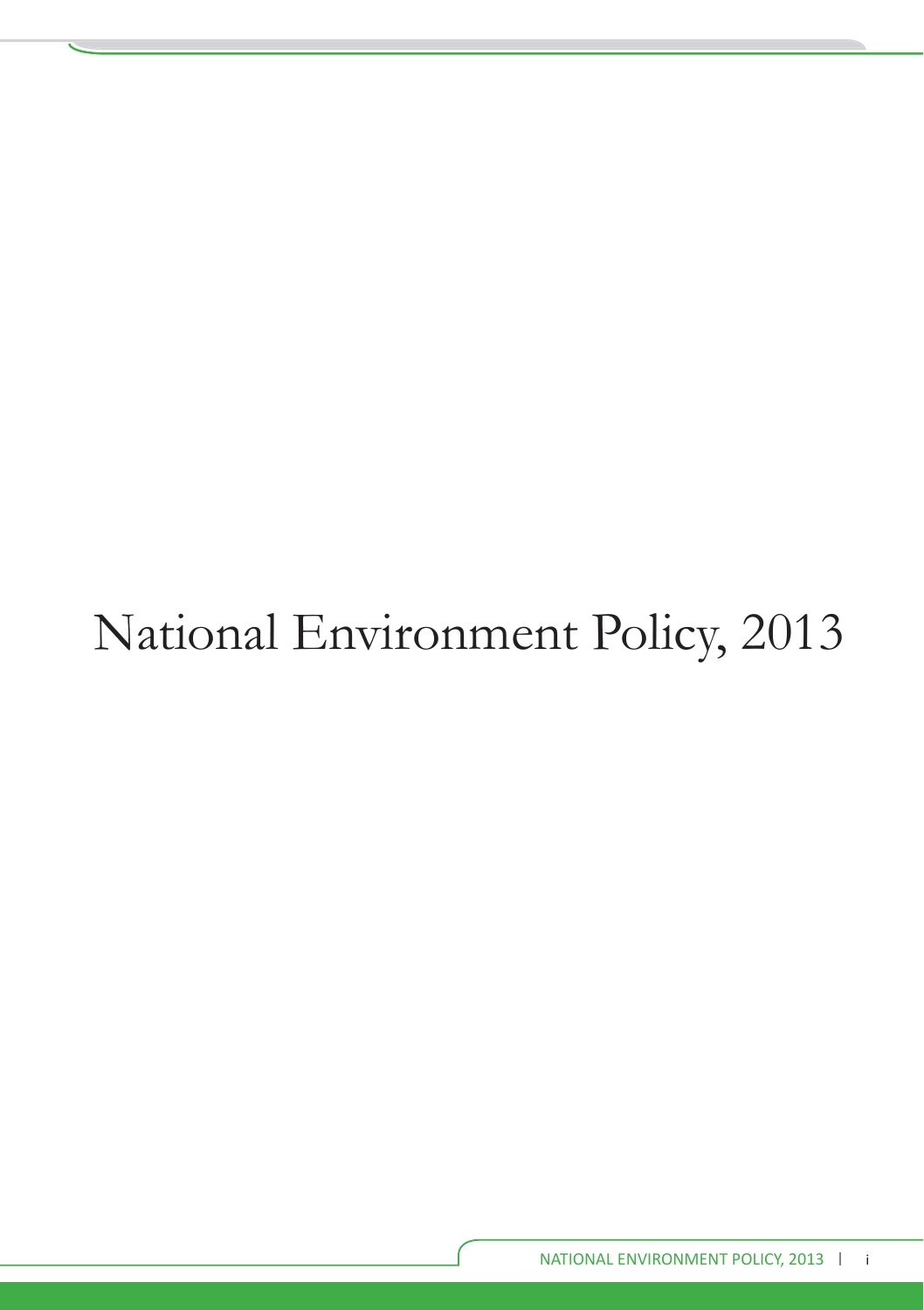# National Environment Policy, 2013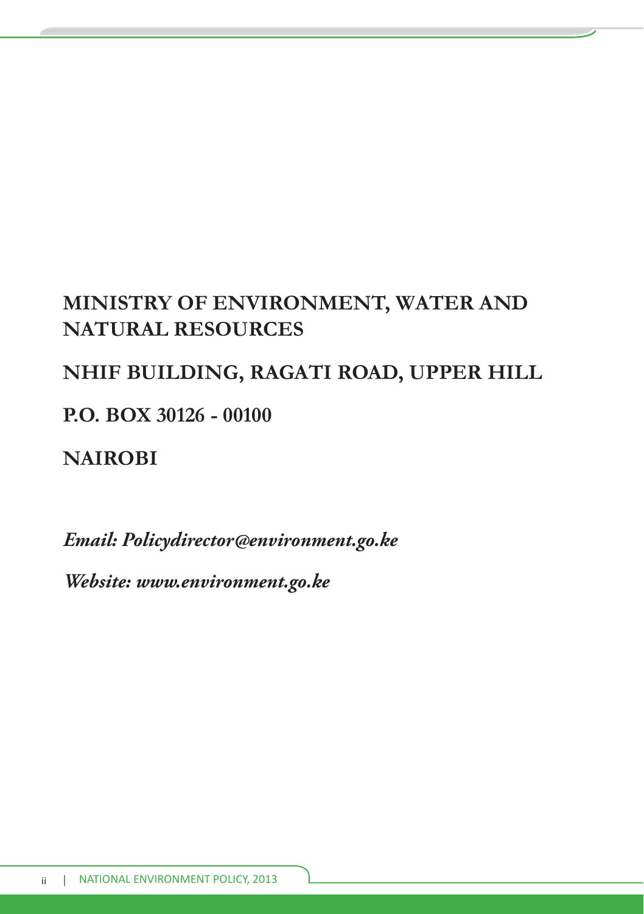**MINISTRY OF ENVIRONMENT, WATER AND NATURAL RESOURCES**

**NHIF BUILDING, RAGATI ROAD, UPPER HILL**

**P.O. BOX 30126 - 00100**

**NAIROBI**

***Email: Policydirector@environment.go.ke***

***Website: www.environment.go.ke***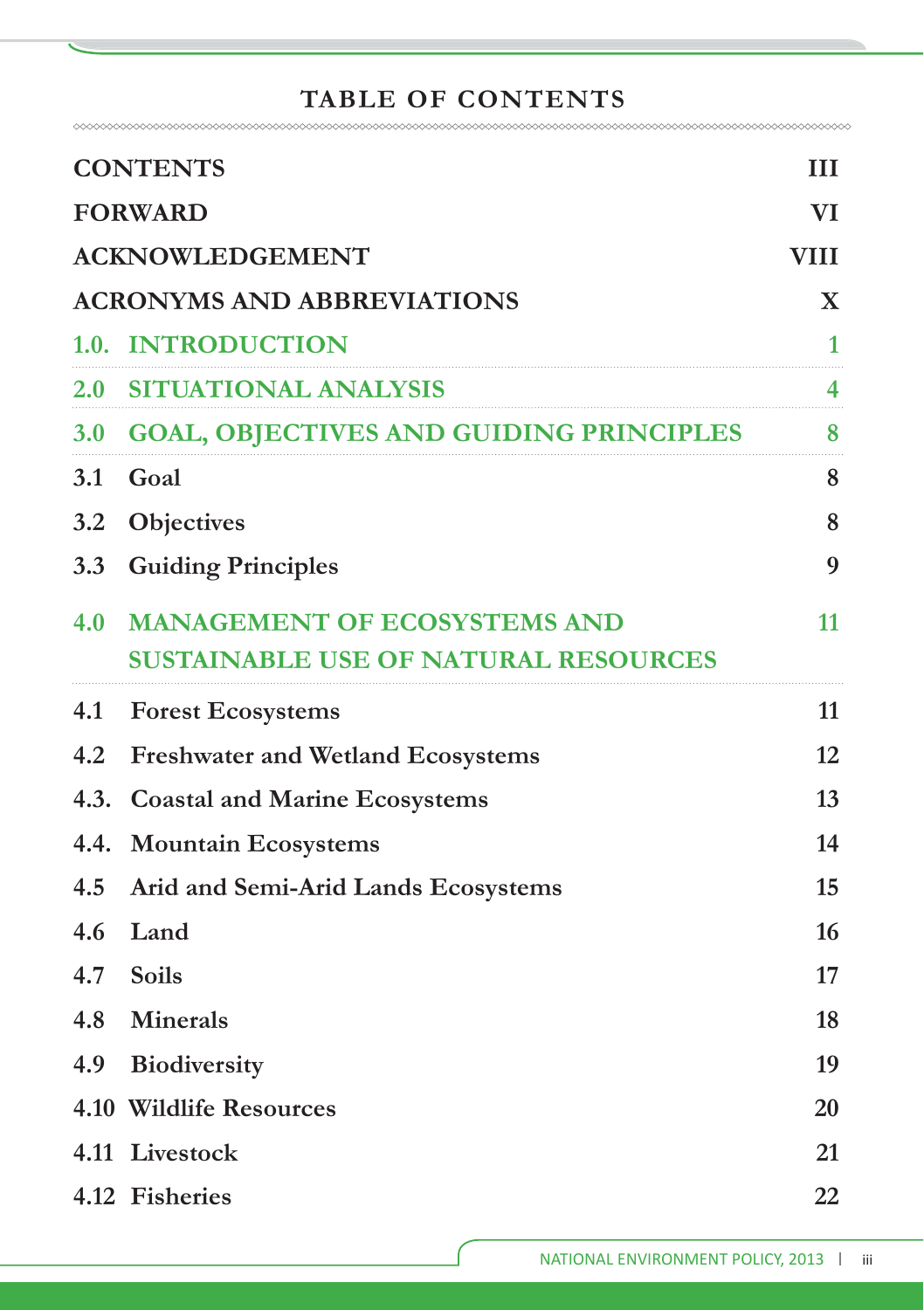# TABLE OF CONTENTS

| | |
|---|---|
| CONTENTS | III |
| FORWARD | VI |
| ACKNOWLEDGEMENT | VIII |
| ACRONYMS AND ABBREVIATIONS | X |
| 1.0. INTRODUCTION | 1 |
| 2.0 SITUATIONAL ANALYSIS | 4 |
| 3.0 GOAL, OBJECTIVES AND GUIDING PRINCIPLES | 8 |
| 3.1 Goal | 8 |
| 3.2 Objectives | 8 |
| 3.3 Guiding Principles | 9 |
| 4.0 MANAGEMENT OF ECOSYSTEMS AND SUSTAINABLE USE OF NATURAL RESOURCES | 11 |
| 4.1 Forest Ecosystems | 11 |
| 4.2 Freshwater and Wetland Ecosystems | 12 |
| 4.3. Coastal and Marine Ecosystems | 13 |
| 4.4. Mountain Ecosystems | 14 |
| 4.5 Arid and Semi-Arid Lands Ecosystems | 15 |
| 4.6 Land | 16 |
| 4.7 Soils | 17 |
| 4.8 Minerals | 18 |
| 4.9 Biodiversity | 19 |
| 4.10 Wildlife Resources | 20 |
| 4.11 Livestock | 21 |
| 4.12 Fisheries | 22 |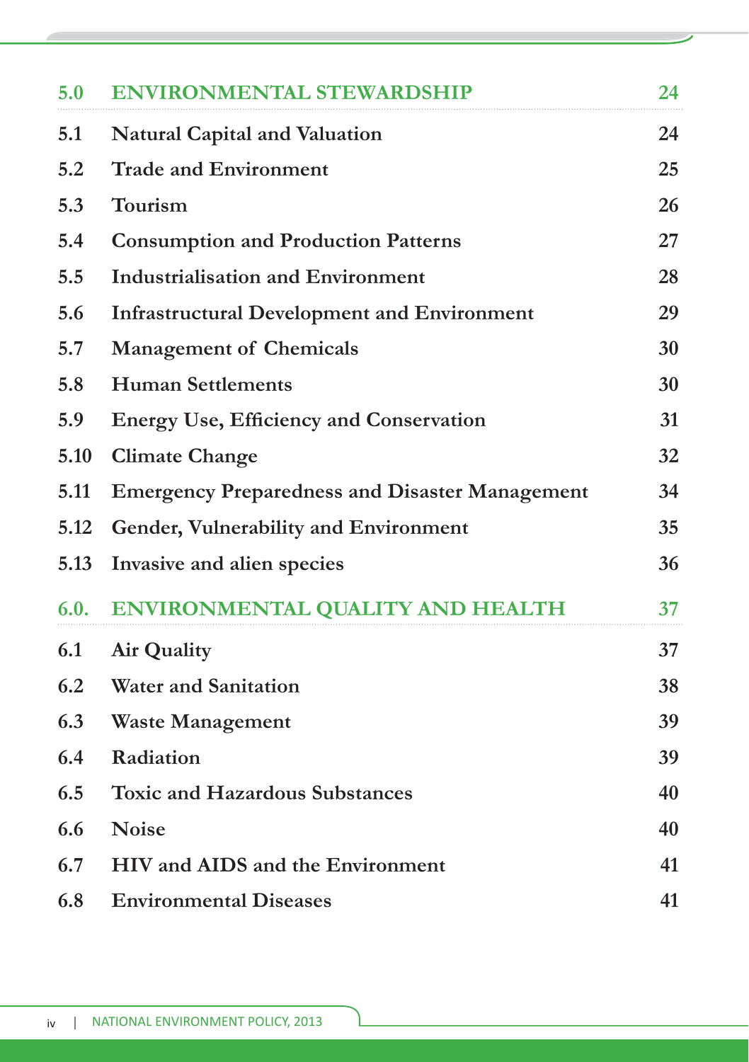| | | |
|---|---|---|
| **5.0** | **ENVIRONMENTAL STEWARDSHIP** | **24** |
| 5.1 | Natural Capital and Valuation | 24 |
| 5.2 | Trade and Environment | 25 |
| 5.3 | Tourism | 26 |
| 5.4 | Consumption and Production Patterns | 27 |
| 5.5 | Industrialisation and Environment | 28 |
| 5.6 | Infrastructural Development and Environment | 29 |
| 5.7 | Management of Chemicals | 30 |
| 5.8 | Human Settlements | 30 |
| 5.9 | Energy Use, Efficiency and Conservation | 31 |
| 5.10 | Climate Change | 32 |
| 5.11 | Emergency Preparedness and Disaster Management | 34 |
| 5.12 | Gender, Vulnerability and Environment | 35 |
| 5.13 | Invasive and alien species | 36 |
| **6.0.** | **ENVIRONMENTAL QUALITY AND HEALTH** | **37** |
| 6.1 | Air Quality | 37 |
| 6.2 | Water and Sanitation | 38 |
| 6.3 | Waste Management | 39 |
| 6.4 | Radiation | 39 |
| 6.5 | Toxic and Hazardous Substances | 40 |
| 6.6 | Noise | 40 |
| 6.7 | HIV and AIDS and the Environment | 41 |
| 6.8 | Environmental Diseases | 41 |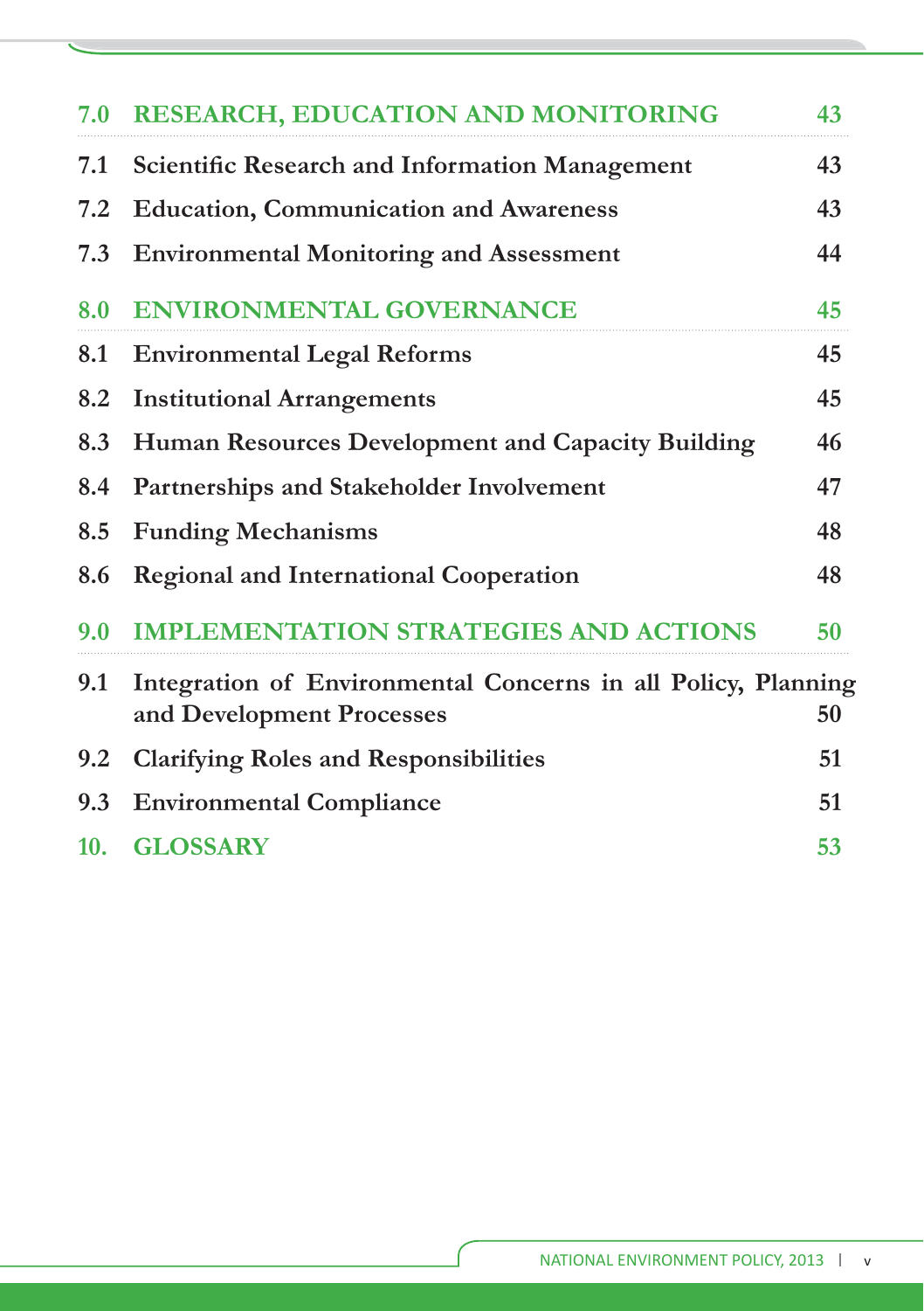| | | |
|---|---|---|
| **7.0** | **RESEARCH, EDUCATION AND MONITORING** | **43** |
| 7.1 | Scientific Research and Information Management | 43 |
| 7.2 | Education, Communication and Awareness | 43 |
| 7.3 | Environmental Monitoring and Assessment | 44 |
| **8.0** | **ENVIRONMENTAL GOVERNANCE** | **45** |
| 8.1 | Environmental Legal Reforms | 45 |
| 8.2 | Institutional Arrangements | 45 |
| 8.3 | Human Resources Development and Capacity Building | 46 |
| 8.4 | Partnerships and Stakeholder Involvement | 47 |
| 8.5 | Funding Mechanisms | 48 |
| 8.6 | Regional and International Cooperation | 48 |
| **9.0** | **IMPLEMENTATION STRATEGIES AND ACTIONS** | **50** |
| 9.1 | Integration of Environmental Concerns in all Policy, Planning and Development Processes | 50 |
| 9.2 | Clarifying Roles and Responsibilities | 51 |
| 9.3 | Environmental Compliance | 51 |
| **10.** | **GLOSSARY** | **53** |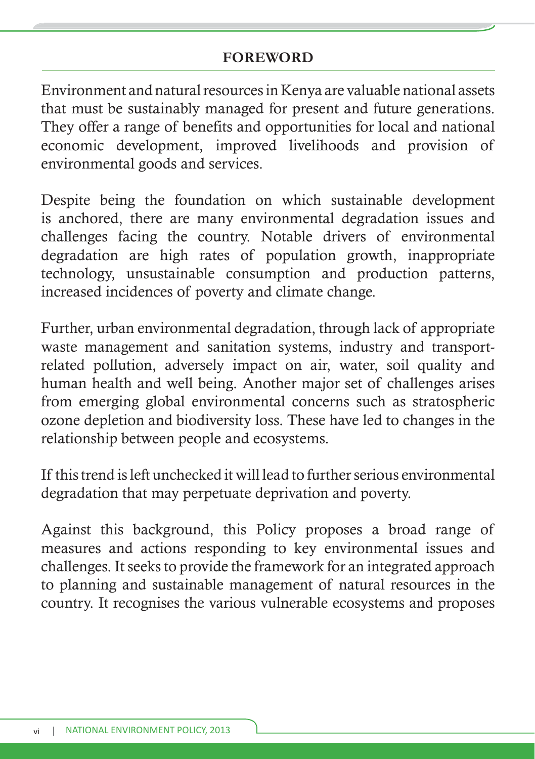## FOREWORD

Environment and natural resources in Kenya are valuable national assets that must be sustainably managed for present and future generations. They offer a range of benefits and opportunities for local and national economic development, improved livelihoods and provision of environmental goods and services.

Despite being the foundation on which sustainable development is anchored, there are many environmental degradation issues and challenges facing the country. Notable drivers of environmental degradation are high rates of population growth, inappropriate technology, unsustainable consumption and production patterns, increased incidences of poverty and climate change.

Further, urban environmental degradation, through lack of appropriate waste management and sanitation systems, industry and transport-related pollution, adversely impact on air, water, soil quality and human health and well being. Another major set of challenges arises from emerging global environmental concerns such as stratospheric ozone depletion and biodiversity loss. These have led to changes in the relationship between people and ecosystems.

If this trend is left unchecked it will lead to further serious environmental degradation that may perpetuate deprivation and poverty.

Against this background, this Policy proposes a broad range of measures and actions responding to key environmental issues and challenges. It seeks to provide the framework for an integrated approach to planning and sustainable management of natural resources in the country. It recognises the various vulnerable ecosystems and proposes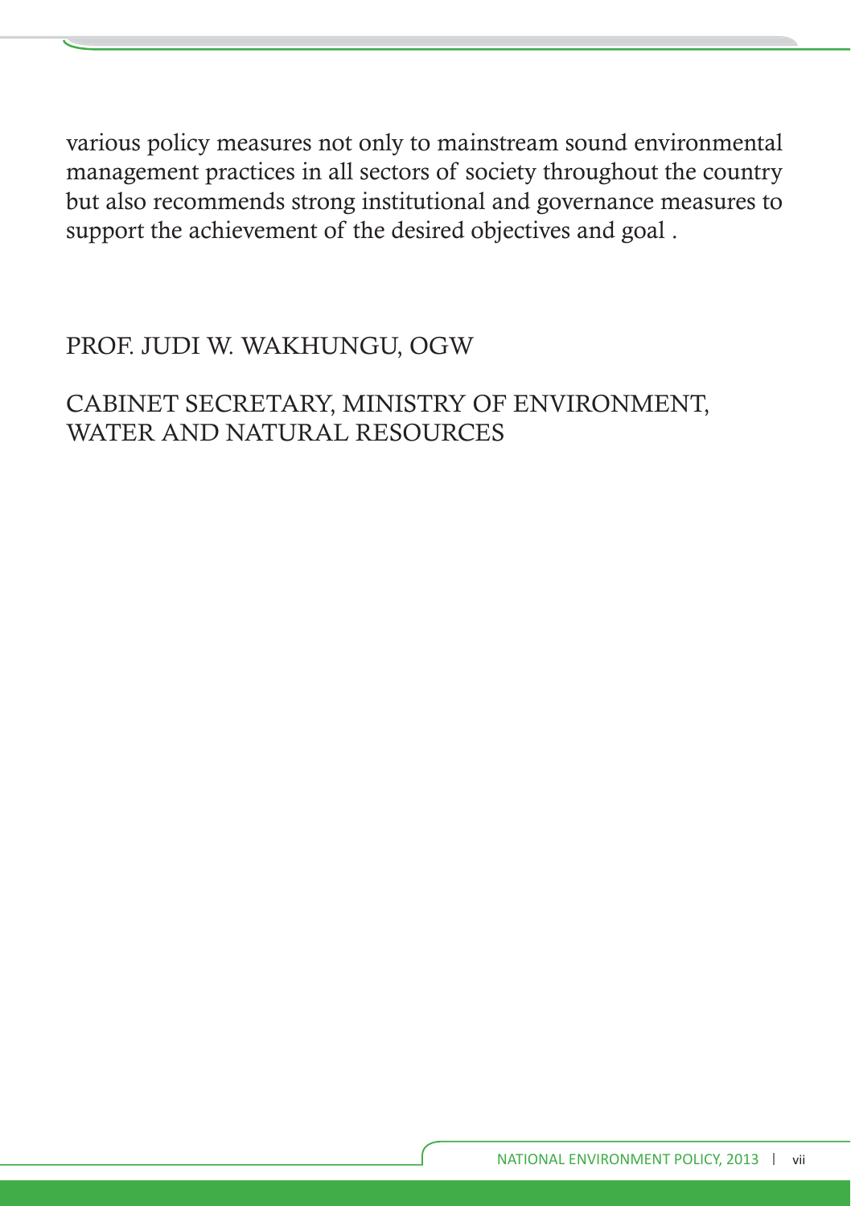various policy measures not only to mainstream sound environmental management practices in all sectors of society throughout the country but also recommends strong institutional and governance measures to support the achievement of the desired objectives and goal .

PROF. JUDI W. WAKHUNGU, OGW

CABINET SECRETARY, MINISTRY OF ENVIRONMENT, WATER AND NATURAL RESOURCES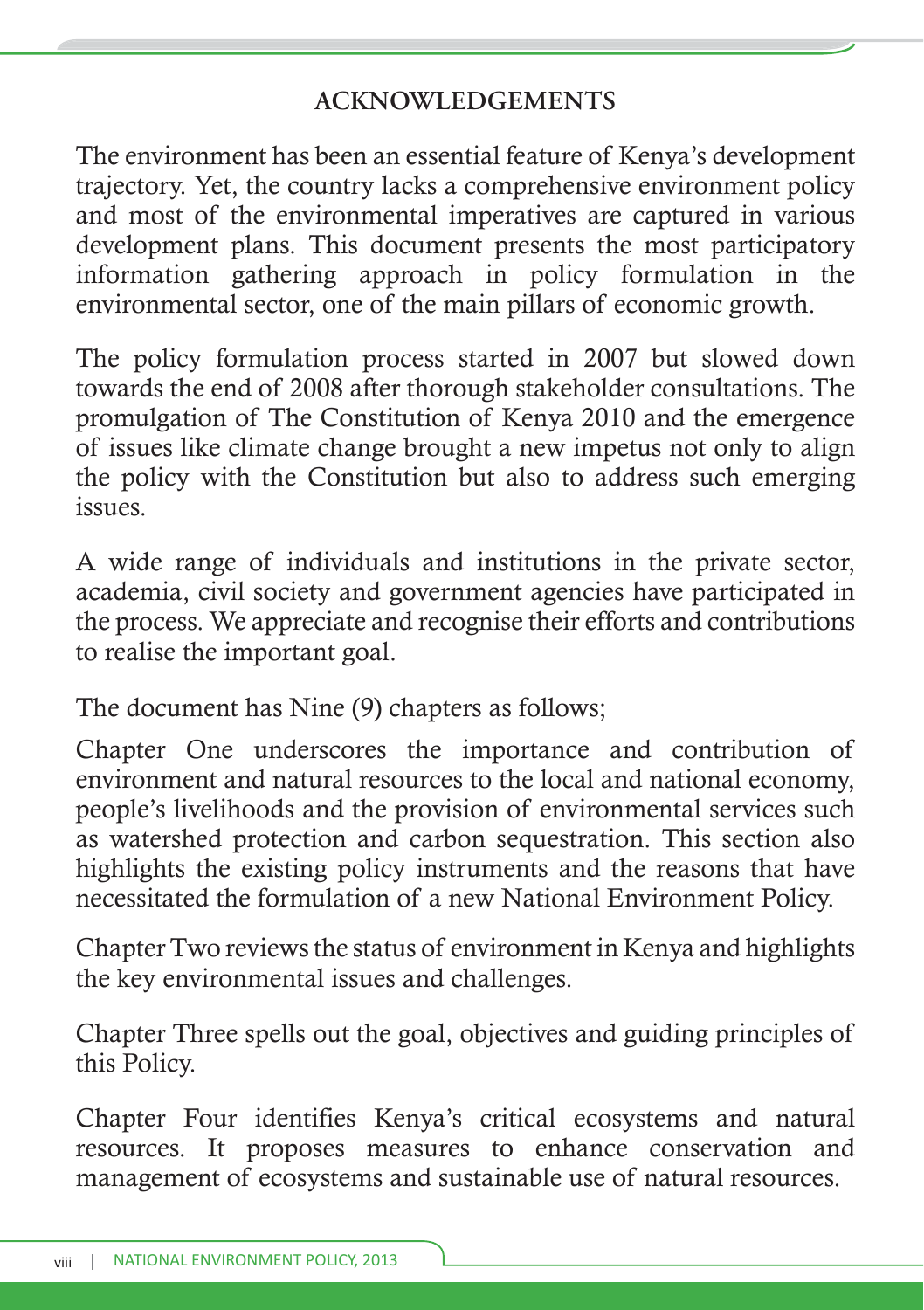## ACKNOWLEDGEMENTS

The environment has been an essential feature of Kenya's development trajectory. Yet, the country lacks a comprehensive environment policy and most of the environmental imperatives are captured in various development plans. This document presents the most participatory information gathering approach in policy formulation in the environmental sector, one of the main pillars of economic growth.

The policy formulation process started in 2007 but slowed down towards the end of 2008 after thorough stakeholder consultations. The promulgation of The Constitution of Kenya 2010 and the emergence of issues like climate change brought a new impetus not only to align the policy with the Constitution but also to address such emerging issues.

A wide range of individuals and institutions in the private sector, academia, civil society and government agencies have participated in the process. We appreciate and recognise their efforts and contributions to realise the important goal.

The document has Nine (9) chapters as follows;

Chapter One underscores the importance and contribution of environment and natural resources to the local and national economy, people's livelihoods and the provision of environmental services such as watershed protection and carbon sequestration. This section also highlights the existing policy instruments and the reasons that have necessitated the formulation of a new National Environment Policy.

Chapter Two reviews the status of environment in Kenya and highlights the key environmental issues and challenges.

Chapter Three spells out the goal, objectives and guiding principles of this Policy.

Chapter Four identifies Kenya's critical ecosystems and natural resources. It proposes measures to enhance conservation and management of ecosystems and sustainable use of natural resources.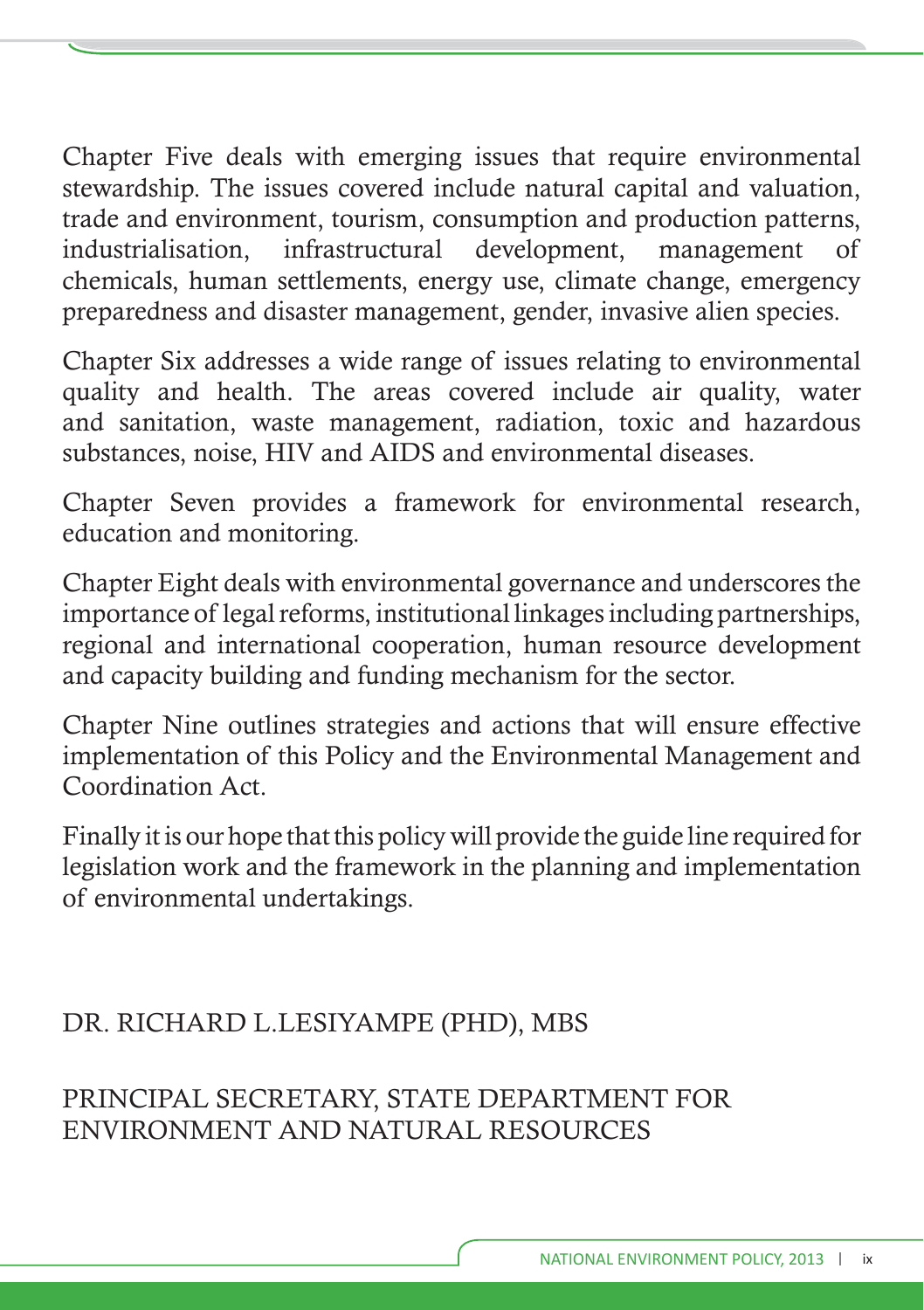Chapter Five deals with emerging issues that require environmental stewardship. The issues covered include natural capital and valuation, trade and environment, tourism, consumption and production patterns, industrialisation, infrastructural development, management of chemicals, human settlements, energy use, climate change, emergency preparedness and disaster management, gender, invasive alien species.

Chapter Six addresses a wide range of issues relating to environmental quality and health. The areas covered include air quality, water and sanitation, waste management, radiation, toxic and hazardous substances, noise, HIV and AIDS and environmental diseases.

Chapter Seven provides a framework for environmental research, education and monitoring.

Chapter Eight deals with environmental governance and underscores the importance of legal reforms, institutional linkages including partnerships, regional and international cooperation, human resource development and capacity building and funding mechanism for the sector.

Chapter Nine outlines strategies and actions that will ensure effective implementation of this Policy and the Environmental Management and Coordination Act.

Finally it is our hope that this policy will provide the guide line required for legislation work and the framework in the planning and implementation of environmental undertakings.

DR. RICHARD L.LESIYAMPE (PHD), MBS

PRINCIPAL SECRETARY, STATE DEPARTMENT FOR ENVIRONMENT AND NATURAL RESOURCES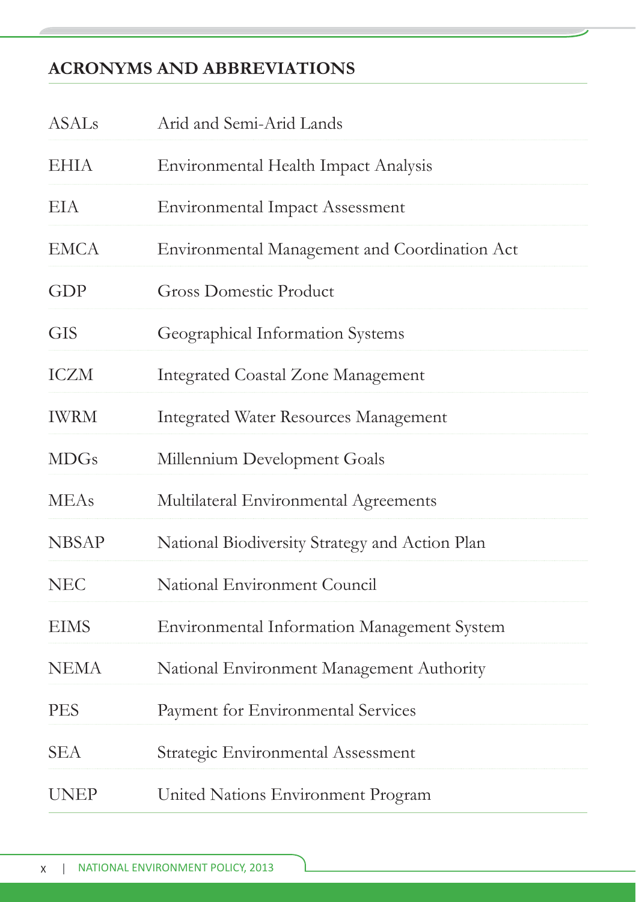## ACRONYMS AND ABBREVIATIONS

| | |
|---|---|
| ASALs | Arid and Semi-Arid Lands |
| EHIA | Environmental Health Impact Analysis |
| EIA | Environmental Impact Assessment |
| EMCA | Environmental Management and Coordination Act |
| GDP | Gross Domestic Product |
| GIS | Geographical Information Systems |
| ICZM | Integrated Coastal Zone Management |
| IWRM | Integrated Water Resources Management |
| MDGs | Millennium Development Goals |
| MEAs | Multilateral Environmental Agreements |
| NBSAP | National Biodiversity Strategy and Action Plan |
| NEC | National Environment Council |
| EIMS | Environmental Information Management System |
| NEMA | National Environment Management Authority |
| PES | Payment for Environmental Services |
| SEA | Strategic Environmental Assessment |
| UNEP | United Nations Environment Program |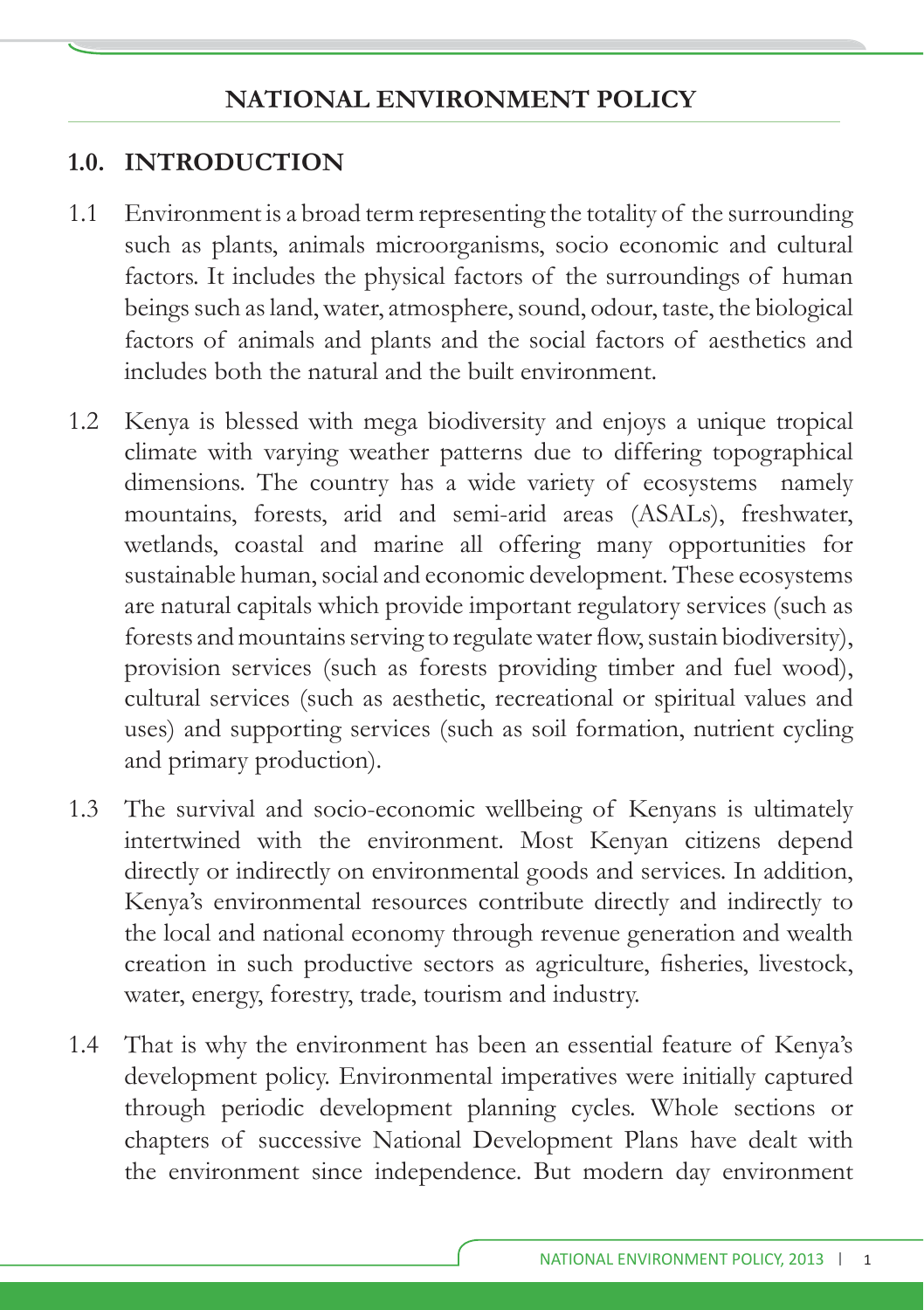# NATIONAL ENVIRONMENT POLICY

## 1.0. INTRODUCTION

1.1 Environment is a broad term representing the totality of the surrounding such as plants, animals microorganisms, socio economic and cultural factors. It includes the physical factors of the surroundings of human beings such as land, water, atmosphere, sound, odour, taste, the biological factors of animals and plants and the social factors of aesthetics and includes both the natural and the built environment.

1.2 Kenya is blessed with mega biodiversity and enjoys a unique tropical climate with varying weather patterns due to differing topographical dimensions. The country has a wide variety of ecosystems namely mountains, forests, arid and semi-arid areas (ASALs), freshwater, wetlands, coastal and marine all offering many opportunities for sustainable human, social and economic development. These ecosystems are natural capitals which provide important regulatory services (such as forests and mountains serving to regulate water flow, sustain biodiversity), provision services (such as forests providing timber and fuel wood), cultural services (such as aesthetic, recreational or spiritual values and uses) and supporting services (such as soil formation, nutrient cycling and primary production).

1.3 The survival and socio-economic wellbeing of Kenyans is ultimately intertwined with the environment. Most Kenyan citizens depend directly or indirectly on environmental goods and services. In addition, Kenya's environmental resources contribute directly and indirectly to the local and national economy through revenue generation and wealth creation in such productive sectors as agriculture, fisheries, livestock, water, energy, forestry, trade, tourism and industry.

1.4 That is why the environment has been an essential feature of Kenya's development policy. Environmental imperatives were initially captured through periodic development planning cycles. Whole sections or chapters of successive National Development Plans have dealt with the environment since independence. But modern day environment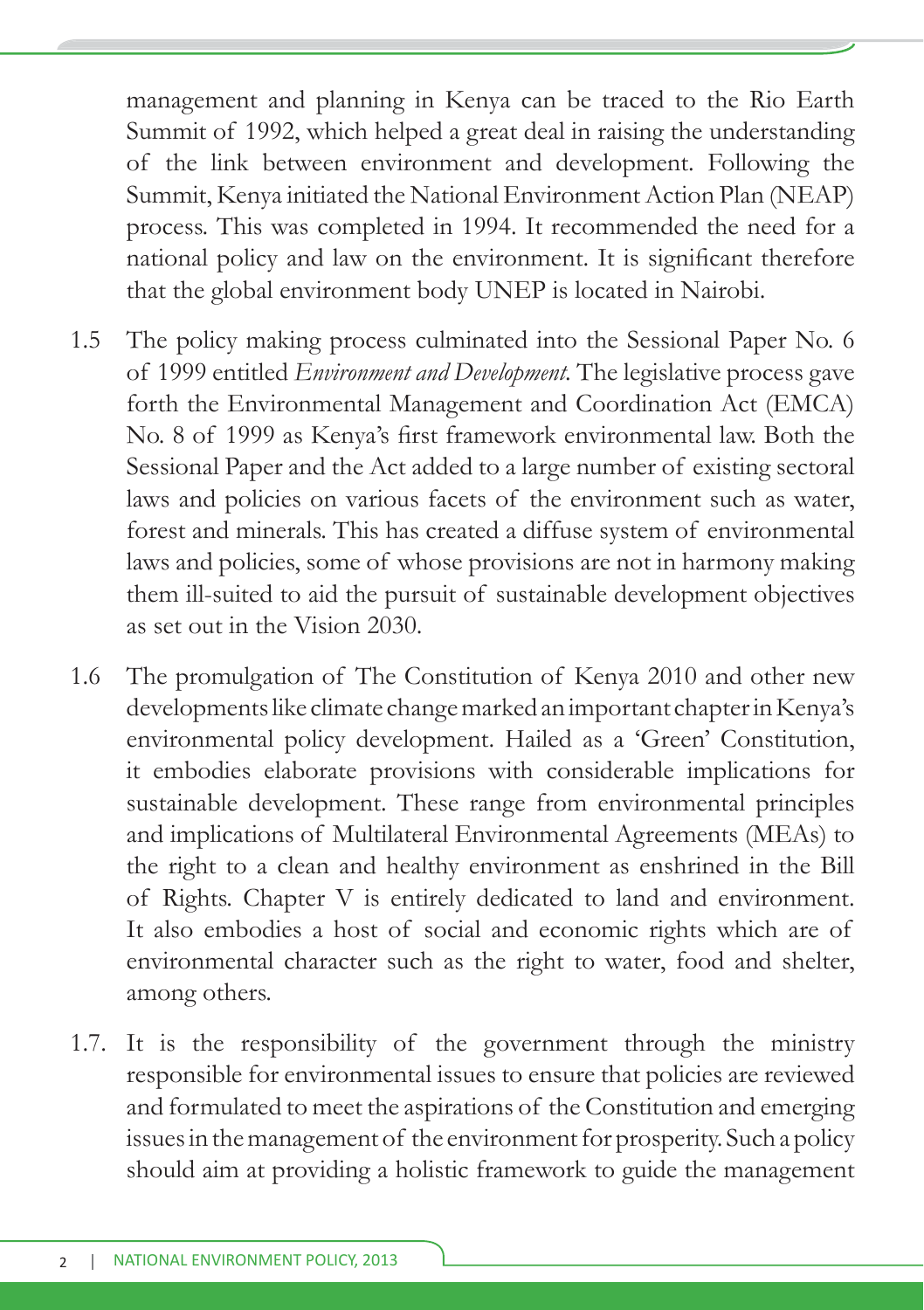management and planning in Kenya can be traced to the Rio Earth Summit of 1992, which helped a great deal in raising the understanding of the link between environment and development. Following the Summit, Kenya initiated the National Environment Action Plan (NEAP) process. This was completed in 1994. It recommended the need for a national policy and law on the environment. It is significant therefore that the global environment body UNEP is located in Nairobi.

1.5 The policy making process culminated into the Sessional Paper No. 6 of 1999 entitled *Environment and Development*. The legislative process gave forth the Environmental Management and Coordination Act (EMCA) No. 8 of 1999 as Kenya's first framework environmental law. Both the Sessional Paper and the Act added to a large number of existing sectoral laws and policies on various facets of the environment such as water, forest and minerals. This has created a diffuse system of environmental laws and policies, some of whose provisions are not in harmony making them ill-suited to aid the pursuit of sustainable development objectives as set out in the Vision 2030.

1.6 The promulgation of The Constitution of Kenya 2010 and other new developments like climate change marked an important chapter in Kenya's environmental policy development. Hailed as a 'Green' Constitution, it embodies elaborate provisions with considerable implications for sustainable development. These range from environmental principles and implications of Multilateral Environmental Agreements (MEAs) to the right to a clean and healthy environment as enshrined in the Bill of Rights. Chapter V is entirely dedicated to land and environment. It also embodies a host of social and economic rights which are of environmental character such as the right to water, food and shelter, among others.

1.7. It is the responsibility of the government through the ministry responsible for environmental issues to ensure that policies are reviewed and formulated to meet the aspirations of the Constitution and emerging issues in the management of the environment for prosperity. Such a policy should aim at providing a holistic framework to guide the management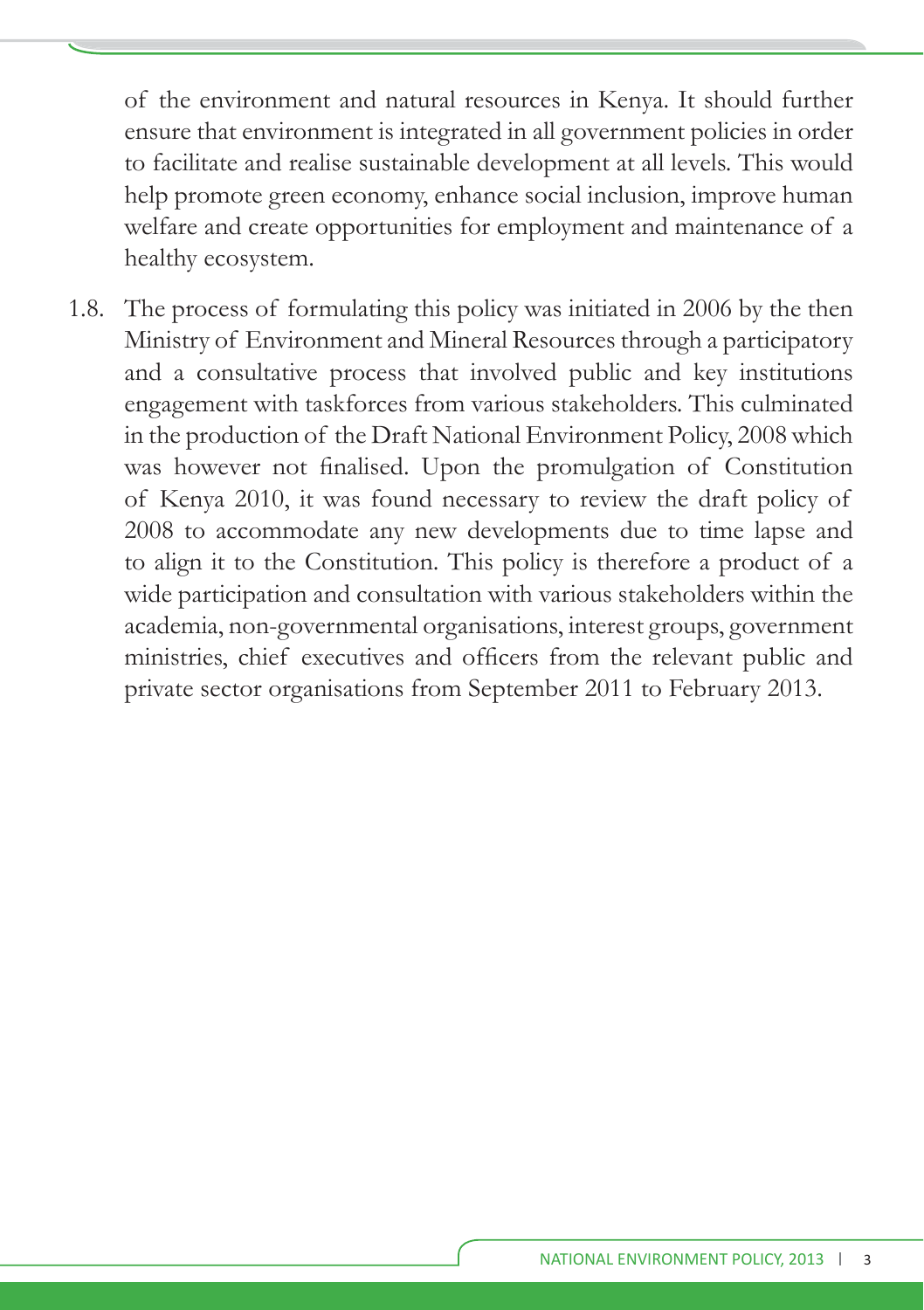of the environment and natural resources in Kenya. It should further ensure that environment is integrated in all government policies in order to facilitate and realise sustainable development at all levels. This would help promote green economy, enhance social inclusion, improve human welfare and create opportunities for employment and maintenance of a healthy ecosystem.

1.8. The process of formulating this policy was initiated in 2006 by the then Ministry of Environment and Mineral Resources through a participatory and a consultative process that involved public and key institutions engagement with taskforces from various stakeholders. This culminated in the production of the Draft National Environment Policy, 2008 which was however not finalised. Upon the promulgation of Constitution of Kenya 2010, it was found necessary to review the draft policy of 2008 to accommodate any new developments due to time lapse and to align it to the Constitution. This policy is therefore a product of a wide participation and consultation with various stakeholders within the academia, non-governmental organisations, interest groups, government ministries, chief executives and officers from the relevant public and private sector organisations from September 2011 to February 2013.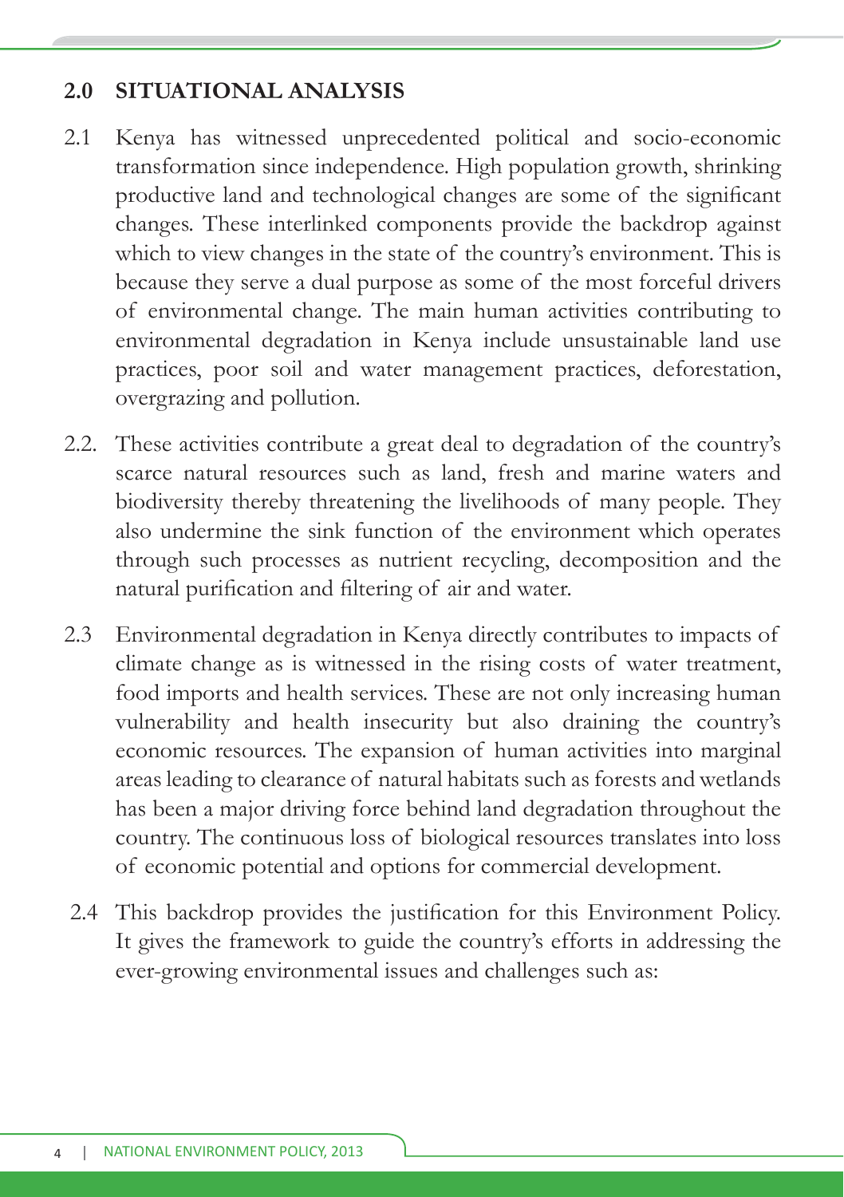## 2.0 SITUATIONAL ANALYSIS

2.1 Kenya has witnessed unprecedented political and socio-economic transformation since independence. High population growth, shrinking productive land and technological changes are some of the significant changes. These interlinked components provide the backdrop against which to view changes in the state of the country's environment. This is because they serve a dual purpose as some of the most forceful drivers of environmental change. The main human activities contributing to environmental degradation in Kenya include unsustainable land use practices, poor soil and water management practices, deforestation, overgrazing and pollution.

2.2. These activities contribute a great deal to degradation of the country's scarce natural resources such as land, fresh and marine waters and biodiversity thereby threatening the livelihoods of many people. They also undermine the sink function of the environment which operates through such processes as nutrient recycling, decomposition and the natural purification and filtering of air and water.

2.3 Environmental degradation in Kenya directly contributes to impacts of climate change as is witnessed in the rising costs of water treatment, food imports and health services. These are not only increasing human vulnerability and health insecurity but also draining the country's economic resources. The expansion of human activities into marginal areas leading to clearance of natural habitats such as forests and wetlands has been a major driving force behind land degradation throughout the country. The continuous loss of biological resources translates into loss of economic potential and options for commercial development.

2.4 This backdrop provides the justification for this Environment Policy. It gives the framework to guide the country's efforts in addressing the ever-growing environmental issues and challenges such as: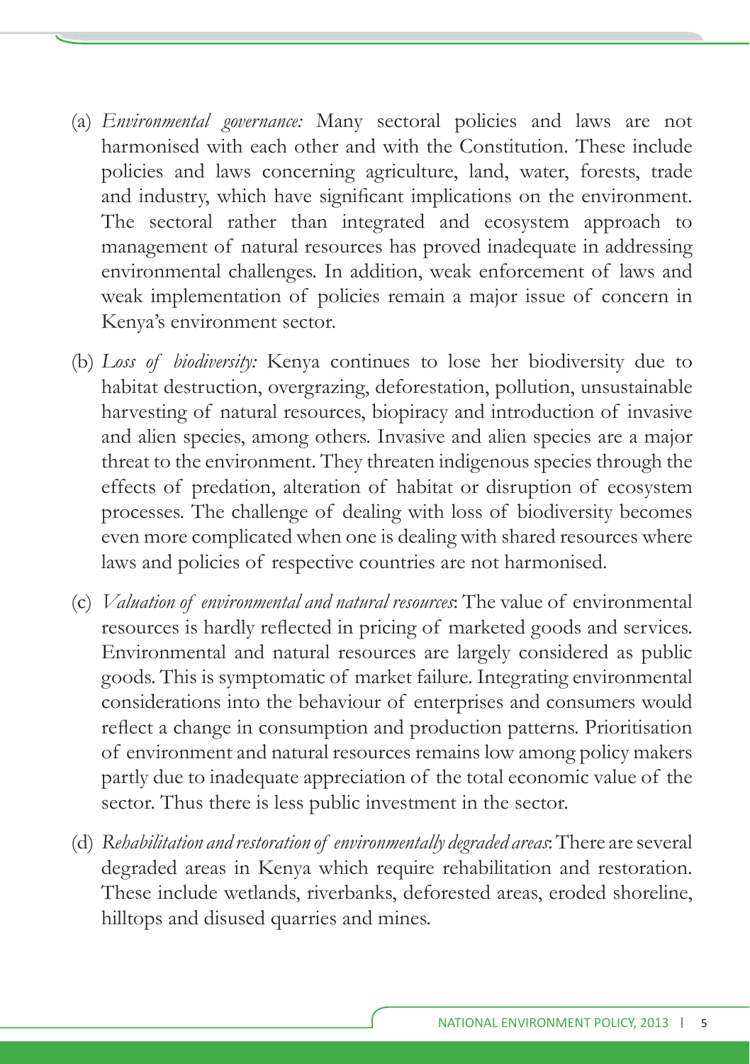(a) *Environmental governance:* Many sectoral policies and laws are not harmonised with each other and with the Constitution. These include policies and laws concerning agriculture, land, water, forests, trade and industry, which have significant implications on the environment. The sectoral rather than integrated and ecosystem approach to management of natural resources has proved inadequate in addressing environmental challenges. In addition, weak enforcement of laws and weak implementation of policies remain a major issue of concern in Kenya's environment sector.

(b) *Loss of biodiversity:* Kenya continues to lose her biodiversity due to habitat destruction, overgrazing, deforestation, pollution, unsustainable harvesting of natural resources, biopiracy and introduction of invasive and alien species, among others. Invasive and alien species are a major threat to the environment. They threaten indigenous species through the effects of predation, alteration of habitat or disruption of ecosystem processes. The challenge of dealing with loss of biodiversity becomes even more complicated when one is dealing with shared resources where laws and policies of respective countries are not harmonised.

(c) *Valuation of environmental and natural resources*: The value of environmental resources is hardly reflected in pricing of marketed goods and services. Environmental and natural resources are largely considered as public goods. This is symptomatic of market failure. Integrating environmental considerations into the behaviour of enterprises and consumers would reflect a change in consumption and production patterns. Prioritisation of environment and natural resources remains low among policy makers partly due to inadequate appreciation of the total economic value of the sector. Thus there is less public investment in the sector.

(d) *Rehabilitation and restoration of environmentally degraded areas*: There are several degraded areas in Kenya which require rehabilitation and restoration. These include wetlands, riverbanks, deforested areas, eroded shoreline, hilltops and disused quarries and mines.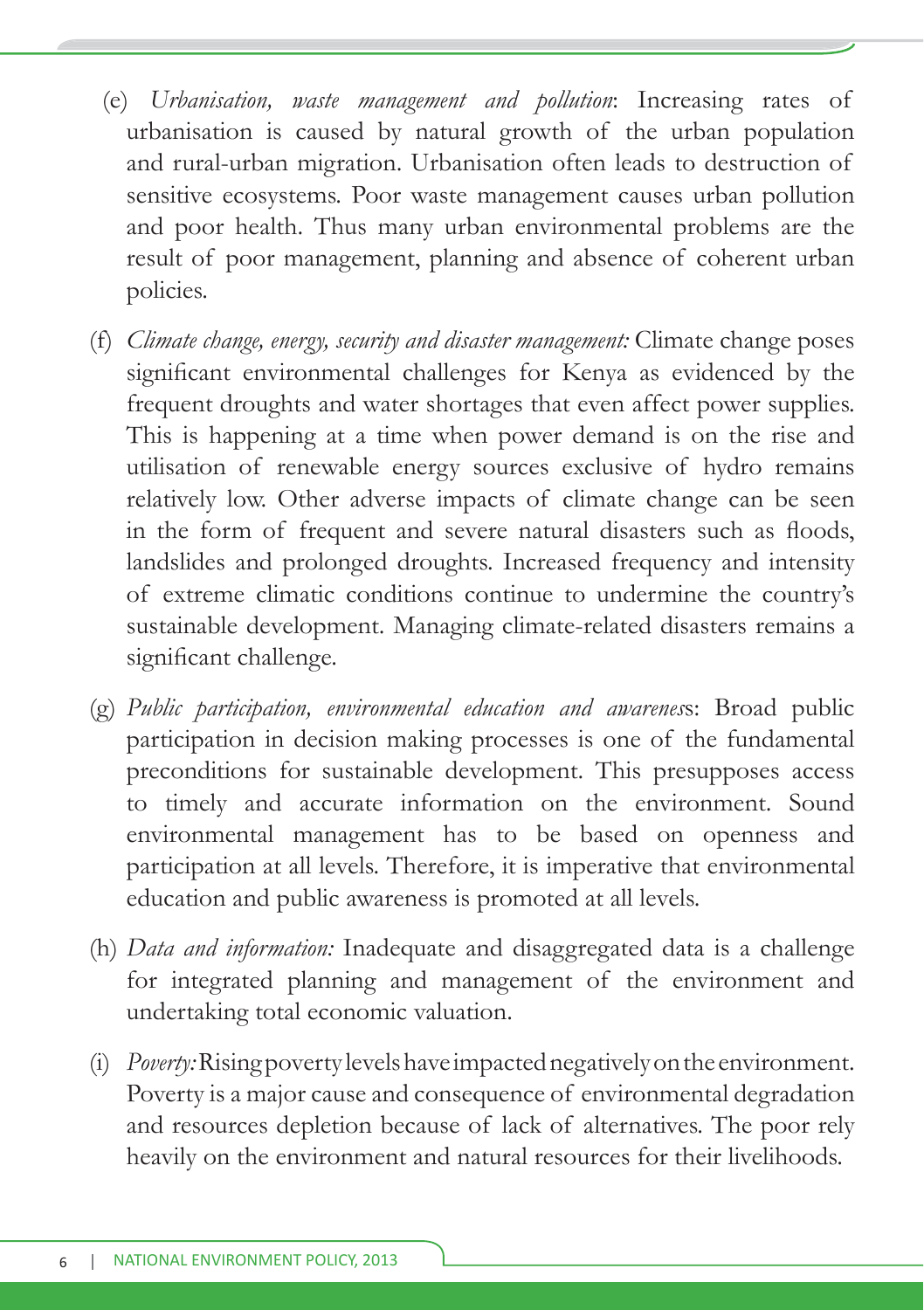(e) *Urbanisation, waste management and pollution*: Increasing rates of urbanisation is caused by natural growth of the urban population and rural-urban migration. Urbanisation often leads to destruction of sensitive ecosystems. Poor waste management causes urban pollution and poor health. Thus many urban environmental problems are the result of poor management, planning and absence of coherent urban policies.

(f) *Climate change, energy, security and disaster management:* Climate change poses significant environmental challenges for Kenya as evidenced by the frequent droughts and water shortages that even affect power supplies. This is happening at a time when power demand is on the rise and utilisation of renewable energy sources exclusive of hydro remains relatively low. Other adverse impacts of climate change can be seen in the form of frequent and severe natural disasters such as floods, landslides and prolonged droughts. Increased frequency and intensity of extreme climatic conditions continue to undermine the country's sustainable development. Managing climate-related disasters remains a significant challenge.

(g) *Public participation, environmental education and awareness*: Broad public participation in decision making processes is one of the fundamental preconditions for sustainable development. This presupposes access to timely and accurate information on the environment. Sound environmental management has to be based on openness and participation at all levels. Therefore, it is imperative that environmental education and public awareness is promoted at all levels.

(h) *Data and information:* Inadequate and disaggregated data is a challenge for integrated planning and management of the environment and undertaking total economic valuation.

(i) *Poverty:* Rising poverty levels have impacted negatively on the environment. Poverty is a major cause and consequence of environmental degradation and resources depletion because of lack of alternatives. The poor rely heavily on the environment and natural resources for their livelihoods.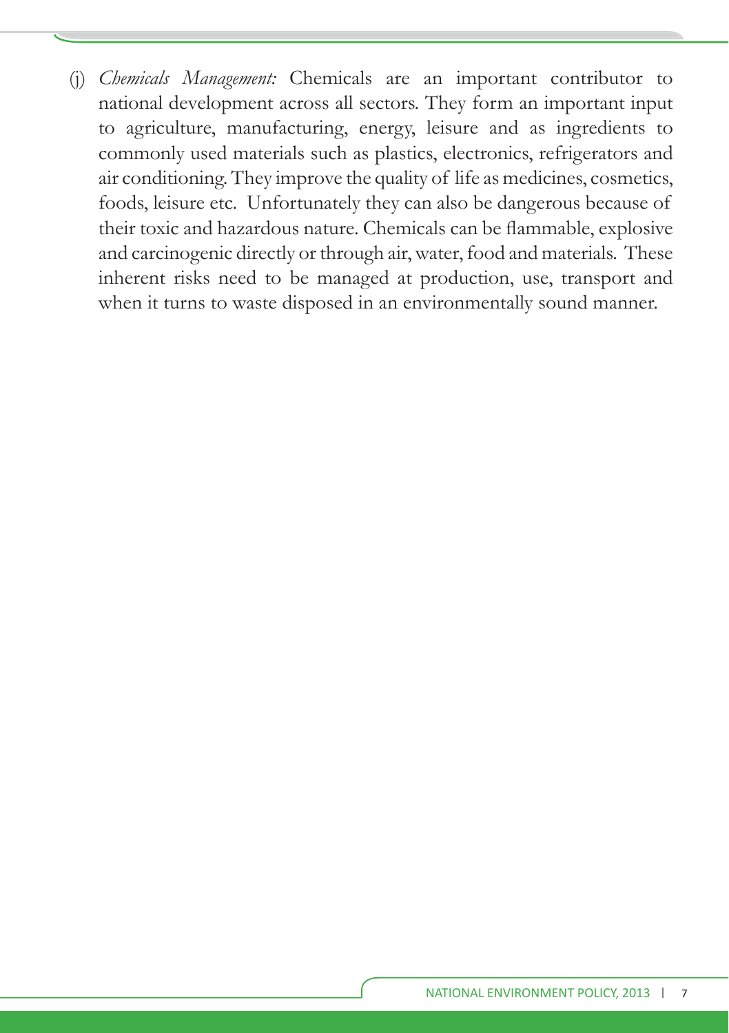(j) *Chemicals Management:* Chemicals are an important contributor to national development across all sectors. They form an important input to agriculture, manufacturing, energy, leisure and as ingredients to commonly used materials such as plastics, electronics, refrigerators and air conditioning. They improve the quality of life as medicines, cosmetics, foods, leisure etc. Unfortunately they can also be dangerous because of their toxic and hazardous nature. Chemicals can be flammable, explosive and carcinogenic directly or through air, water, food and materials. These inherent risks need to be managed at production, use, transport and when it turns to waste disposed in an environmentally sound manner.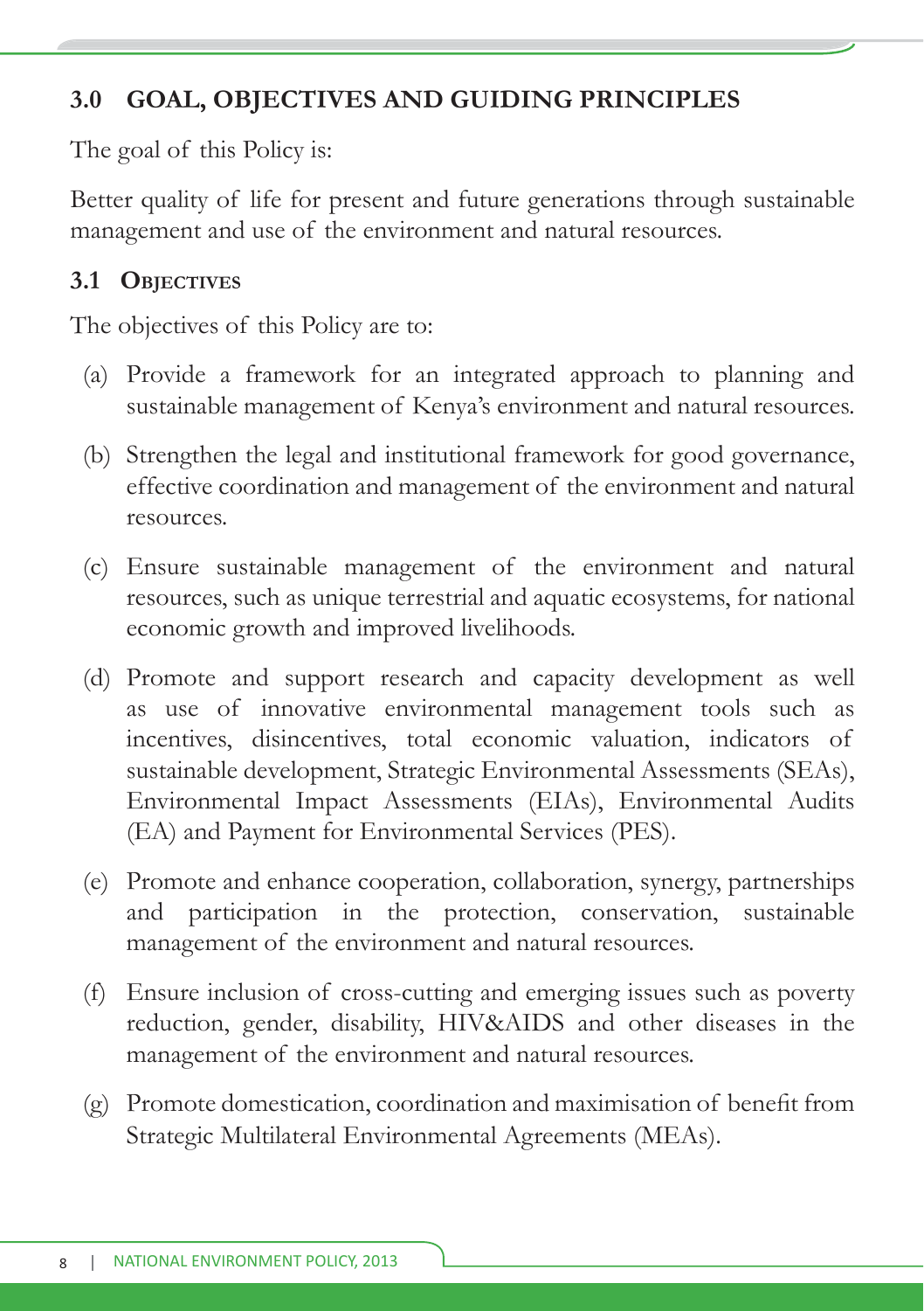## 3.0 GOAL, OBJECTIVES AND GUIDING PRINCIPLES

The goal of this Policy is:

Better quality of life for present and future generations through sustainable management and use of the environment and natural resources.

### 3.1 Objectives

The objectives of this Policy are to:

(a) Provide a framework for an integrated approach to planning and sustainable management of Kenya's environment and natural resources.

(b) Strengthen the legal and institutional framework for good governance, effective coordination and management of the environment and natural resources.

(c) Ensure sustainable management of the environment and natural resources, such as unique terrestrial and aquatic ecosystems, for national economic growth and improved livelihoods.

(d) Promote and support research and capacity development as well as use of innovative environmental management tools such as incentives, disincentives, total economic valuation, indicators of sustainable development, Strategic Environmental Assessments (SEAs), Environmental Impact Assessments (EIAs), Environmental Audits (EA) and Payment for Environmental Services (PES).

(e) Promote and enhance cooperation, collaboration, synergy, partnerships and participation in the protection, conservation, sustainable management of the environment and natural resources.

(f) Ensure inclusion of cross-cutting and emerging issues such as poverty reduction, gender, disability, HIV&AIDS and other diseases in the management of the environment and natural resources.

(g) Promote domestication, coordination and maximisation of benefit from Strategic Multilateral Environmental Agreements (MEAs).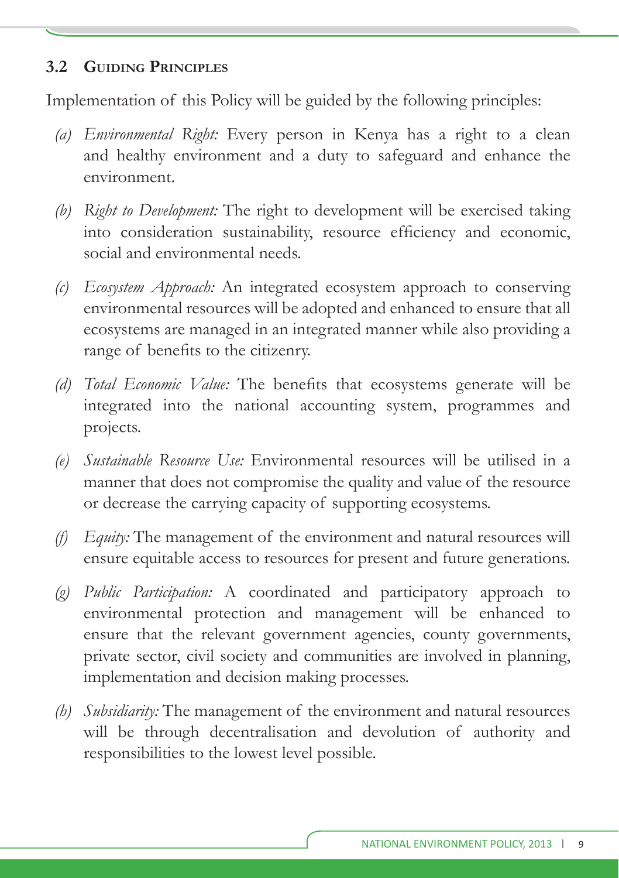### 3.2 Guiding Principles

Implementation of this Policy will be guided by the following principles:

(a) *Environmental Right:* Every person in Kenya has a right to a clean and healthy environment and a duty to safeguard and enhance the environment.

(b) *Right to Development:* The right to development will be exercised taking into consideration sustainability, resource efficiency and economic, social and environmental needs.

(c) *Ecosystem Approach:* An integrated ecosystem approach to conserving environmental resources will be adopted and enhanced to ensure that all ecosystems are managed in an integrated manner while also providing a range of benefits to the citizenry.

(d) *Total Economic Value:* The benefits that ecosystems generate will be integrated into the national accounting system, programmes and projects.

(e) *Sustainable Resource Use:* Environmental resources will be utilised in a manner that does not compromise the quality and value of the resource or decrease the carrying capacity of supporting ecosystems.

(f) *Equity:* The management of the environment and natural resources will ensure equitable access to resources for present and future generations.

(g) *Public Participation:* A coordinated and participatory approach to environmental protection and management will be enhanced to ensure that the relevant government agencies, county governments, private sector, civil society and communities are involved in planning, implementation and decision making processes.

(h) *Subsidiarity:* The management of the environment and natural resources will be through decentralisation and devolution of authority and responsibilities to the lowest level possible.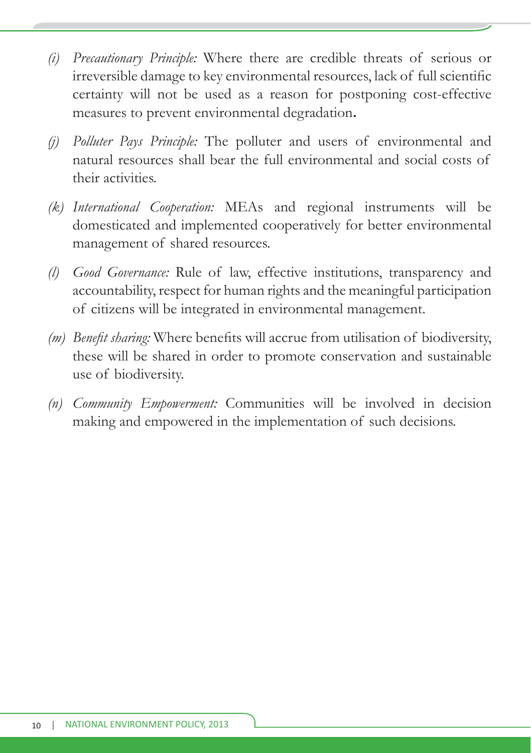(i) *Precautionary Principle:* Where there are credible threats of serious or irreversible damage to key environmental resources, lack of full scientific certainty will not be used as a reason for postponing cost-effective measures to prevent environmental degradation**.**

(j) *Polluter Pays Principle:* The polluter and users of environmental and natural resources shall bear the full environmental and social costs of their activities.

(k) *International Cooperation:* MEAs and regional instruments will be domesticated and implemented cooperatively for better environmental management of shared resources.

(l) *Good Governance:* Rule of law, effective institutions, transparency and accountability, respect for human rights and the meaningful participation of citizens will be integrated in environmental management.

(m) *Benefit sharing:* Where benefits will accrue from utilisation of biodiversity, these will be shared in order to promote conservation and sustainable use of biodiversity.

(n) *Community Empowerment:* Communities will be involved in decision making and empowered in the implementation of such decisions.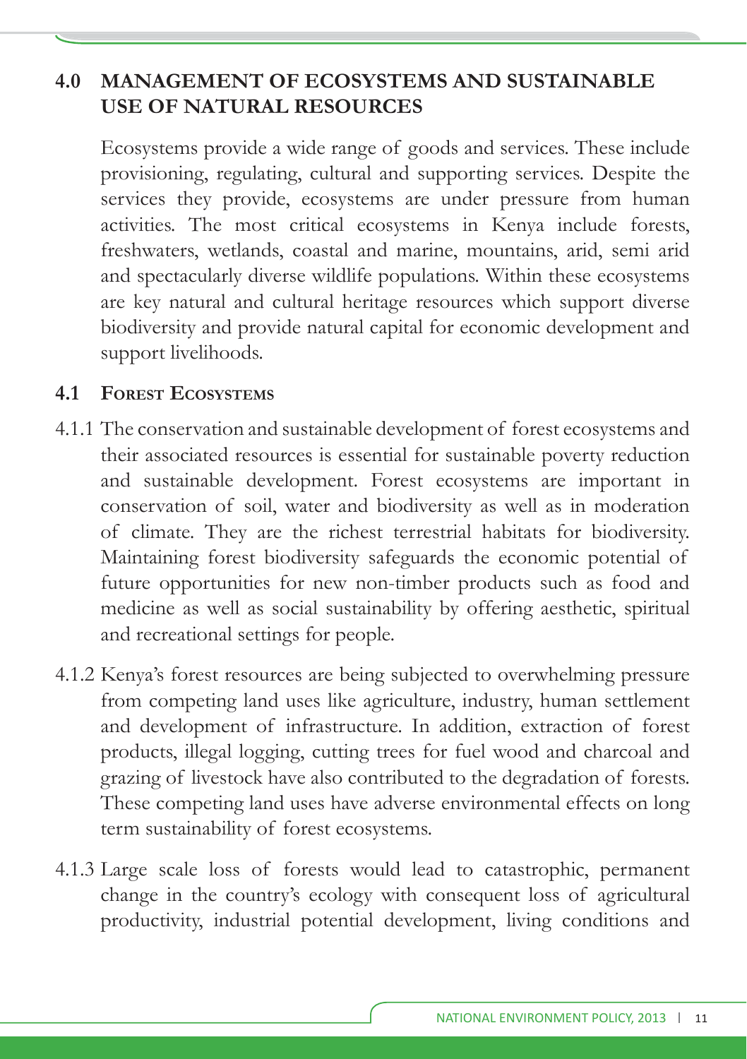# 4.0 MANAGEMENT OF ECOSYSTEMS AND SUSTAINABLE USE OF NATURAL RESOURCES

Ecosystems provide a wide range of goods and services. These include provisioning, regulating, cultural and supporting services. Despite the services they provide, ecosystems are under pressure from human activities. The most critical ecosystems in Kenya include forests, freshwaters, wetlands, coastal and marine, mountains, arid, semi arid and spectacularly diverse wildlife populations. Within these ecosystems are key natural and cultural heritage resources which support diverse biodiversity and provide natural capital for economic development and support livelihoods.

## 4.1 Forest Ecosystems

4.1.1 The conservation and sustainable development of forest ecosystems and their associated resources is essential for sustainable poverty reduction and sustainable development. Forest ecosystems are important in conservation of soil, water and biodiversity as well as in moderation of climate. They are the richest terrestrial habitats for biodiversity. Maintaining forest biodiversity safeguards the economic potential of future opportunities for new non-timber products such as food and medicine as well as social sustainability by offering aesthetic, spiritual and recreational settings for people.

4.1.2 Kenya's forest resources are being subjected to overwhelming pressure from competing land uses like agriculture, industry, human settlement and development of infrastructure. In addition, extraction of forest products, illegal logging, cutting trees for fuel wood and charcoal and grazing of livestock have also contributed to the degradation of forests. These competing land uses have adverse environmental effects on long term sustainability of forest ecosystems.

4.1.3 Large scale loss of forests would lead to catastrophic, permanent change in the country's ecology with consequent loss of agricultural productivity, industrial potential development, living conditions and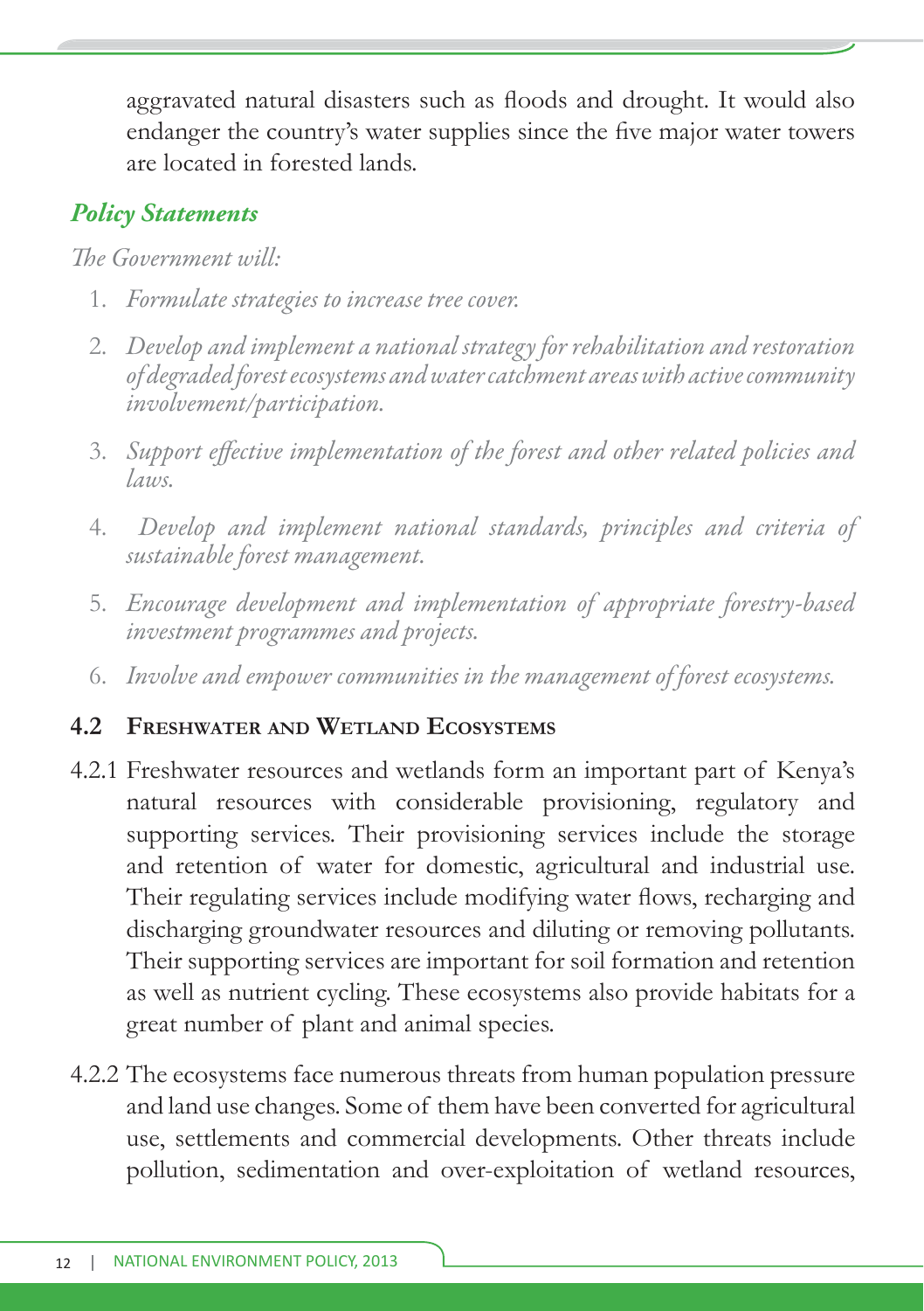aggravated natural disasters such as floods and drought. It would also endanger the country's water supplies since the five major water towers are located in forested lands.

### *Policy Statements*

*The Government will:*

1. *Formulate strategies to increase tree cover.*
2. *Develop and implement a national strategy for rehabilitation and restoration of degraded forest ecosystems and water catchment areas with active community involvement/participation.*
3. *Support effective implementation of the forest and other related policies and laws.*
4. *Develop and implement national standards, principles and criteria of sustainable forest management.*
5. *Encourage development and implementation of appropriate forestry-based investment programmes and projects.*
6. *Involve and empower communities in the management of forest ecosystems.*

## 4.2 Freshwater and Wetland Ecosystems

4.2.1 Freshwater resources and wetlands form an important part of Kenya's natural resources with considerable provisioning, regulatory and supporting services. Their provisioning services include the storage and retention of water for domestic, agricultural and industrial use. Their regulating services include modifying water flows, recharging and discharging groundwater resources and diluting or removing pollutants. Their supporting services are important for soil formation and retention as well as nutrient cycling. These ecosystems also provide habitats for a great number of plant and animal species.

4.2.2 The ecosystems face numerous threats from human population pressure and land use changes. Some of them have been converted for agricultural use, settlements and commercial developments. Other threats include pollution, sedimentation and over-exploitation of wetland resources,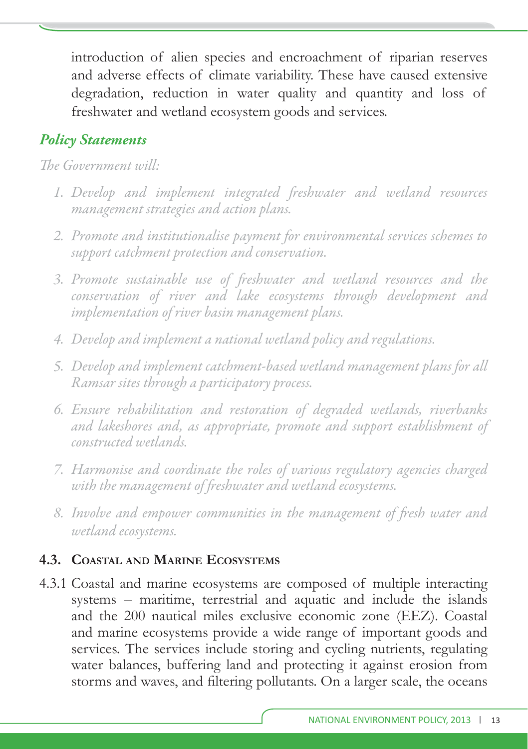introduction of alien species and encroachment of riparian reserves and adverse effects of climate variability. These have caused extensive degradation, reduction in water quality and quantity and loss of freshwater and wetland ecosystem goods and services.

### *Policy Statements*

*The Government will:*

1. *Develop and implement integrated freshwater and wetland resources management strategies and action plans.*
2. *Promote and institutionalise payment for environmental services schemes to support catchment protection and conservation.*
3. *Promote sustainable use of freshwater and wetland resources and the conservation of river and lake ecosystems through development and implementation of river basin management plans.*
4. *Develop and implement a national wetland policy and regulations.*
5. *Develop and implement catchment-based wetland management plans for all Ramsar sites through a participatory process.*
6. *Ensure rehabilitation and restoration of degraded wetlands, riverbanks and lakeshores and, as appropriate, promote and support establishment of constructed wetlands.*
7. *Harmonise and coordinate the roles of various regulatory agencies charged with the management of freshwater and wetland ecosystems.*
8. *Involve and empower communities in the management of fresh water and wetland ecosystems.*

## 4.3. Coastal and Marine Ecosystems

4.3.1 Coastal and marine ecosystems are composed of multiple interacting systems – maritime, terrestrial and aquatic and include the islands and the 200 nautical miles exclusive economic zone (EEZ). Coastal and marine ecosystems provide a wide range of important goods and services. The services include storing and cycling nutrients, regulating water balances, buffering land and protecting it against erosion from storms and waves, and filtering pollutants. On a larger scale, the oceans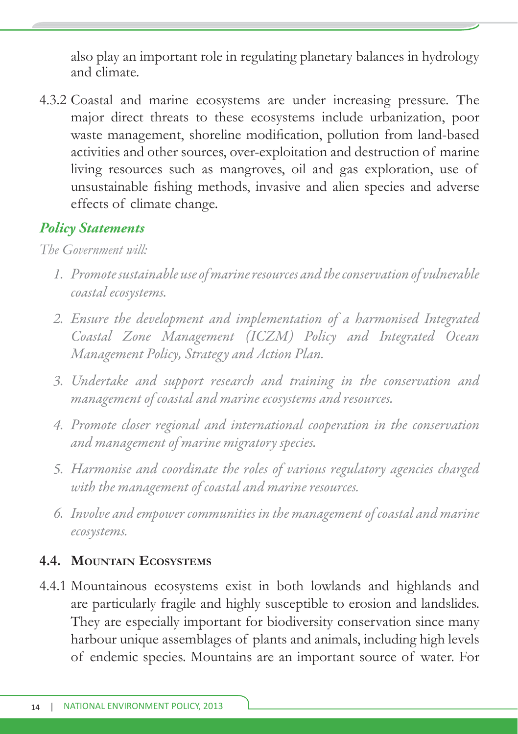also play an important role in regulating planetary balances in hydrology and climate.

4.3.2 Coastal and marine ecosystems are under increasing pressure. The major direct threats to these ecosystems include urbanization, poor waste management, shoreline modification, pollution from land-based activities and other sources, over-exploitation and destruction of marine living resources such as mangroves, oil and gas exploration, use of unsustainable fishing methods, invasive and alien species and adverse effects of climate change.

***Policy Statements***

*The Government will:*

1. *Promote sustainable use of marine resources and the conservation of vulnerable coastal ecosystems.*
2. *Ensure the development and implementation of a harmonised Integrated Coastal Zone Management (ICZM) Policy and Integrated Ocean Management Policy, Strategy and Action Plan.*
3. *Undertake and support research and training in the conservation and management of coastal and marine ecosystems and resources.*
4. *Promote closer regional and international cooperation in the conservation and management of marine migratory species.*
5. *Harmonise and coordinate the roles of various regulatory agencies charged with the management of coastal and marine resources.*
6. *Involve and empower communities in the management of coastal and marine ecosystems.*

### 4.4. Mountain Ecosystems

4.4.1 Mountainous ecosystems exist in both lowlands and highlands and are particularly fragile and highly susceptible to erosion and landslides. They are especially important for biodiversity conservation since many harbour unique assemblages of plants and animals, including high levels of endemic species. Mountains are an important source of water. For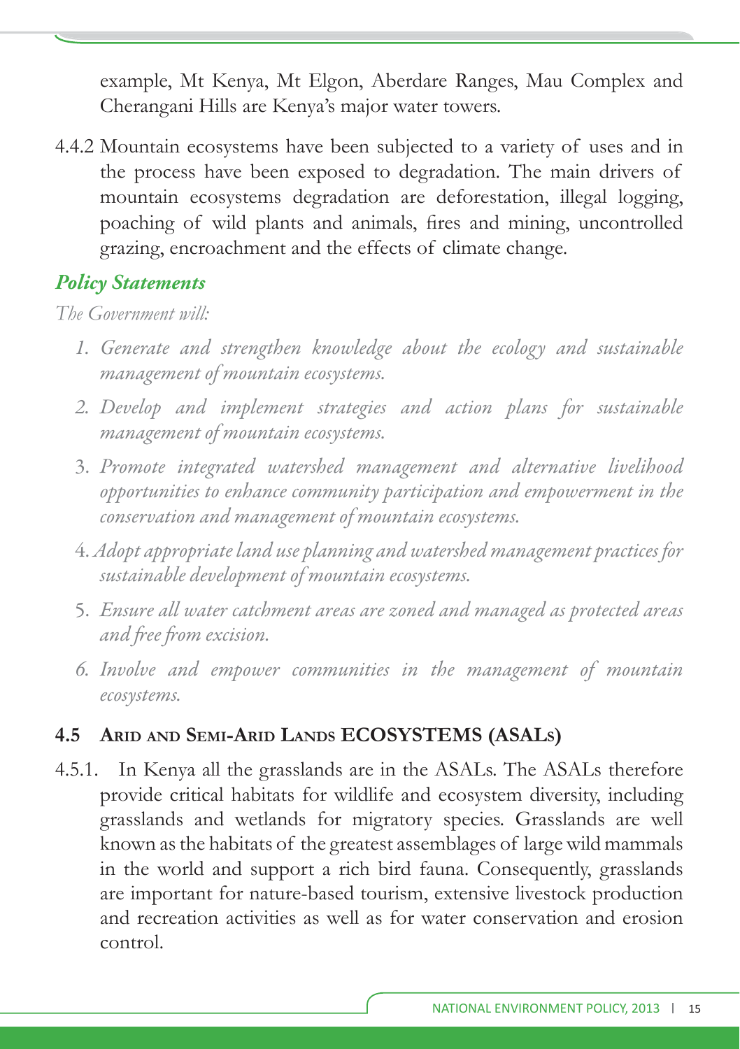example, Mt Kenya, Mt Elgon, Aberdare Ranges, Mau Complex and Cherangani Hills are Kenya's major water towers.

4.4.2 Mountain ecosystems have been subjected to a variety of uses and in the process have been exposed to degradation. The main drivers of mountain ecosystems degradation are deforestation, illegal logging, poaching of wild plants and animals, fires and mining, uncontrolled grazing, encroachment and the effects of climate change.

***Policy Statements***

*The Government will:*

1. *Generate and strengthen knowledge about the ecology and sustainable management of mountain ecosystems.*
2. *Develop and implement strategies and action plans for sustainable management of mountain ecosystems.*
3. *Promote integrated watershed management and alternative livelihood opportunities to enhance community participation and empowerment in the conservation and management of mountain ecosystems.*
4. *Adopt appropriate land use planning and watershed management practices for sustainable development of mountain ecosystems.*
5. *Ensure all water catchment areas are zoned and managed as protected areas and free from excision.*
6. *Involve and empower communities in the management of mountain ecosystems.*

## 4.5 Arid and Semi-Arid Lands ECOSYSTEMS (ASALs)

4.5.1. In Kenya all the grasslands are in the ASALs. The ASALs therefore provide critical habitats for wildlife and ecosystem diversity, including grasslands and wetlands for migratory species. Grasslands are well known as the habitats of the greatest assemblages of large wild mammals in the world and support a rich bird fauna. Consequently, grasslands are important for nature-based tourism, extensive livestock production and recreation activities as well as for water conservation and erosion control.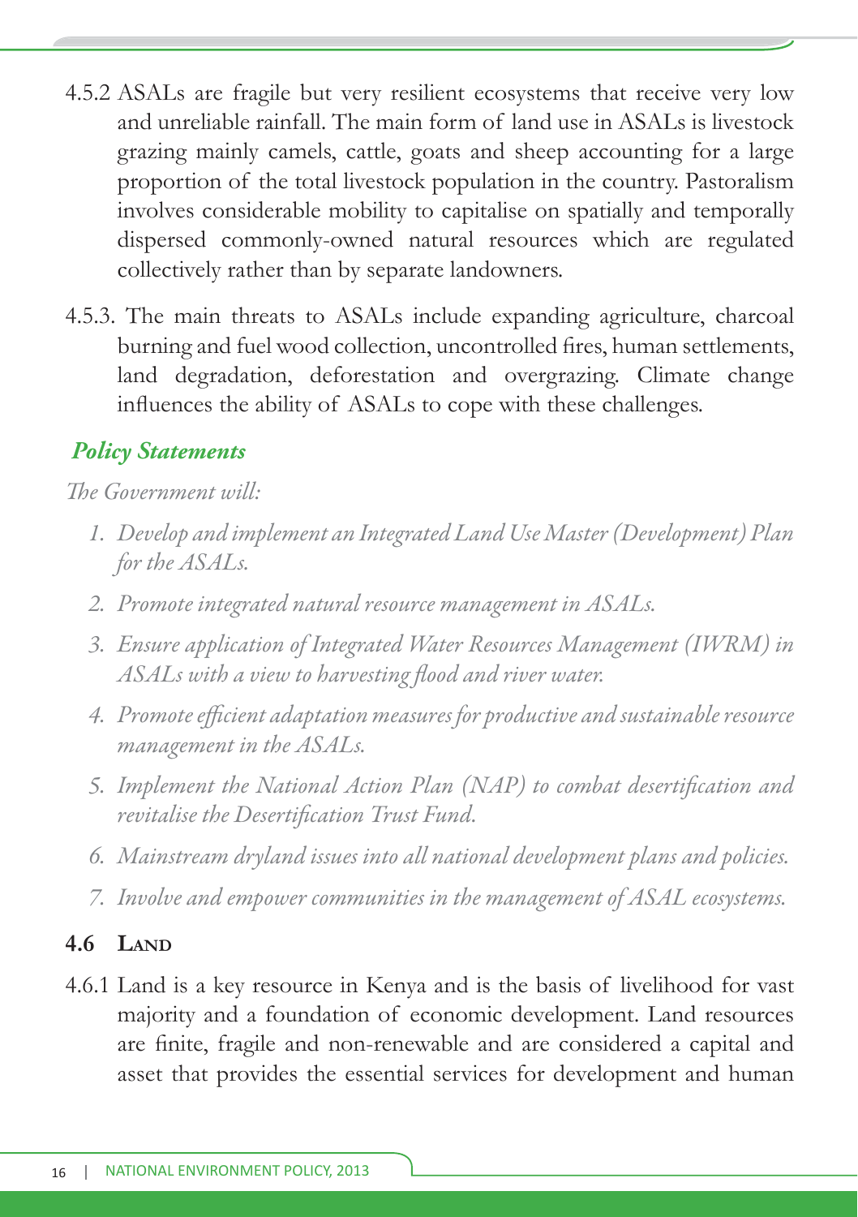4.5.2 ASALs are fragile but very resilient ecosystems that receive very low and unreliable rainfall. The main form of land use in ASALs is livestock grazing mainly camels, cattle, goats and sheep accounting for a large proportion of the total livestock population in the country. Pastoralism involves considerable mobility to capitalise on spatially and temporally dispersed commonly-owned natural resources which are regulated collectively rather than by separate landowners.

4.5.3. The main threats to ASALs include expanding agriculture, charcoal burning and fuel wood collection, uncontrolled fires, human settlements, land degradation, deforestation and overgrazing. Climate change influences the ability of ASALs to cope with these challenges.

***Policy Statements***

*The Government will:*

1. *Develop and implement an Integrated Land Use Master (Development) Plan for the ASALs.*
2. *Promote integrated natural resource management in ASALs.*
3. *Ensure application of Integrated Water Resources Management (IWRM) in ASALs with a view to harvesting flood and river water.*
4. *Promote efficient adaptation measures for productive and sustainable resource management in the ASALs.*
5. *Implement the National Action Plan (NAP) to combat desertification and revitalise the Desertification Trust Fund.*
6. *Mainstream dryland issues into all national development plans and policies.*
7. *Involve and empower communities in the management of ASAL ecosystems.*

## 4.6 Land

4.6.1 Land is a key resource in Kenya and is the basis of livelihood for vast majority and a foundation of economic development. Land resources are finite, fragile and non-renewable and are considered a capital and asset that provides the essential services for development and human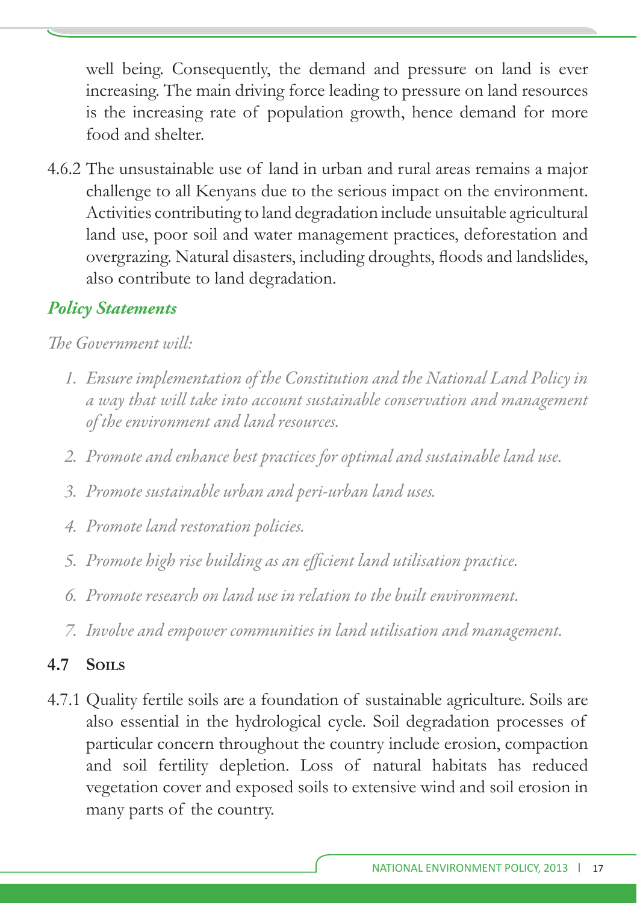well being. Consequently, the demand and pressure on land is ever increasing. The main driving force leading to pressure on land resources is the increasing rate of population growth, hence demand for more food and shelter.

4.6.2 The unsustainable use of land in urban and rural areas remains a major challenge to all Kenyans due to the serious impact on the environment. Activities contributing to land degradation include unsuitable agricultural land use, poor soil and water management practices, deforestation and overgrazing. Natural disasters, including droughts, floods and landslides, also contribute to land degradation.

### *Policy Statements*

*The Government will:*

1. *Ensure implementation of the Constitution and the National Land Policy in a way that will take into account sustainable conservation and management of the environment and land resources.*
2. *Promote and enhance best practices for optimal and sustainable land use.*
3. *Promote sustainable urban and peri-urban land uses.*
4. *Promote land restoration policies.*
5. *Promote high rise building as an efficient land utilisation practice.*
6. *Promote research on land use in relation to the built environment.*
7. *Involve and empower communities in land utilisation and management.*

## 4.7 Soils

4.7.1 Quality fertile soils are a foundation of sustainable agriculture. Soils are also essential in the hydrological cycle. Soil degradation processes of particular concern throughout the country include erosion, compaction and soil fertility depletion. Loss of natural habitats has reduced vegetation cover and exposed soils to extensive wind and soil erosion in many parts of the country.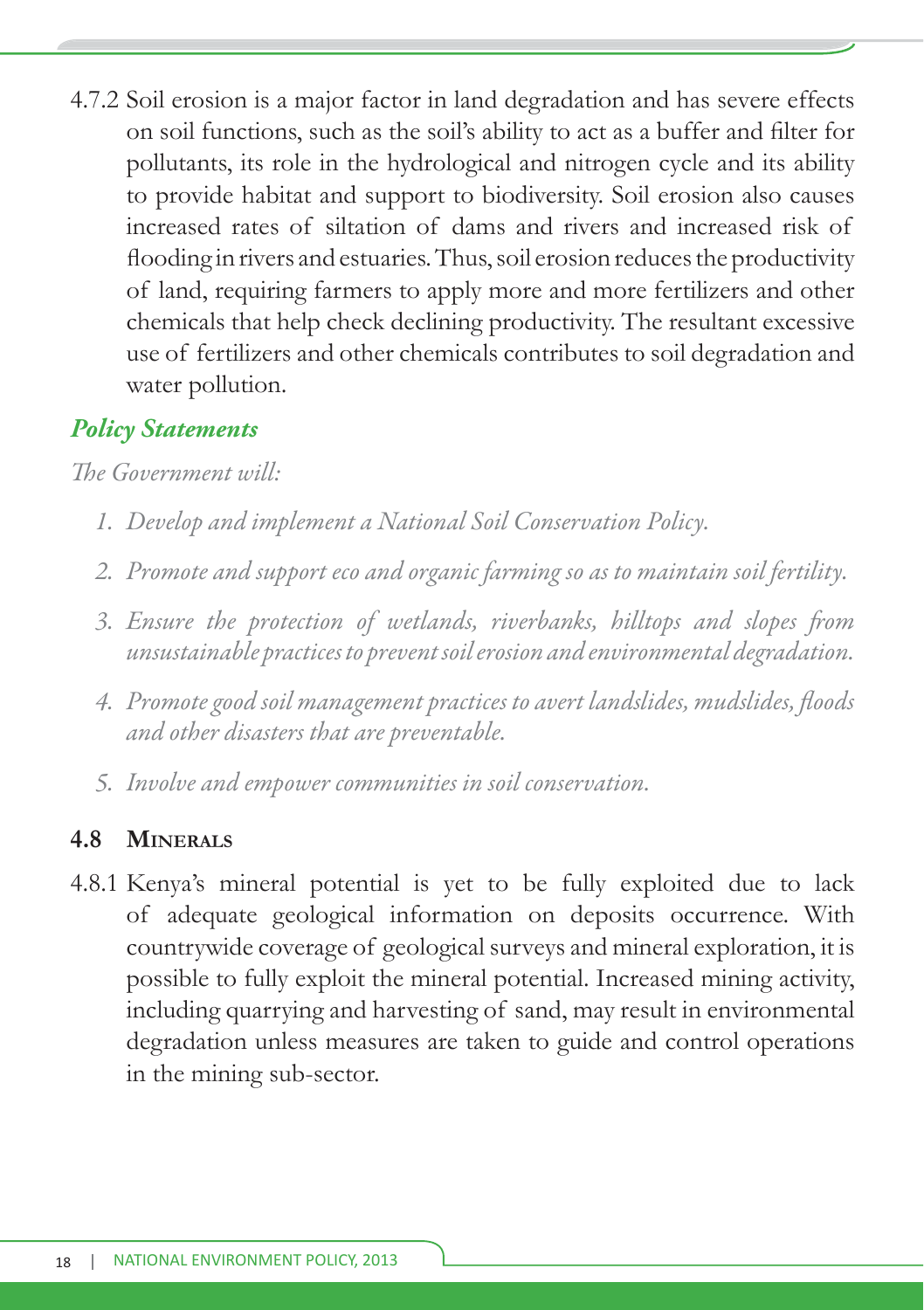4.7.2 Soil erosion is a major factor in land degradation and has severe effects on soil functions, such as the soil's ability to act as a buffer and filter for pollutants, its role in the hydrological and nitrogen cycle and its ability to provide habitat and support to biodiversity. Soil erosion also causes increased rates of siltation of dams and rivers and increased risk of flooding in rivers and estuaries. Thus, soil erosion reduces the productivity of land, requiring farmers to apply more and more fertilizers and other chemicals that help check declining productivity. The resultant excessive use of fertilizers and other chemicals contributes to soil degradation and water pollution.

***Policy Statements***

*The Government will:*

1. *Develop and implement a National Soil Conservation Policy.*
2. *Promote and support eco and organic farming so as to maintain soil fertility.*
3. *Ensure the protection of wetlands, riverbanks, hilltops and slopes from unsustainable practices to prevent soil erosion and environmental degradation.*
4. *Promote good soil management practices to avert landslides, mudslides, floods and other disasters that are preventable.*
5. *Involve and empower communities in soil conservation.*

## 4.8 Minerals

4.8.1 Kenya's mineral potential is yet to be fully exploited due to lack of adequate geological information on deposits occurrence. With countrywide coverage of geological surveys and mineral exploration, it is possible to fully exploit the mineral potential. Increased mining activity, including quarrying and harvesting of sand, may result in environmental degradation unless measures are taken to guide and control operations in the mining sub-sector.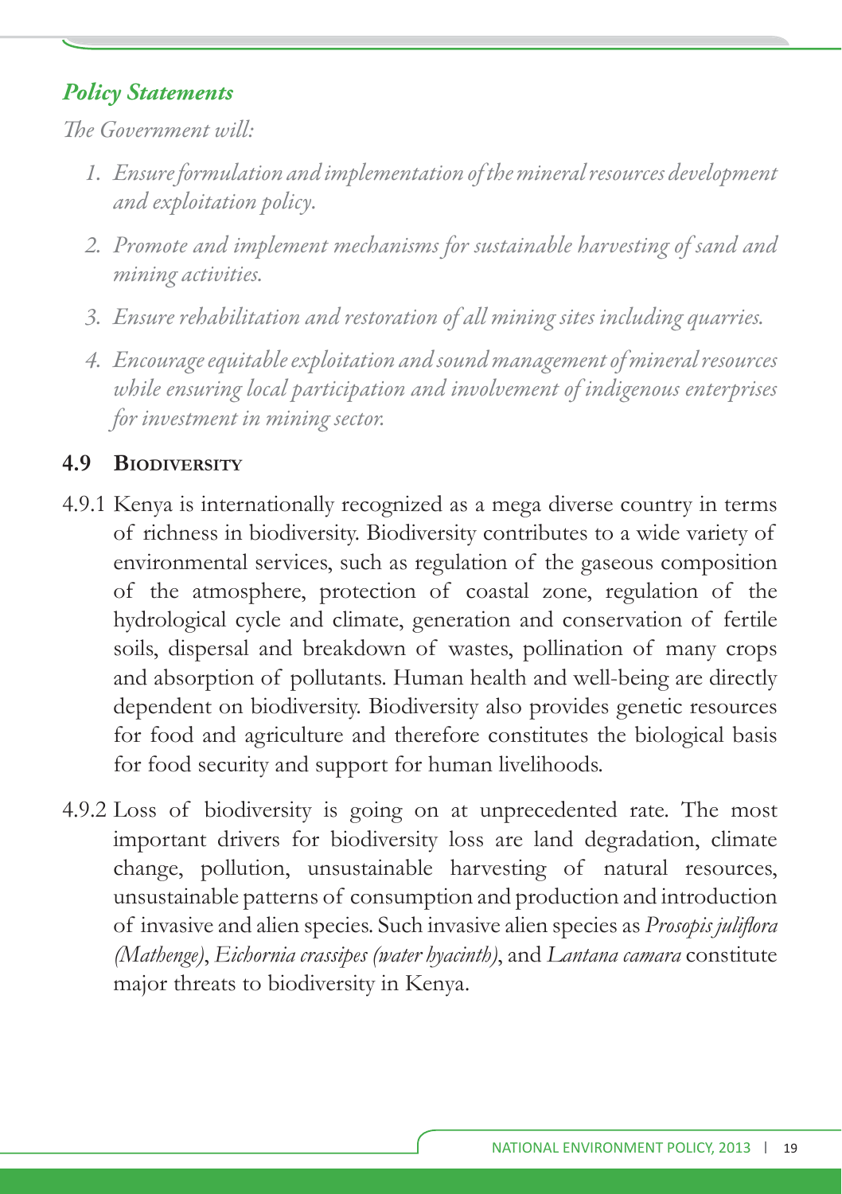### *Policy Statements*

*The Government will:*

1. *Ensure formulation and implementation of the mineral resources development and exploitation policy.*
2. *Promote and implement mechanisms for sustainable harvesting of sand and mining activities.*
3. *Ensure rehabilitation and restoration of all mining sites including quarries.*
4. *Encourage equitable exploitation and sound management of mineral resources while ensuring local participation and involvement of indigenous enterprises for investment in mining sector.*

## 4.9 Biodiversity

4.9.1 Kenya is internationally recognized as a mega diverse country in terms of richness in biodiversity. Biodiversity contributes to a wide variety of environmental services, such as regulation of the gaseous composition of the atmosphere, protection of coastal zone, regulation of the hydrological cycle and climate, generation and conservation of fertile soils, dispersal and breakdown of wastes, pollination of many crops and absorption of pollutants. Human health and well-being are directly dependent on biodiversity. Biodiversity also provides genetic resources for food and agriculture and therefore constitutes the biological basis for food security and support for human livelihoods.

4.9.2 Loss of biodiversity is going on at unprecedented rate. The most important drivers for biodiversity loss are land degradation, climate change, pollution, unsustainable harvesting of natural resources, unsustainable patterns of consumption and production and introduction of invasive and alien species. Such invasive alien species as *Prosopis juliflora (Mathenge)*, *Eichornia crassipes (water hyacinth)*, and *Lantana camara* constitute major threats to biodiversity in Kenya.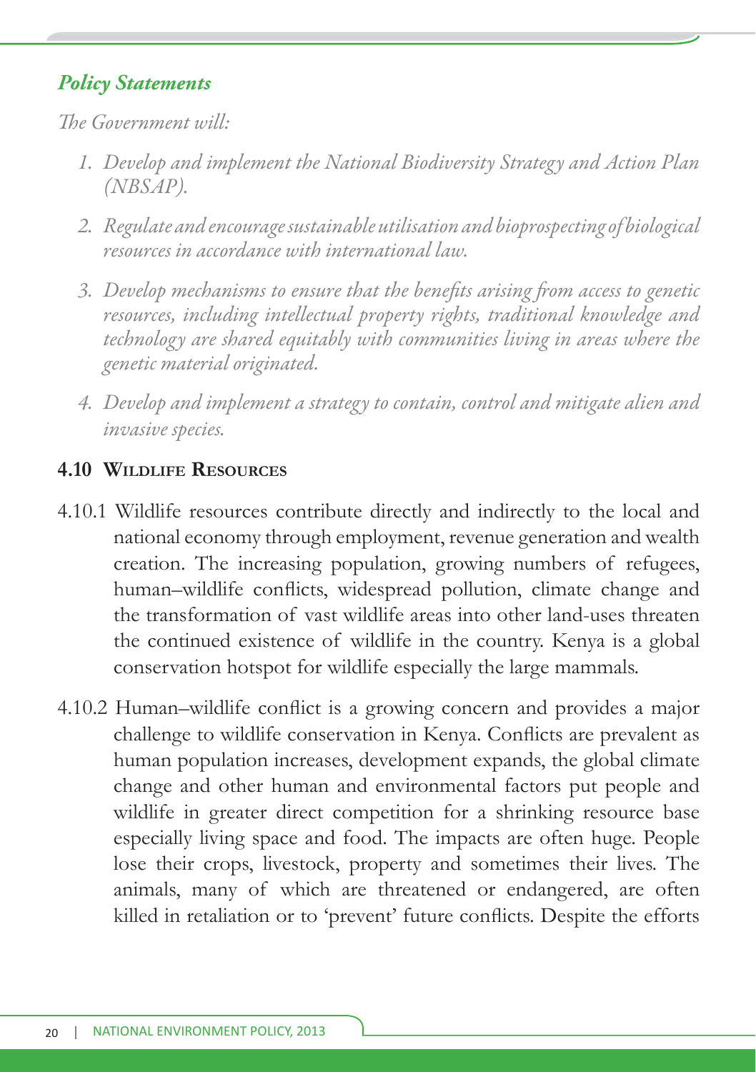### *Policy Statements*

*The Government will:*

1. *Develop and implement the National Biodiversity Strategy and Action Plan (NBSAP).*
2. *Regulate and encourage sustainable utilisation and bioprospecting of biological resources in accordance with international law.*
3. *Develop mechanisms to ensure that the benefits arising from access to genetic resources, including intellectual property rights, traditional knowledge and technology are shared equitably with communities living in areas where the genetic material originated.*
4. *Develop and implement a strategy to contain, control and mitigate alien and invasive species.*

## 4.10 Wildlife Resources

4.10.1 Wildlife resources contribute directly and indirectly to the local and national economy through employment, revenue generation and wealth creation. The increasing population, growing numbers of refugees, human–wildlife conflicts, widespread pollution, climate change and the transformation of vast wildlife areas into other land-uses threaten the continued existence of wildlife in the country. Kenya is a global conservation hotspot for wildlife especially the large mammals.

4.10.2 Human–wildlife conflict is a growing concern and provides a major challenge to wildlife conservation in Kenya. Conflicts are prevalent as human population increases, development expands, the global climate change and other human and environmental factors put people and wildlife in greater direct competition for a shrinking resource base especially living space and food. The impacts are often huge. People lose their crops, livestock, property and sometimes their lives. The animals, many of which are threatened or endangered, are often killed in retaliation or to 'prevent' future conflicts. Despite the efforts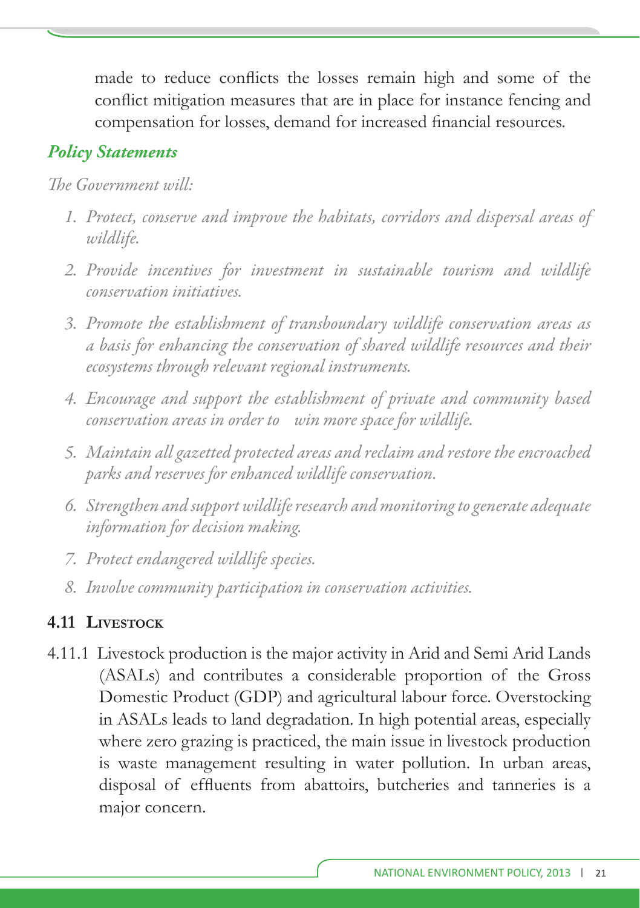made to reduce conflicts the losses remain high and some of the conflict mitigation measures that are in place for instance fencing and compensation for losses, demand for increased financial resources.

### *Policy Statements*

*The Government will:*

1. *Protect, conserve and improve the habitats, corridors and dispersal areas of wildlife.*
2. *Provide incentives for investment in sustainable tourism and wildlife conservation initiatives.*
3. *Promote the establishment of transboundary wildlife conservation areas as a basis for enhancing the conservation of shared wildlife resources and their ecosystems through relevant regional instruments.*
4. *Encourage and support the establishment of private and community based conservation areas in order to win more space for wildlife.*
5. *Maintain all gazetted protected areas and reclaim and restore the encroached parks and reserves for enhanced wildlife conservation.*
6. *Strengthen and support wildlife research and monitoring to generate adequate information for decision making.*
7. *Protect endangered wildlife species.*
8. *Involve community participation in conservation activities.*

## 4.11 Livestock

4.11.1 Livestock production is the major activity in Arid and Semi Arid Lands (ASALs) and contributes a considerable proportion of the Gross Domestic Product (GDP) and agricultural labour force. Overstocking in ASALs leads to land degradation. In high potential areas, especially where zero grazing is practiced, the main issue in livestock production is waste management resulting in water pollution. In urban areas, disposal of effluents from abattoirs, butcheries and tanneries is a major concern.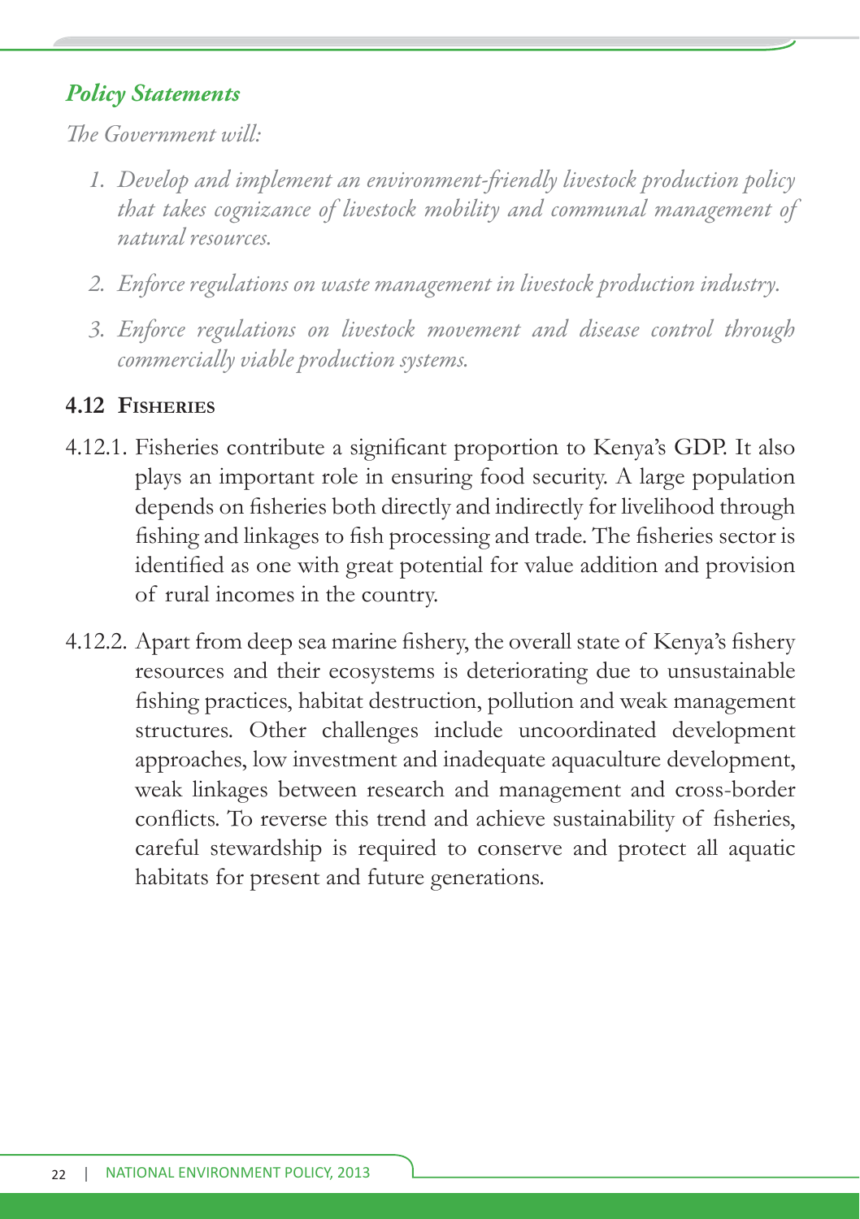### *Policy Statements*

*The Government will:*

1. *Develop and implement an environment-friendly livestock production policy that takes cognizance of livestock mobility and communal management of natural resources.*
2. *Enforce regulations on waste management in livestock production industry.*
3. *Enforce regulations on livestock movement and disease control through commercially viable production systems.*

## 4.12 Fisheries

4.12.1. Fisheries contribute a significant proportion to Kenya's GDP. It also plays an important role in ensuring food security. A large population depends on fisheries both directly and indirectly for livelihood through fishing and linkages to fish processing and trade. The fisheries sector is identified as one with great potential for value addition and provision of rural incomes in the country.

4.12.2. Apart from deep sea marine fishery, the overall state of Kenya's fishery resources and their ecosystems is deteriorating due to unsustainable fishing practices, habitat destruction, pollution and weak management structures. Other challenges include uncoordinated development approaches, low investment and inadequate aquaculture development, weak linkages between research and management and cross-border conflicts. To reverse this trend and achieve sustainability of fisheries, careful stewardship is required to conserve and protect all aquatic habitats for present and future generations.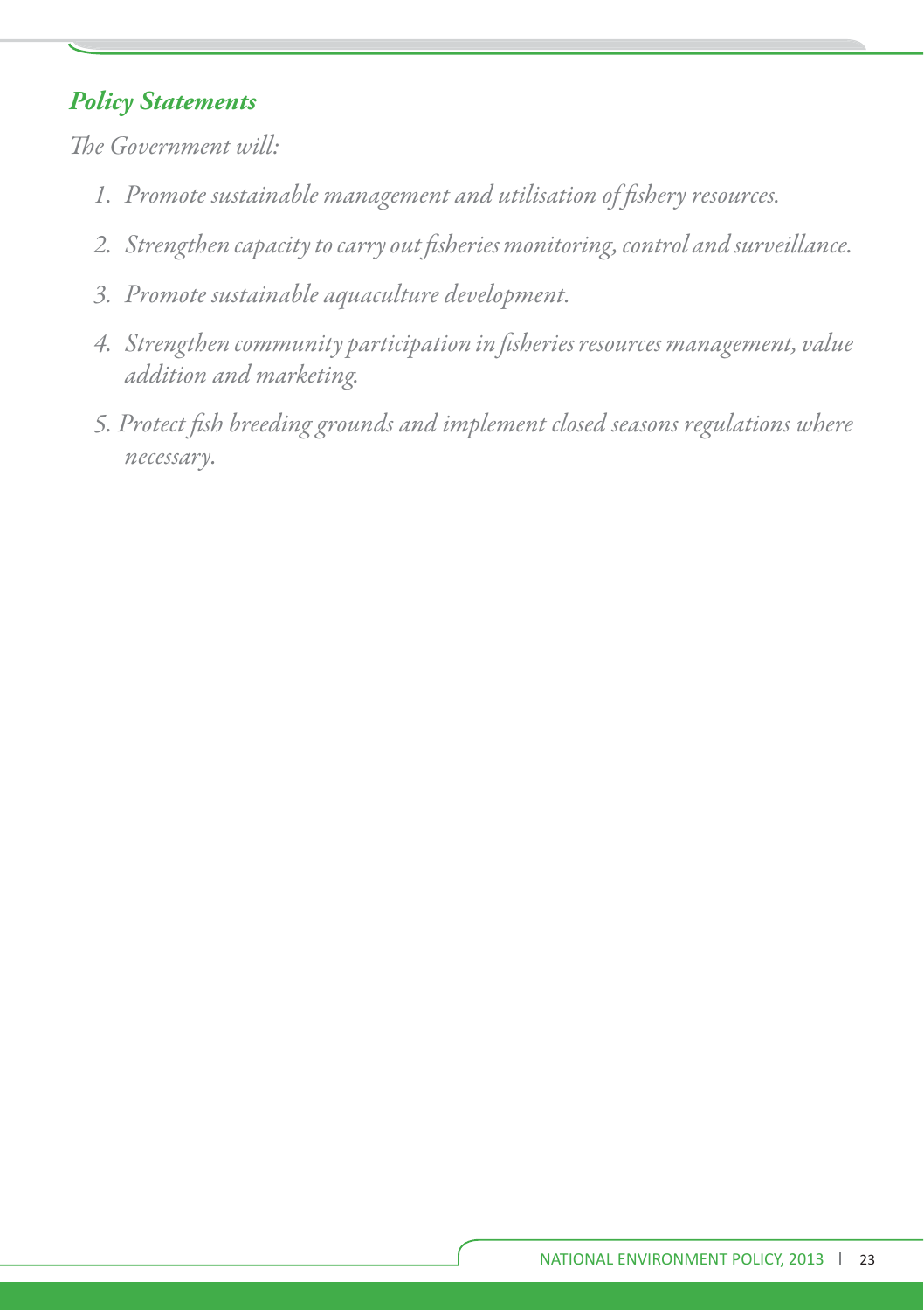### *Policy Statements*

*The Government will:*

1. *Promote sustainable management and utilisation of fishery resources.*
2. *Strengthen capacity to carry out fisheries monitoring, control and surveillance.*
3. *Promote sustainable aquaculture development.*
4. *Strengthen community participation in fisheries resources management, value addition and marketing.*
5. *Protect fish breeding grounds and implement closed seasons regulations where necessary.*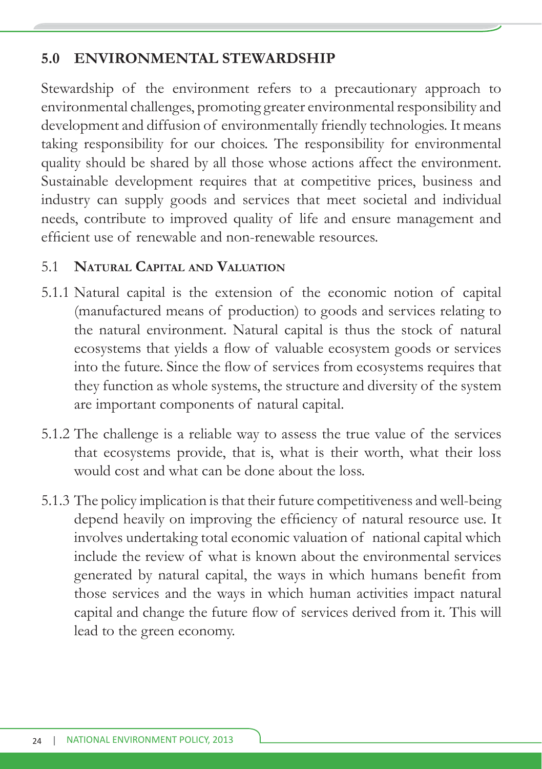## 5.0 ENVIRONMENTAL STEWARDSHIP

Stewardship of the environment refers to a precautionary approach to environmental challenges, promoting greater environmental responsibility and development and diffusion of environmentally friendly technologies. It means taking responsibility for our choices. The responsibility for environmental quality should be shared by all those whose actions affect the environment. Sustainable development requires that at competitive prices, business and industry can supply goods and services that meet societal and individual needs, contribute to improved quality of life and ensure management and efficient use of renewable and non-renewable resources.

### 5.1 Natural Capital and Valuation

5.1.1 Natural capital is the extension of the economic notion of capital (manufactured means of production) to goods and services relating to the natural environment. Natural capital is thus the stock of natural ecosystems that yields a flow of valuable ecosystem goods or services into the future. Since the flow of services from ecosystems requires that they function as whole systems, the structure and diversity of the system are important components of natural capital.

5.1.2 The challenge is a reliable way to assess the true value of the services that ecosystems provide, that is, what is their worth, what their loss would cost and what can be done about the loss.

5.1.3 The policy implication is that their future competitiveness and well-being depend heavily on improving the efficiency of natural resource use. It involves undertaking total economic valuation of national capital which include the review of what is known about the environmental services generated by natural capital, the ways in which humans benefit from those services and the ways in which human activities impact natural capital and change the future flow of services derived from it. This will lead to the green economy.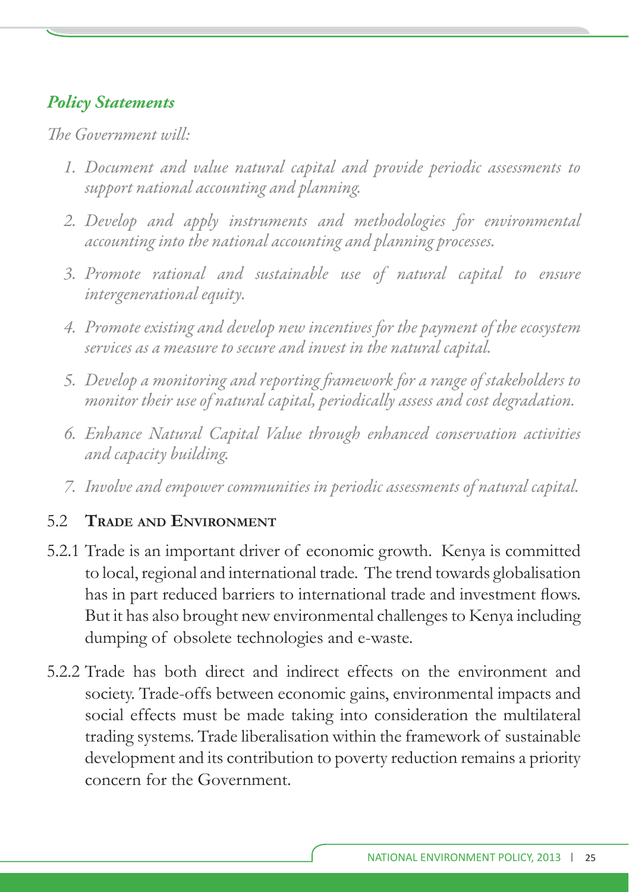### *Policy Statements*

*The Government will:*

1. *Document and value natural capital and provide periodic assessments to support national accounting and planning.*
2. *Develop and apply instruments and methodologies for environmental accounting into the national accounting and planning processes.*
3. *Promote rational and sustainable use of natural capital to ensure intergenerational equity.*
4. *Promote existing and develop new incentives for the payment of the ecosystem services as a measure to secure and invest in the natural capital.*
5. *Develop a monitoring and reporting framework for a range of stakeholders to monitor their use of natural capital, periodically assess and cost degradation.*
6. *Enhance Natural Capital Value through enhanced conservation activities and capacity building.*
7. *Involve and empower communities in periodic assessments of natural capital.*

## 5.2 Trade and Environment

5.2.1 Trade is an important driver of economic growth. Kenya is committed to local, regional and international trade. The trend towards globalisation has in part reduced barriers to international trade and investment flows. But it has also brought new environmental challenges to Kenya including dumping of obsolete technologies and e-waste.

5.2.2 Trade has both direct and indirect effects on the environment and society. Trade-offs between economic gains, environmental impacts and social effects must be made taking into consideration the multilateral trading systems. Trade liberalisation within the framework of sustainable development and its contribution to poverty reduction remains a priority concern for the Government.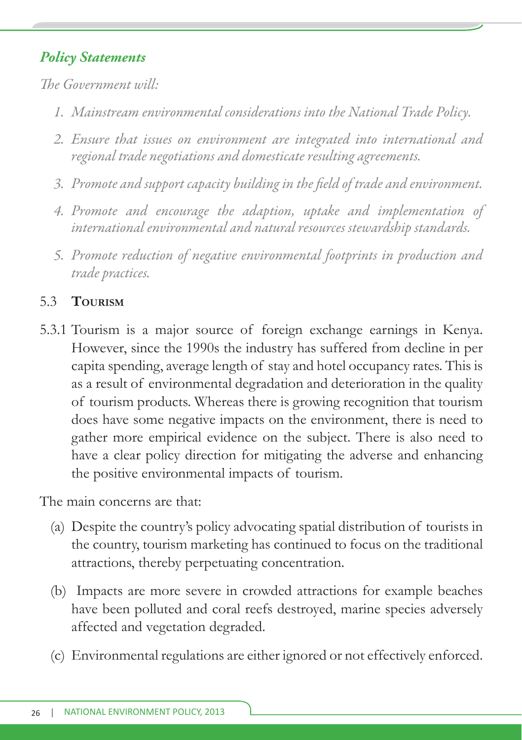### *Policy Statements*

*The Government will:*

1. *Mainstream environmental considerations into the National Trade Policy.*
2. *Ensure that issues on environment are integrated into international and regional trade negotiations and domesticate resulting agreements.*
3. *Promote and support capacity building in the field of trade and environment.*
4. *Promote and encourage the adaption, uptake and implementation of international environmental and natural resources stewardship standards.*
5. *Promote reduction of negative environmental footprints in production and trade practices.*

## 5.3 TOURISM

5.3.1 Tourism is a major source of foreign exchange earnings in Kenya. However, since the 1990s the industry has suffered from decline in per capita spending, average length of stay and hotel occupancy rates. This is as a result of environmental degradation and deterioration in the quality of tourism products. Whereas there is growing recognition that tourism does have some negative impacts on the environment, there is need to gather more empirical evidence on the subject. There is also need to have a clear policy direction for mitigating the adverse and enhancing the positive environmental impacts of tourism.

The main concerns are that:

(a) Despite the country's policy advocating spatial distribution of tourists in the country, tourism marketing has continued to focus on the traditional attractions, thereby perpetuating concentration.

(b) Impacts are more severe in crowded attractions for example beaches have been polluted and coral reefs destroyed, marine species adversely affected and vegetation degraded.

(c) Environmental regulations are either ignored or not effectively enforced.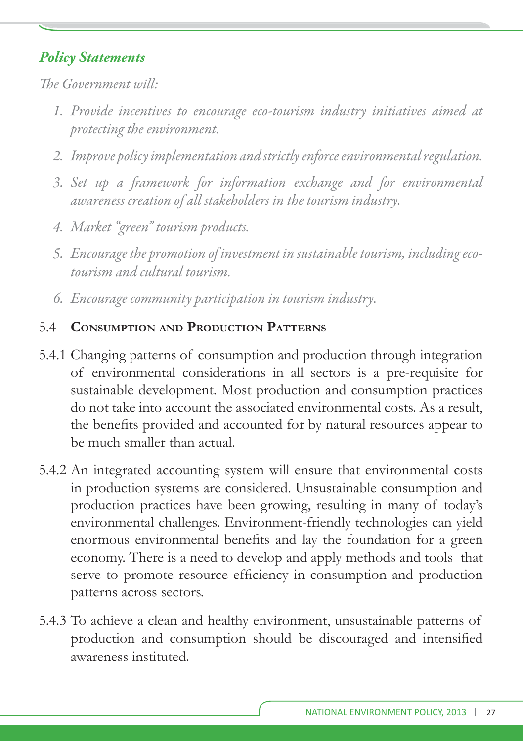### *Policy Statements*

*The Government will:*

1. *Provide incentives to encourage eco-tourism industry initiatives aimed at protecting the environment.*
2. *Improve policy implementation and strictly enforce environmental regulation.*
3. *Set up a framework for information exchange and for environmental awareness creation of all stakeholders in the tourism industry.*
4. *Market "green" tourism products.*
5. *Encourage the promotion of investment in sustainable tourism, including eco-tourism and cultural tourism.*
6. *Encourage community participation in tourism industry.*

## 5.4 Consumption and Production Patterns

5.4.1 Changing patterns of consumption and production through integration of environmental considerations in all sectors is a pre-requisite for sustainable development. Most production and consumption practices do not take into account the associated environmental costs. As a result, the benefits provided and accounted for by natural resources appear to be much smaller than actual.

5.4.2 An integrated accounting system will ensure that environmental costs in production systems are considered. Unsustainable consumption and production practices have been growing, resulting in many of today's environmental challenges. Environment-friendly technologies can yield enormous environmental benefits and lay the foundation for a green economy. There is a need to develop and apply methods and tools that serve to promote resource efficiency in consumption and production patterns across sectors.

5.4.3 To achieve a clean and healthy environment, unsustainable patterns of production and consumption should be discouraged and intensified awareness instituted.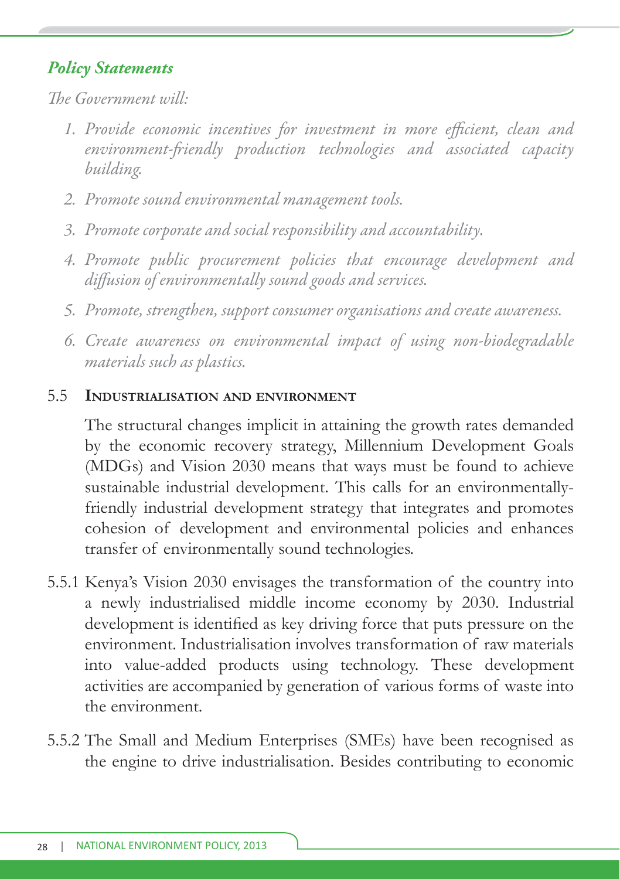### *Policy Statements*

*The Government will:*

1. *Provide economic incentives for investment in more efficient, clean and environment-friendly production technologies and associated capacity building.*
2. *Promote sound environmental management tools.*
3. *Promote corporate and social responsibility and accountability.*
4. *Promote public procurement policies that encourage development and diffusion of environmentally sound goods and services.*
5. *Promote, strengthen, support consumer organisations and create awareness.*
6. *Create awareness on environmental impact of using non-biodegradable materials such as plastics.*

## 5.5 Industrialisation and environment

The structural changes implicit in attaining the growth rates demanded by the economic recovery strategy, Millennium Development Goals (MDGs) and Vision 2030 means that ways must be found to achieve sustainable industrial development. This calls for an environmentally-friendly industrial development strategy that integrates and promotes cohesion of development and environmental policies and enhances transfer of environmentally sound technologies.

5.5.1 Kenya's Vision 2030 envisages the transformation of the country into a newly industrialised middle income economy by 2030. Industrial development is identified as key driving force that puts pressure on the environment. Industrialisation involves transformation of raw materials into value-added products using technology. These development activities are accompanied by generation of various forms of waste into the environment.

5.5.2 The Small and Medium Enterprises (SMEs) have been recognised as the engine to drive industrialisation. Besides contributing to economic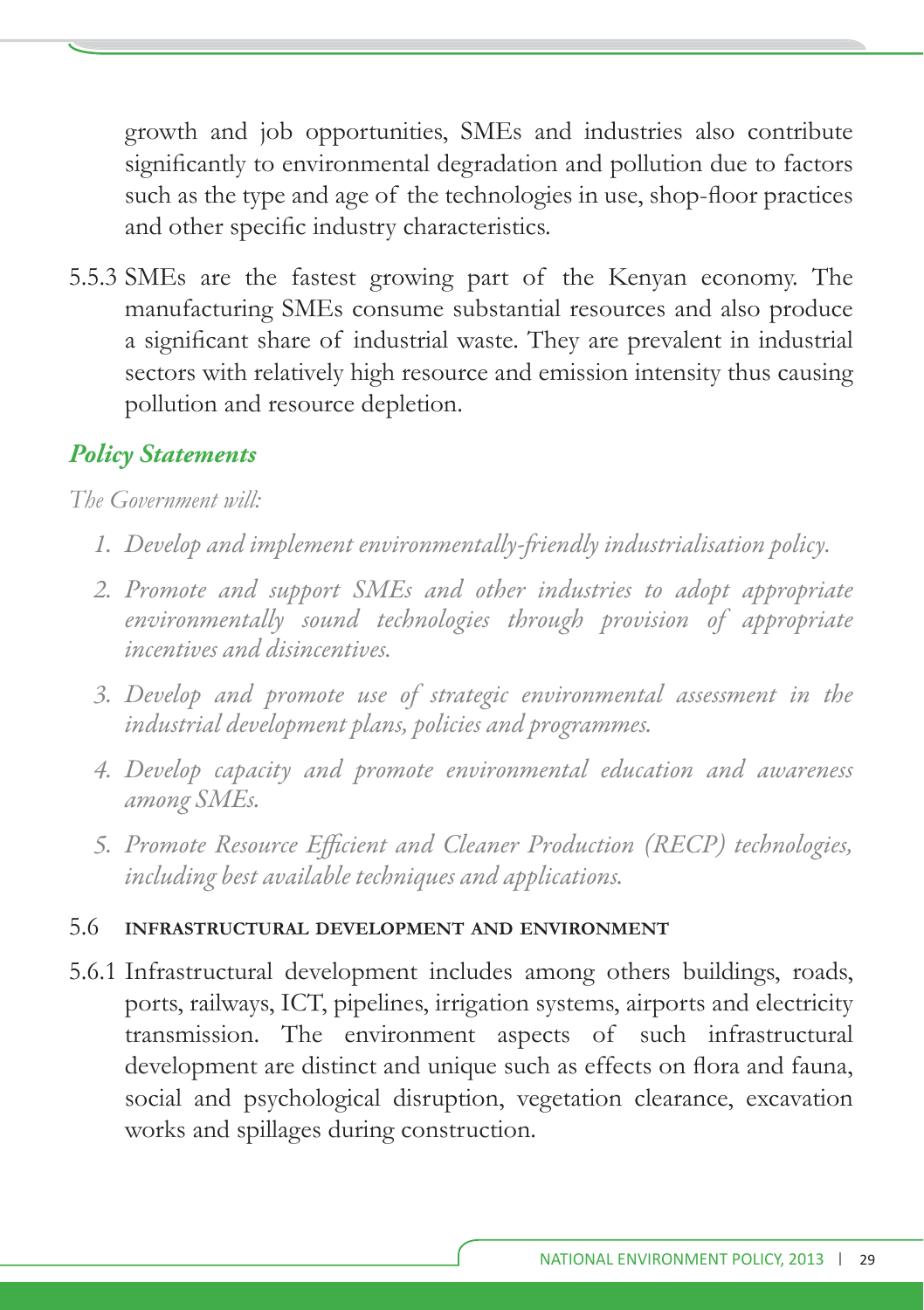growth and job opportunities, SMEs and industries also contribute significantly to environmental degradation and pollution due to factors such as the type and age of the technologies in use, shop-floor practices and other specific industry characteristics.

5.5.3 SMEs are the fastest growing part of the Kenyan economy. The manufacturing SMEs consume substantial resources and also produce a significant share of industrial waste. They are prevalent in industrial sectors with relatively high resource and emission intensity thus causing pollution and resource depletion.

### *Policy Statements*

*The Government will:*

1. *Develop and implement environmentally-friendly industrialisation policy.*
2. *Promote and support SMEs and other industries to adopt appropriate environmentally sound technologies through provision of appropriate incentives and disincentives.*
3. *Develop and promote use of strategic environmental assessment in the industrial development plans, policies and programmes.*
4. *Develop capacity and promote environmental education and awareness among SMEs.*
5. *Promote Resource Efficient and Cleaner Production (RECP) technologies, including best available techniques and applications.*

## 5.6 INFRASTRUCTURAL DEVELOPMENT AND ENVIRONMENT

5.6.1 Infrastructural development includes among others buildings, roads, ports, railways, ICT, pipelines, irrigation systems, airports and electricity transmission. The environment aspects of such infrastructural development are distinct and unique such as effects on flora and fauna, social and psychological disruption, vegetation clearance, excavation works and spillages during construction.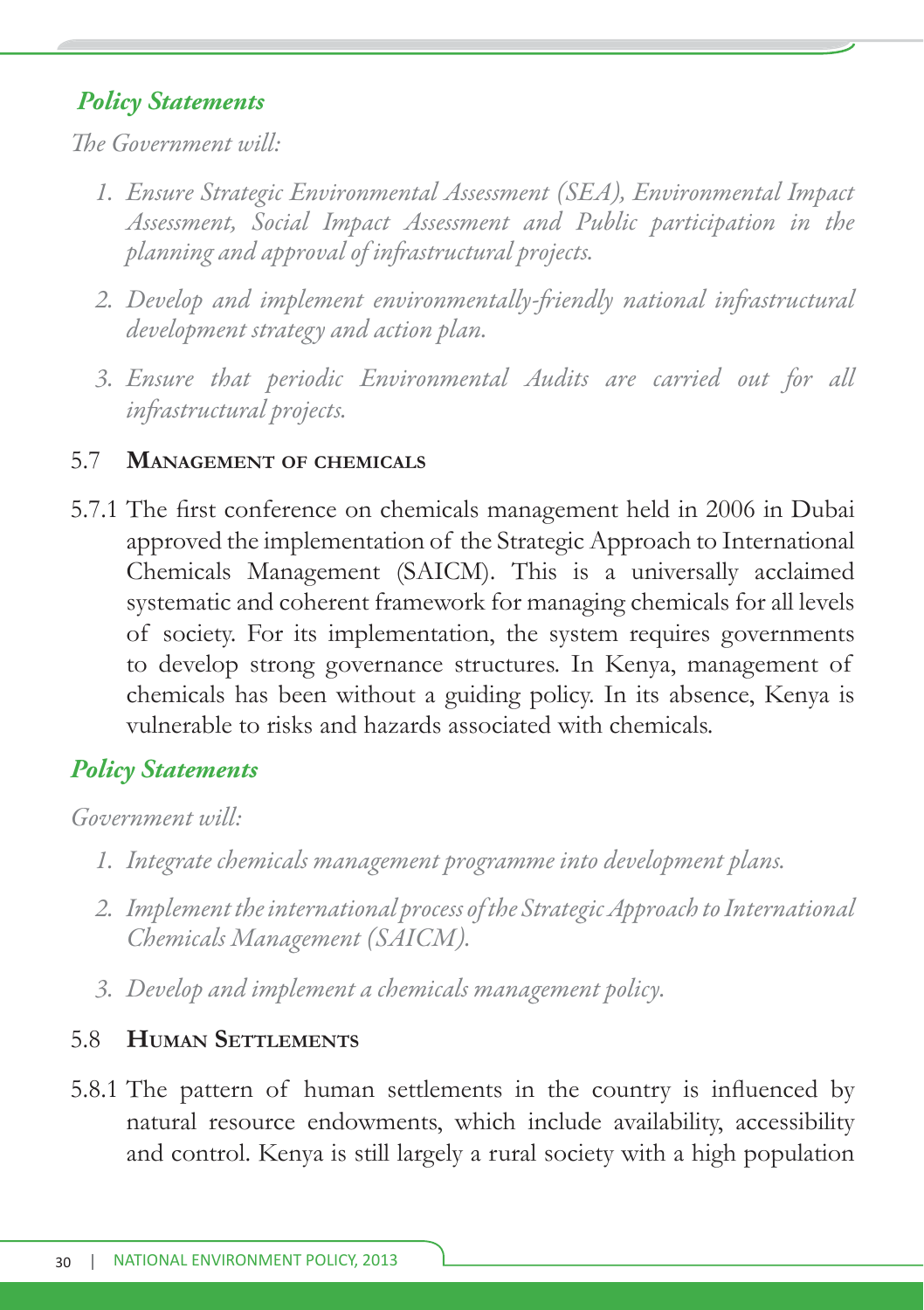### *Policy Statements*

*The Government will:*

1. *Ensure Strategic Environmental Assessment (SEA), Environmental Impact Assessment, Social Impact Assessment and Public participation in the planning and approval of infrastructural projects.*
2. *Develop and implement environmentally-friendly national infrastructural development strategy and action plan.*
3. *Ensure that periodic Environmental Audits are carried out for all infrastructural projects.*

## 5.7 Management of chemicals

5.7.1 The first conference on chemicals management held in 2006 in Dubai approved the implementation of the Strategic Approach to International Chemicals Management (SAICM). This is a universally acclaimed systematic and coherent framework for managing chemicals for all levels of society. For its implementation, the system requires governments to develop strong governance structures. In Kenya, management of chemicals has been without a guiding policy. In its absence, Kenya is vulnerable to risks and hazards associated with chemicals.

### *Policy Statements*

*Government will:*

1. *Integrate chemicals management programme into development plans.*
2. *Implement the international process of the Strategic Approach to International Chemicals Management (SAICM).*
3. *Develop and implement a chemicals management policy.*

## 5.8 Human Settlements

5.8.1 The pattern of human settlements in the country is influenced by natural resource endowments, which include availability, accessibility and control. Kenya is still largely a rural society with a high population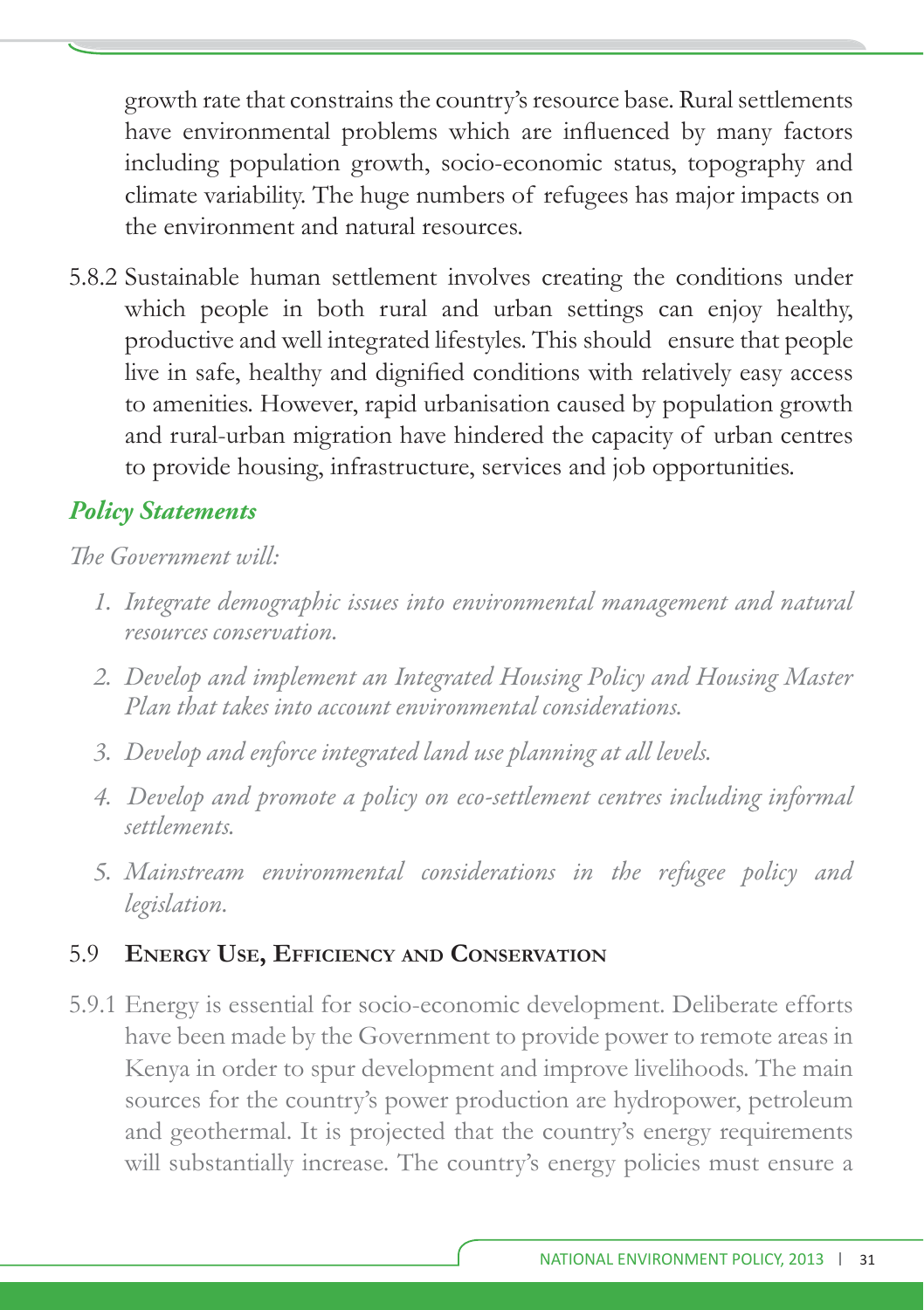growth rate that constrains the country's resource base. Rural settlements have environmental problems which are influenced by many factors including population growth, socio-economic status, topography and climate variability. The huge numbers of refugees has major impacts on the environment and natural resources.

5.8.2 Sustainable human settlement involves creating the conditions under which people in both rural and urban settings can enjoy healthy, productive and well integrated lifestyles. This should ensure that people live in safe, healthy and dignified conditions with relatively easy access to amenities. However, rapid urbanisation caused by population growth and rural-urban migration have hindered the capacity of urban centres to provide housing, infrastructure, services and job opportunities.

### *Policy Statements*

*The Government will:*

1. *Integrate demographic issues into environmental management and natural resources conservation.*
2. *Develop and implement an Integrated Housing Policy and Housing Master Plan that takes into account environmental considerations.*
3. *Develop and enforce integrated land use planning at all levels.*
4. *Develop and promote a policy on eco-settlement centres including informal settlements.*
5. *Mainstream environmental considerations in the refugee policy and legislation.*

## 5.9 Energy Use, Efficiency and Conservation

5.9.1 Energy is essential for socio-economic development. Deliberate efforts have been made by the Government to provide power to remote areas in Kenya in order to spur development and improve livelihoods. The main sources for the country's power production are hydropower, petroleum and geothermal. It is projected that the country's energy requirements will substantially increase. The country's energy policies must ensure a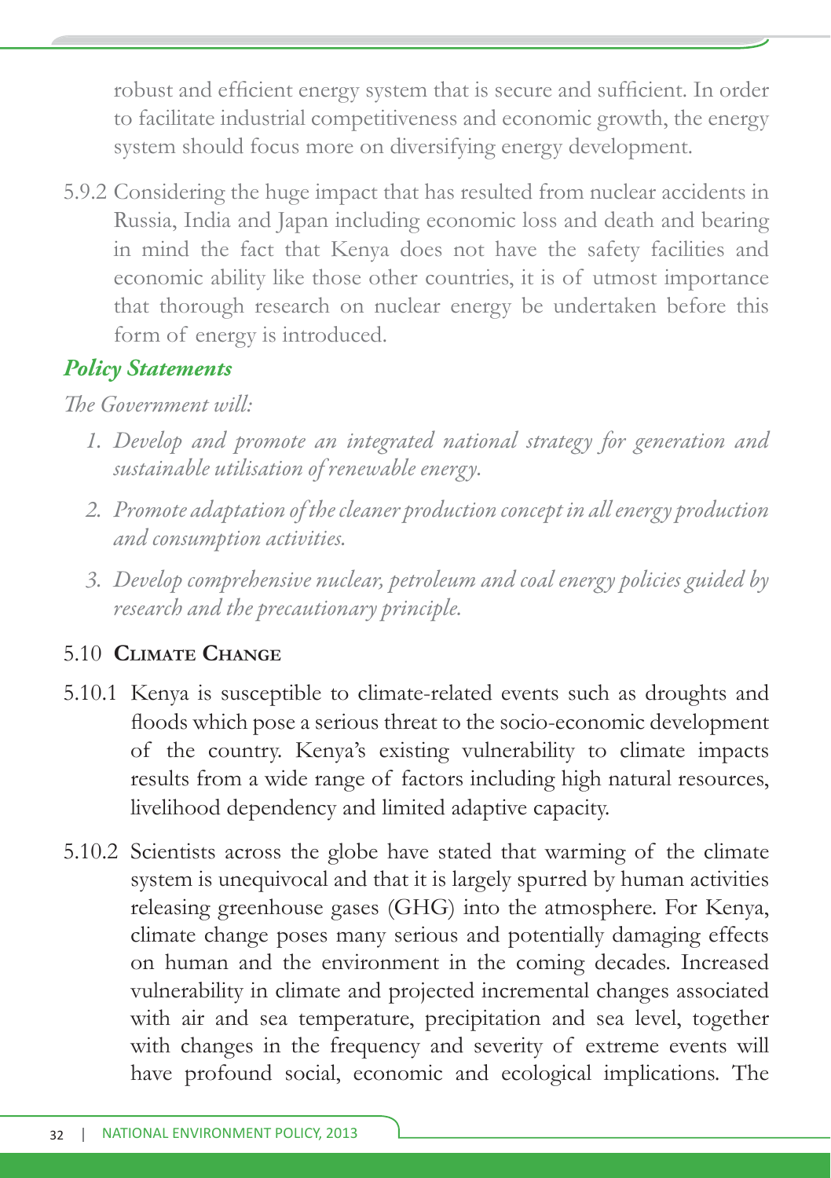robust and efficient energy system that is secure and sufficient. In order to facilitate industrial competitiveness and economic growth, the energy system should focus more on diversifying energy development.

5.9.2 Considering the huge impact that has resulted from nuclear accidents in Russia, India and Japan including economic loss and death and bearing in mind the fact that Kenya does not have the safety facilities and economic ability like those other countries, it is of utmost importance that thorough research on nuclear energy be undertaken before this form of energy is introduced.

### *Policy Statements*

*The Government will:*

1. *Develop and promote an integrated national strategy for generation and sustainable utilisation of renewable energy.*
2. *Promote adaptation of the cleaner production concept in all energy production and consumption activities.*
3. *Develop comprehensive nuclear, petroleum and coal energy policies guided by research and the precautionary principle.*

## 5.10 Climate Change

5.10.1 Kenya is susceptible to climate-related events such as droughts and floods which pose a serious threat to the socio-economic development of the country. Kenya's existing vulnerability to climate impacts results from a wide range of factors including high natural resources, livelihood dependency and limited adaptive capacity.

5.10.2 Scientists across the globe have stated that warming of the climate system is unequivocal and that it is largely spurred by human activities releasing greenhouse gases (GHG) into the atmosphere. For Kenya, climate change poses many serious and potentially damaging effects on human and the environment in the coming decades. Increased vulnerability in climate and projected incremental changes associated with air and sea temperature, precipitation and sea level, together with changes in the frequency and severity of extreme events will have profound social, economic and ecological implications. The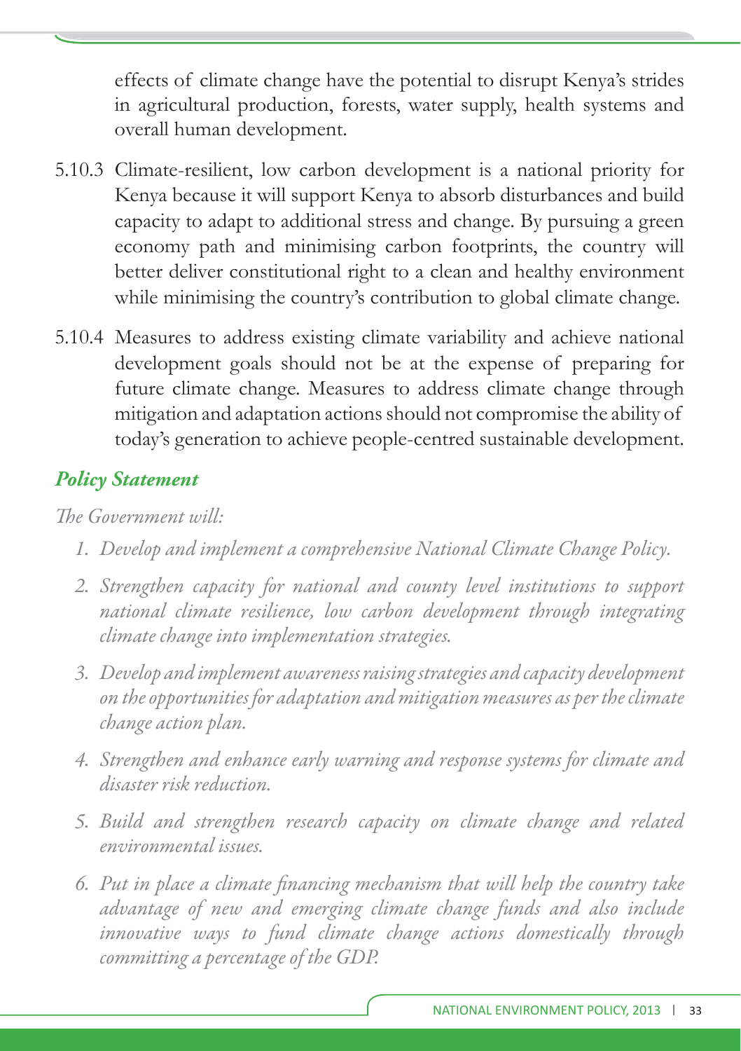effects of climate change have the potential to disrupt Kenya's strides in agricultural production, forests, water supply, health systems and overall human development.

5.10.3 Climate-resilient, low carbon development is a national priority for Kenya because it will support Kenya to absorb disturbances and build capacity to adapt to additional stress and change. By pursuing a green economy path and minimising carbon footprints, the country will better deliver constitutional right to a clean and healthy environment while minimising the country's contribution to global climate change.

5.10.4 Measures to address existing climate variability and achieve national development goals should not be at the expense of preparing for future climate change. Measures to address climate change through mitigation and adaptation actions should not compromise the ability of today's generation to achieve people-centred sustainable development.

### *Policy Statement*

*The Government will:*

1. *Develop and implement a comprehensive National Climate Change Policy.*
2. *Strengthen capacity for national and county level institutions to support national climate resilience, low carbon development through integrating climate change into implementation strategies.*
3. *Develop and implement awareness raising strategies and capacity development on the opportunities for adaptation and mitigation measures as per the climate change action plan.*
4. *Strengthen and enhance early warning and response systems for climate and disaster risk reduction.*
5. *Build and strengthen research capacity on climate change and related environmental issues.*
6. *Put in place a climate financing mechanism that will help the country take advantage of new and emerging climate change funds and also include innovative ways to fund climate change actions domestically through committing a percentage of the GDP.*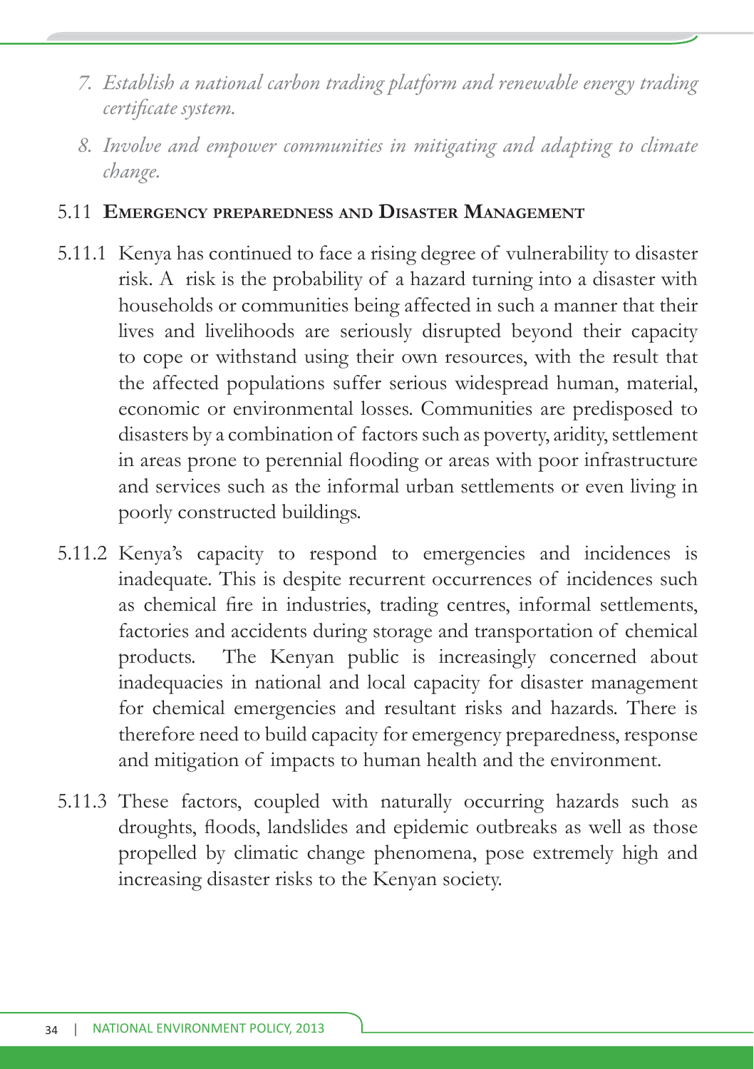7. *Establish a national carbon trading platform and renewable energy trading certificate system.*

8. *Involve and empower communities in mitigating and adapting to climate change.*

## 5.11 EMERGENCY PREPAREDNESS AND DISASTER MANAGEMENT

5.11.1 Kenya has continued to face a rising degree of vulnerability to disaster risk. A risk is the probability of a hazard turning into a disaster with households or communities being affected in such a manner that their lives and livelihoods are seriously disrupted beyond their capacity to cope or withstand using their own resources, with the result that the affected populations suffer serious widespread human, material, economic or environmental losses. Communities are predisposed to disasters by a combination of factors such as poverty, aridity, settlement in areas prone to perennial flooding or areas with poor infrastructure and services such as the informal urban settlements or even living in poorly constructed buildings.

5.11.2 Kenya's capacity to respond to emergencies and incidences is inadequate. This is despite recurrent occurrences of incidences such as chemical fire in industries, trading centres, informal settlements, factories and accidents during storage and transportation of chemical products. The Kenyan public is increasingly concerned about inadequacies in national and local capacity for disaster management for chemical emergencies and resultant risks and hazards. There is therefore need to build capacity for emergency preparedness, response and mitigation of impacts to human health and the environment.

5.11.3 These factors, coupled with naturally occurring hazards such as droughts, floods, landslides and epidemic outbreaks as well as those propelled by climatic change phenomena, pose extremely high and increasing disaster risks to the Kenyan society.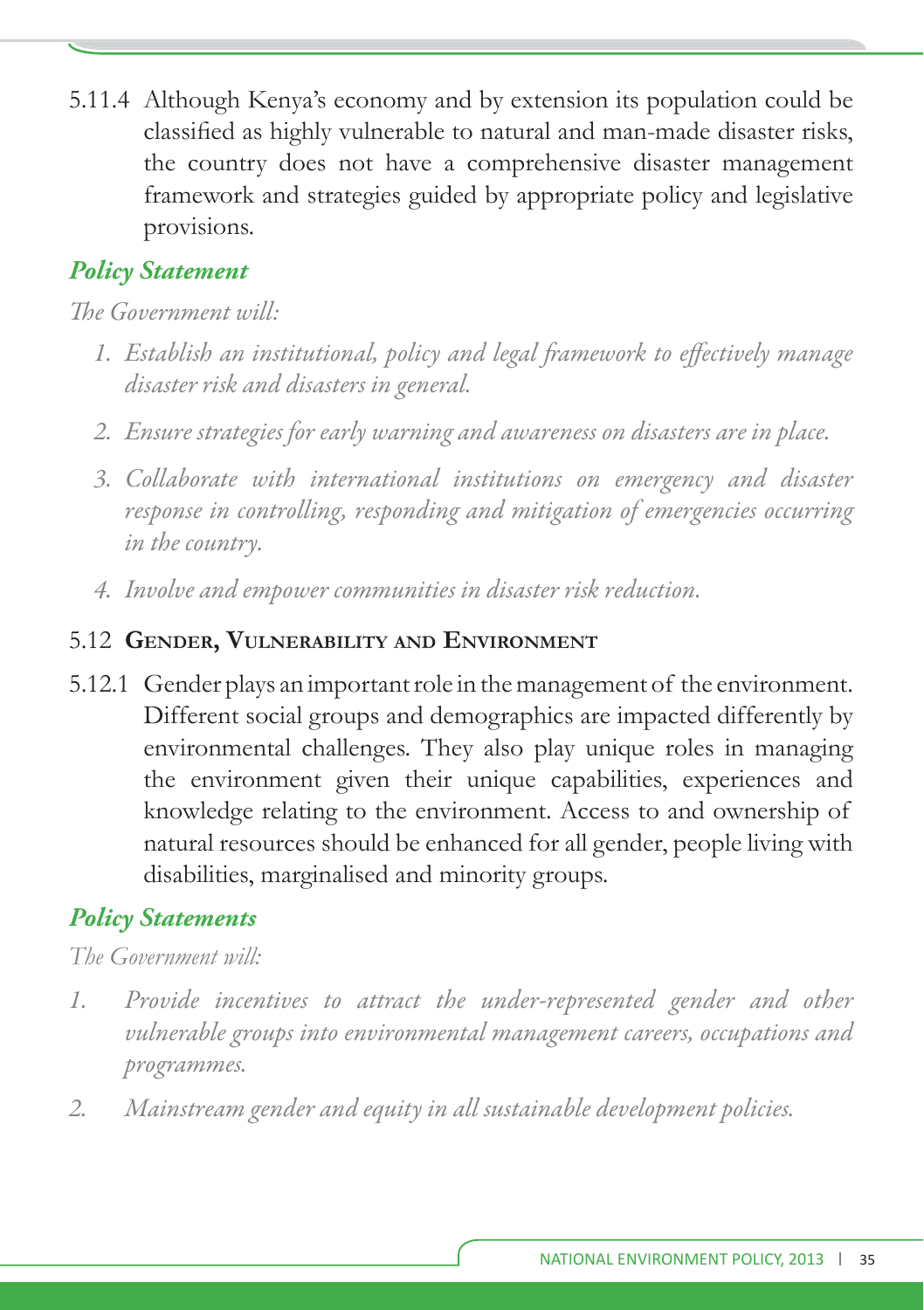5.11.4 Although Kenya's economy and by extension its population could be classified as highly vulnerable to natural and man-made disaster risks, the country does not have a comprehensive disaster management framework and strategies guided by appropriate policy and legislative provisions.

### *Policy Statement*

*The Government will:*

1. *Establish an institutional, policy and legal framework to effectively manage disaster risk and disasters in general.*
2. *Ensure strategies for early warning and awareness on disasters are in place.*
3. *Collaborate with international institutions on emergency and disaster response in controlling, responding and mitigation of emergencies occurring in the country.*
4. *Involve and empower communities in disaster risk reduction.*

## 5.12 Gender, Vulnerability and Environment

5.12.1 Gender plays an important role in the management of the environment. Different social groups and demographics are impacted differently by environmental challenges. They also play unique roles in managing the environment given their unique capabilities, experiences and knowledge relating to the environment. Access to and ownership of natural resources should be enhanced for all gender, people living with disabilities, marginalised and minority groups.

### *Policy Statements*

*The Government will:*

1. *Provide incentives to attract the under-represented gender and other vulnerable groups into environmental management careers, occupations and programmes.*
2. *Mainstream gender and equity in all sustainable development policies.*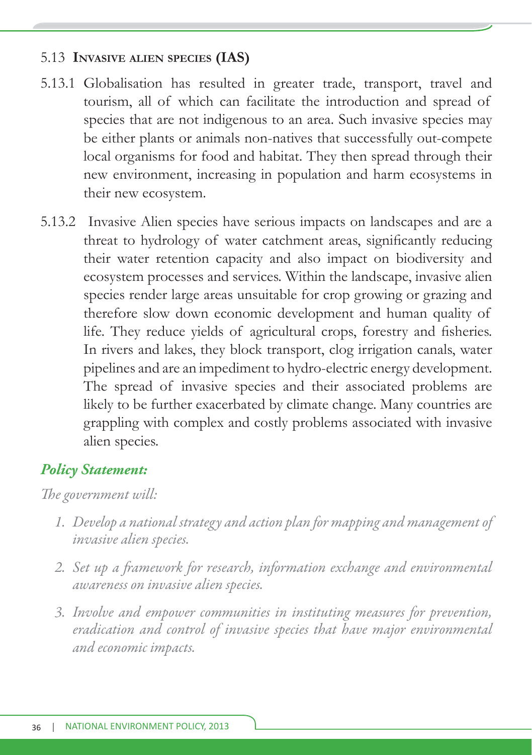## 5.13 Invasive alien species (IAS)

5.13.1 Globalisation has resulted in greater trade, transport, travel and tourism, all of which can facilitate the introduction and spread of species that are not indigenous to an area. Such invasive species may be either plants or animals non-natives that successfully out-compete local organisms for food and habitat. They then spread through their new environment, increasing in population and harm ecosystems in their new ecosystem.

5.13.2 Invasive Alien species have serious impacts on landscapes and are a threat to hydrology of water catchment areas, significantly reducing their water retention capacity and also impact on biodiversity and ecosystem processes and services. Within the landscape, invasive alien species render large areas unsuitable for crop growing or grazing and therefore slow down economic development and human quality of life. They reduce yields of agricultural crops, forestry and fisheries. In rivers and lakes, they block transport, clog irrigation canals, water pipelines and are an impediment to hydro-electric energy development. The spread of invasive species and their associated problems are likely to be further exacerbated by climate change. Many countries are grappling with complex and costly problems associated with invasive alien species.

***Policy Statement:***

*The government will:*

1. *Develop a national strategy and action plan for mapping and management of invasive alien species.*
2. *Set up a framework for research, information exchange and environmental awareness on invasive alien species.*
3. *Involve and empower communities in instituting measures for prevention, eradication and control of invasive species that have major environmental and economic impacts.*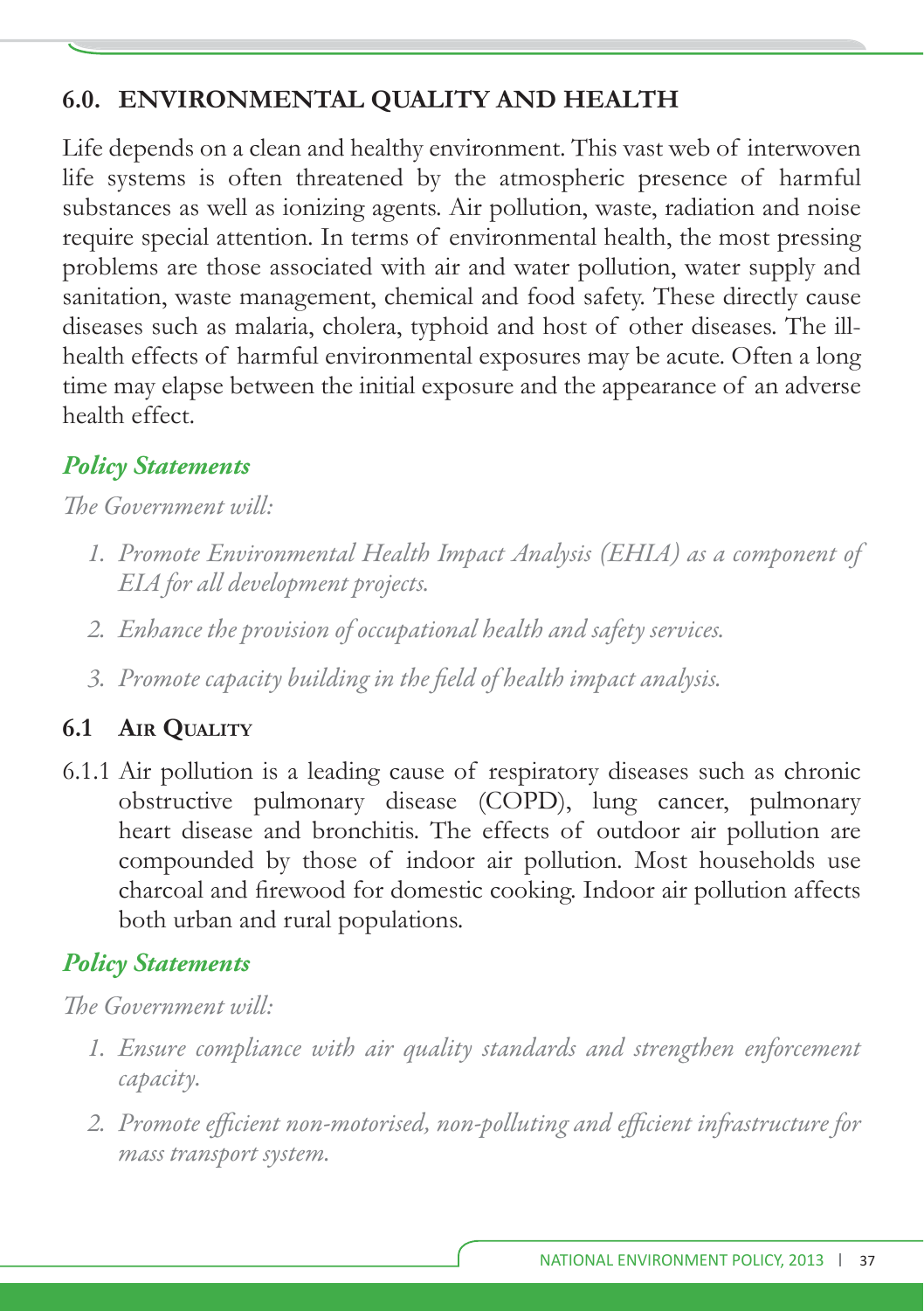## 6.0. ENVIRONMENTAL QUALITY AND HEALTH

Life depends on a clean and healthy environment. This vast web of interwoven life systems is often threatened by the atmospheric presence of harmful substances as well as ionizing agents. Air pollution, waste, radiation and noise require special attention. In terms of environmental health, the most pressing problems are those associated with air and water pollution, water supply and sanitation, waste management, chemical and food safety. These directly cause diseases such as malaria, cholera, typhoid and host of other diseases. The ill-health effects of harmful environmental exposures may be acute. Often a long time may elapse between the initial exposure and the appearance of an adverse health effect.

### *Policy Statements*

*The Government will:*

1. *Promote Environmental Health Impact Analysis (EHIA) as a component of EIA for all development projects.*
2. *Enhance the provision of occupational health and safety services.*
3. *Promote capacity building in the field of health impact analysis.*

### 6.1 Air Quality

6.1.1 Air pollution is a leading cause of respiratory diseases such as chronic obstructive pulmonary disease (COPD), lung cancer, pulmonary heart disease and bronchitis. The effects of outdoor air pollution are compounded by those of indoor air pollution. Most households use charcoal and firewood for domestic cooking. Indoor air pollution affects both urban and rural populations.

### *Policy Statements*

*The Government will:*

1. *Ensure compliance with air quality standards and strengthen enforcement capacity.*
2. *Promote efficient non-motorised, non-polluting and efficient infrastructure for mass transport system.*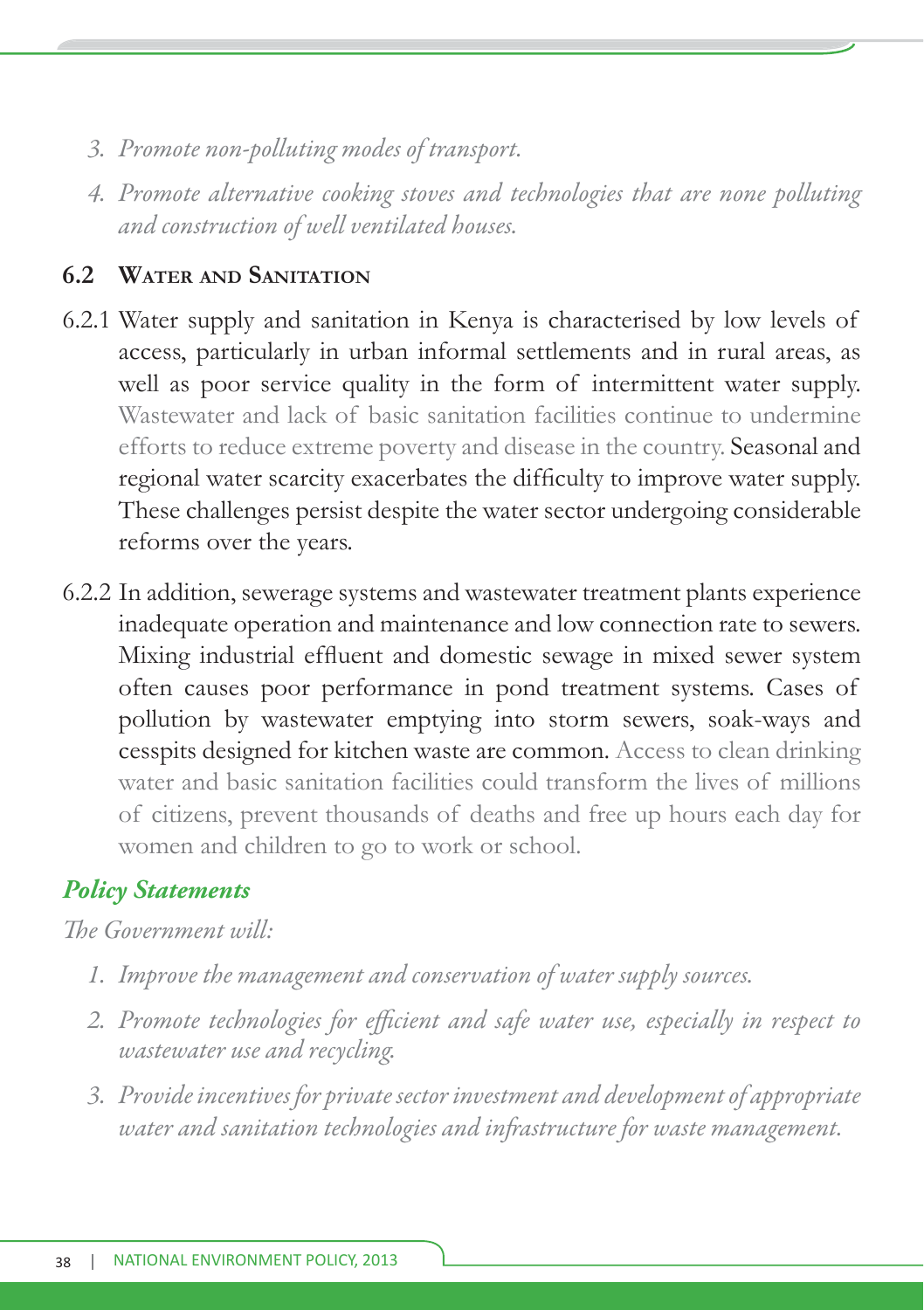3. *Promote non-polluting modes of transport.*
4. *Promote alternative cooking stoves and technologies that are none polluting and construction of well ventilated houses.*

## 6.2 Water and Sanitation

6.2.1 Water supply and sanitation in Kenya is characterised by low levels of access, particularly in urban informal settlements and in rural areas, as well as poor service quality in the form of intermittent water supply. Wastewater and lack of basic sanitation facilities continue to undermine efforts to reduce extreme poverty and disease in the country. Seasonal and regional water scarcity exacerbates the difficulty to improve water supply. These challenges persist despite the water sector undergoing considerable reforms over the years.

6.2.2 In addition, sewerage systems and wastewater treatment plants experience inadequate operation and maintenance and low connection rate to sewers. Mixing industrial effluent and domestic sewage in mixed sewer system often causes poor performance in pond treatment systems. Cases of pollution by wastewater emptying into storm sewers, soak-ways and cesspits designed for kitchen waste are common. Access to clean drinking water and basic sanitation facilities could transform the lives of millions of citizens, prevent thousands of deaths and free up hours each day for women and children to go to work or school.

### *Policy Statements*

*The Government will:*

1. *Improve the management and conservation of water supply sources.*
2. *Promote technologies for efficient and safe water use, especially in respect to wastewater use and recycling.*
3. *Provide incentives for private sector investment and development of appropriate water and sanitation technologies and infrastructure for waste management.*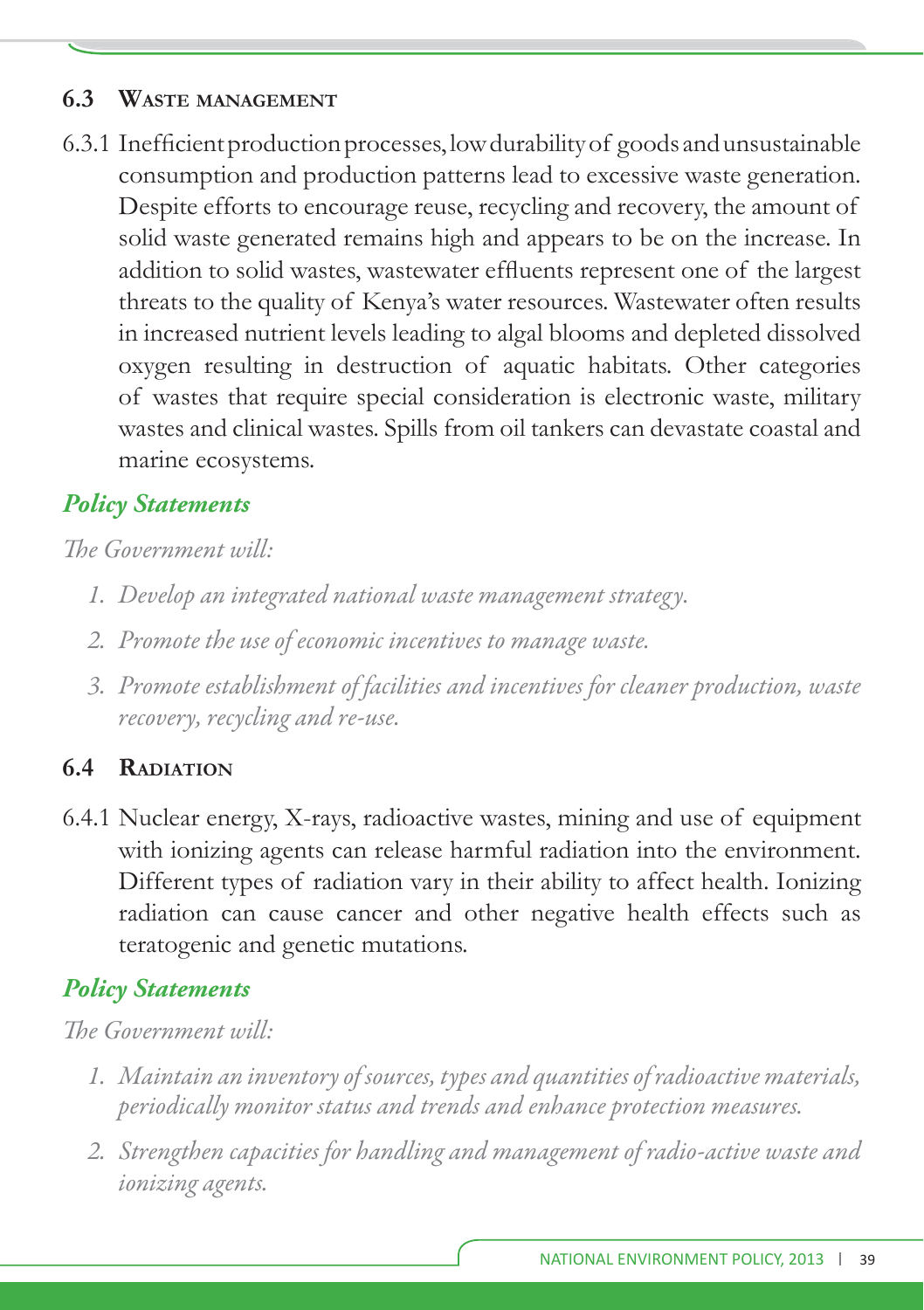## 6.3 Waste management

6.3.1 Inefficient production processes, low durability of goods and unsustainable consumption and production patterns lead to excessive waste generation. Despite efforts to encourage reuse, recycling and recovery, the amount of solid waste generated remains high and appears to be on the increase. In addition to solid wastes, wastewater effluents represent one of the largest threats to the quality of Kenya's water resources. Wastewater often results in increased nutrient levels leading to algal blooms and depleted dissolved oxygen resulting in destruction of aquatic habitats. Other categories of wastes that require special consideration is electronic waste, military wastes and clinical wastes. Spills from oil tankers can devastate coastal and marine ecosystems.

### *Policy Statements*

*The Government will:*

1. *Develop an integrated national waste management strategy.*
2. *Promote the use of economic incentives to manage waste.*
3. *Promote establishment of facilities and incentives for cleaner production, waste recovery, recycling and re-use.*

## 6.4 Radiation

6.4.1 Nuclear energy, X-rays, radioactive wastes, mining and use of equipment with ionizing agents can release harmful radiation into the environment. Different types of radiation vary in their ability to affect health. Ionizing radiation can cause cancer and other negative health effects such as teratogenic and genetic mutations.

### *Policy Statements*

*The Government will:*

1. *Maintain an inventory of sources, types and quantities of radioactive materials, periodically monitor status and trends and enhance protection measures.*
2. *Strengthen capacities for handling and management of radio-active waste and ionizing agents.*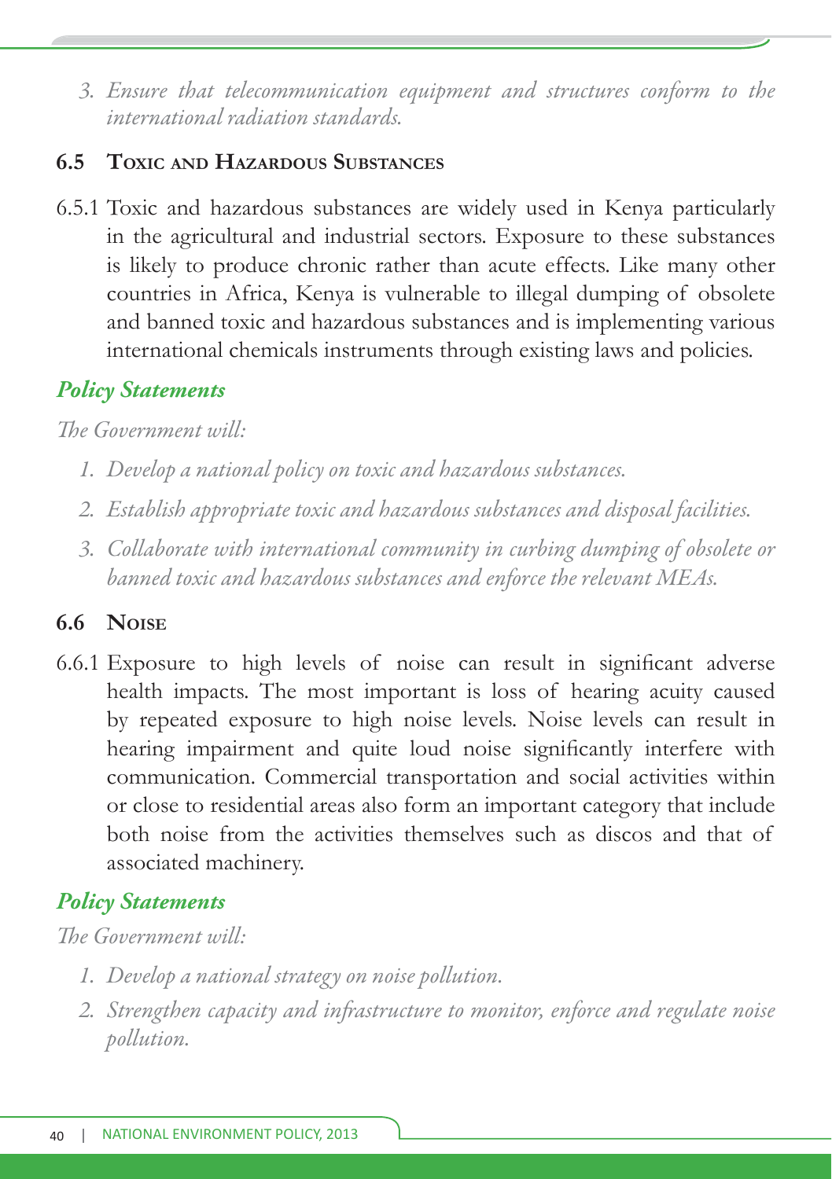3. *Ensure that telecommunication equipment and structures conform to the international radiation standards.*

## 6.5 Toxic and Hazardous Substances

6.5.1 Toxic and hazardous substances are widely used in Kenya particularly in the agricultural and industrial sectors. Exposure to these substances is likely to produce chronic rather than acute effects. Like many other countries in Africa, Kenya is vulnerable to illegal dumping of obsolete and banned toxic and hazardous substances and is implementing various international chemicals instruments through existing laws and policies.

### *Policy Statements*

*The Government will:*

1. *Develop a national policy on toxic and hazardous substances.*
2. *Establish appropriate toxic and hazardous substances and disposal facilities.*
3. *Collaborate with international community in curbing dumping of obsolete or banned toxic and hazardous substances and enforce the relevant MEAs.*

## 6.6 Noise

6.6.1 Exposure to high levels of noise can result in significant adverse health impacts. The most important is loss of hearing acuity caused by repeated exposure to high noise levels. Noise levels can result in hearing impairment and quite loud noise significantly interfere with communication. Commercial transportation and social activities within or close to residential areas also form an important category that include both noise from the activities themselves such as discos and that of associated machinery.

### *Policy Statements*

*The Government will:*

1. *Develop a national strategy on noise pollution.*
2. *Strengthen capacity and infrastructure to monitor, enforce and regulate noise pollution.*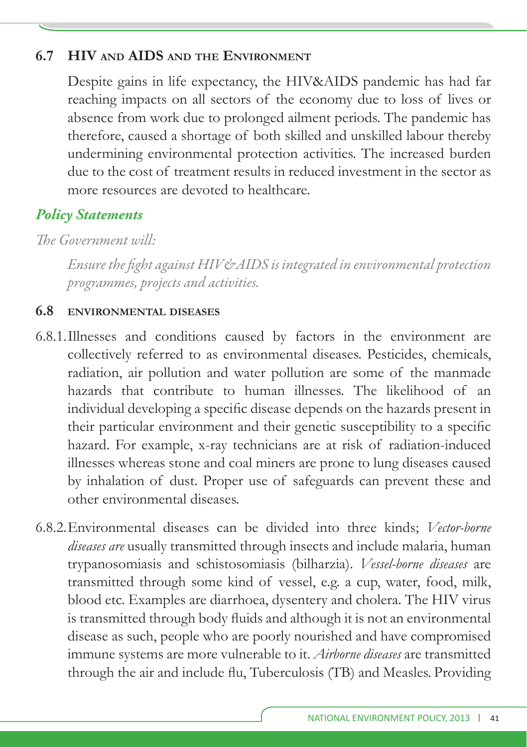## 6.7 HIV and AIDS and the Environment

Despite gains in life expectancy, the HIV&AIDS pandemic has had far reaching impacts on all sectors of the economy due to loss of lives or absence from work due to prolonged ailment periods. The pandemic has therefore, caused a shortage of both skilled and unskilled labour thereby undermining environmental protection activities. The increased burden due to the cost of treatment results in reduced investment in the sector as more resources are devoted to healthcare.

### *Policy Statements*

*The Government will:*

*Ensure the fight against HIV&AIDS is integrated in environmental protection programmes, projects and activities.*

## 6.8 environmental diseases

6.8.1. Illnesses and conditions caused by factors in the environment are collectively referred to as environmental diseases. Pesticides, chemicals, radiation, air pollution and water pollution are some of the manmade hazards that contribute to human illnesses. The likelihood of an individual developing a specific disease depends on the hazards present in their particular environment and their genetic susceptibility to a specific hazard. For example, x-ray technicians are at risk of radiation-induced illnesses whereas stone and coal miners are prone to lung diseases caused by inhalation of dust. Proper use of safeguards can prevent these and other environmental diseases.

6.8.2. Environmental diseases can be divided into three kinds; *Vector-borne diseases are* usually transmitted through insects and include malaria, human trypanosomiasis and schistosomiasis (bilharzia). *Vessel-borne diseases* are transmitted through some kind of vessel, e.g. a cup, water, food, milk, blood etc. Examples are diarrhoea, dysentery and cholera. The HIV virus is transmitted through body fluids and although it is not an environmental disease as such, people who are poorly nourished and have compromised immune systems are more vulnerable to it. *Airborne diseases* are transmitted through the air and include flu, Tuberculosis (TB) and Measles. Providing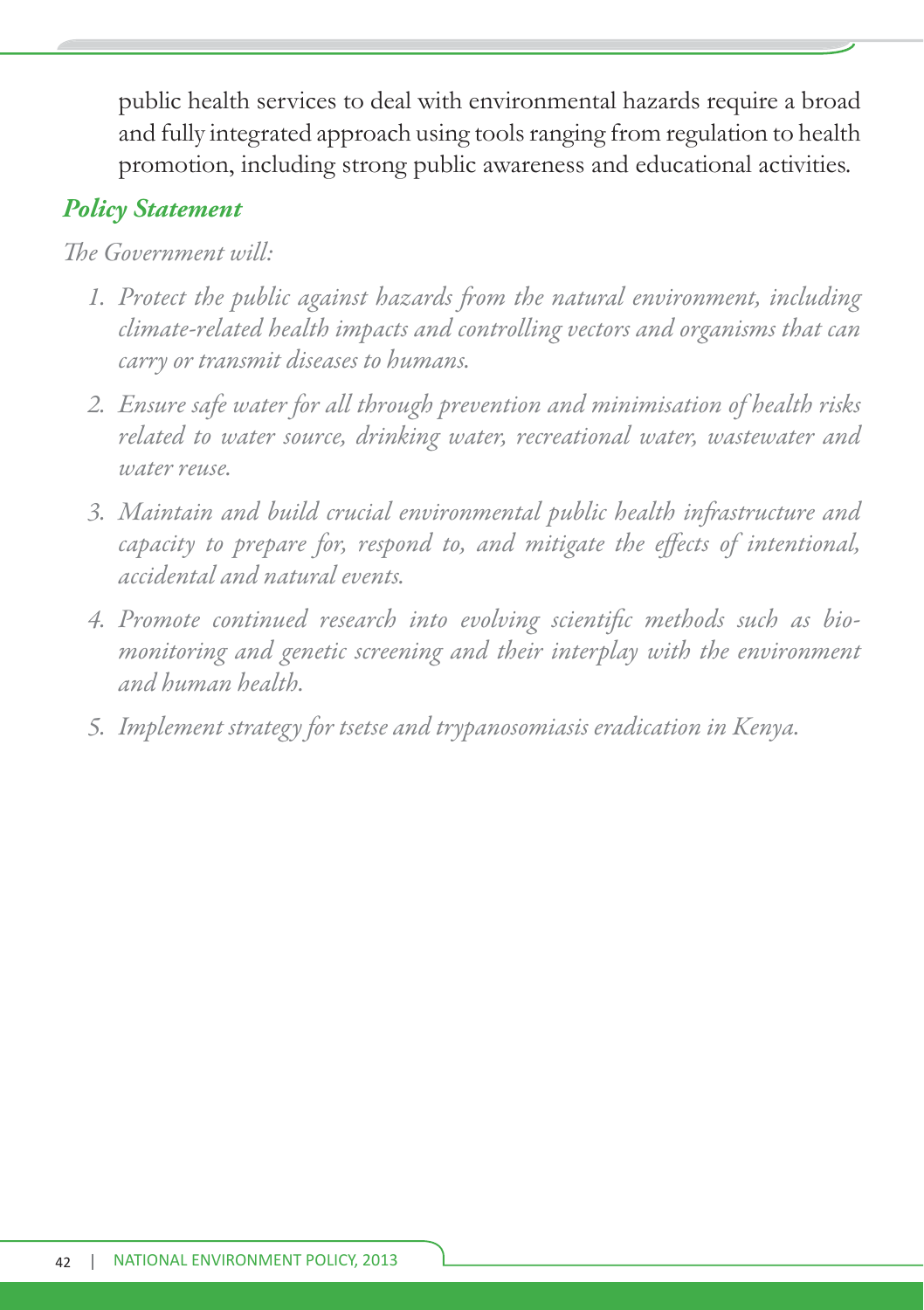public health services to deal with environmental hazards require a broad and fully integrated approach using tools ranging from regulation to health promotion, including strong public awareness and educational activities.

### *Policy Statement*

*The Government will:*

1. *Protect the public against hazards from the natural environment, including climate-related health impacts and controlling vectors and organisms that can carry or transmit diseases to humans.*
2. *Ensure safe water for all through prevention and minimisation of health risks related to water source, drinking water, recreational water, wastewater and water reuse.*
3. *Maintain and build crucial environmental public health infrastructure and capacity to prepare for, respond to, and mitigate the effects of intentional, accidental and natural events.*
4. *Promote continued research into evolving scientific methods such as bio-monitoring and genetic screening and their interplay with the environment and human health.*
5. *Implement strategy for tsetse and trypanosomiasis eradication in Kenya.*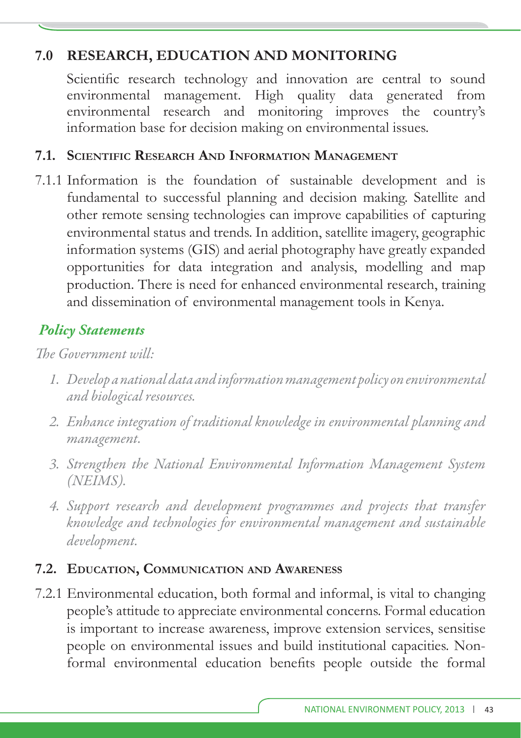# 7.0 RESEARCH, EDUCATION AND MONITORING

Scientific research technology and innovation are central to sound environmental management. High quality data generated from environmental research and monitoring improves the country's information base for decision making on environmental issues.

## 7.1. Scientific Research And Information Management

7.1.1 Information is the foundation of sustainable development and is fundamental to successful planning and decision making. Satellite and other remote sensing technologies can improve capabilities of capturing environmental status and trends. In addition, satellite imagery, geographic information systems (GIS) and aerial photography have greatly expanded opportunities for data integration and analysis, modelling and map production. There is need for enhanced environmental research, training and dissemination of environmental management tools in Kenya.

### *Policy Statements*

*The Government will:*

1. *Develop a national data and information management policy on environmental and biological resources.*
2. *Enhance integration of traditional knowledge in environmental planning and management.*
3. *Strengthen the National Environmental Information Management System (NEIMS).*
4. *Support research and development programmes and projects that transfer knowledge and technologies for environmental management and sustainable development.*

## 7.2. Education, Communication and Awareness

7.2.1 Environmental education, both formal and informal, is vital to changing people's attitude to appreciate environmental concerns. Formal education is important to increase awareness, improve extension services, sensitise people on environmental issues and build institutional capacities. Non-formal environmental education benefits people outside the formal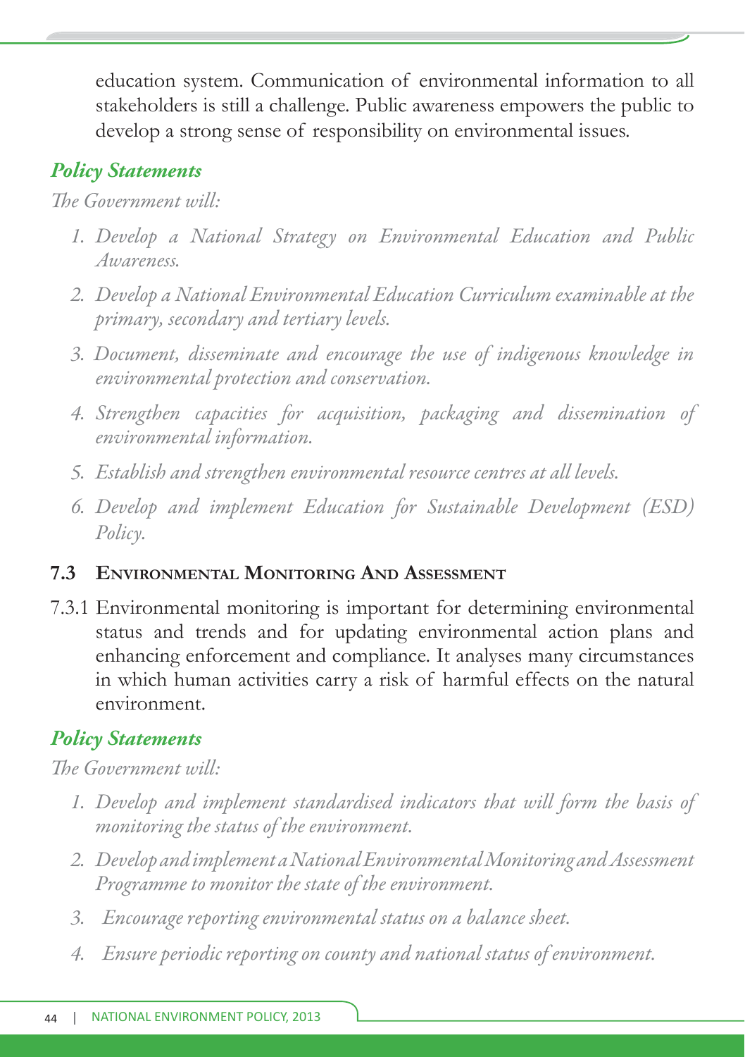education system. Communication of environmental information to all stakeholders is still a challenge. Public awareness empowers the public to develop a strong sense of responsibility on environmental issues.

***Policy Statements***

*The Government will:*

1. *Develop a National Strategy on Environmental Education and Public Awareness.*
2. *Develop a National Environmental Education Curriculum examinable at the primary, secondary and tertiary levels.*
3. *Document, disseminate and encourage the use of indigenous knowledge in environmental protection and conservation.*
4. *Strengthen capacities for acquisition, packaging and dissemination of environmental information.*
5. *Establish and strengthen environmental resource centres at all levels.*
6. *Develop and implement Education for Sustainable Development (ESD) Policy.*

### 7.3 Environmental Monitoring And Assessment

7.3.1 Environmental monitoring is important for determining environmental status and trends and for updating environmental action plans and enhancing enforcement and compliance. It analyses many circumstances in which human activities carry a risk of harmful effects on the natural environment.

***Policy Statements***

*The Government will:*

1. *Develop and implement standardised indicators that will form the basis of monitoring the status of the environment.*
2. *Develop and implement a National Environmental Monitoring and Assessment Programme to monitor the state of the environment.*
3. *Encourage reporting environmental status on a balance sheet.*
4. *Ensure periodic reporting on county and national status of environment.*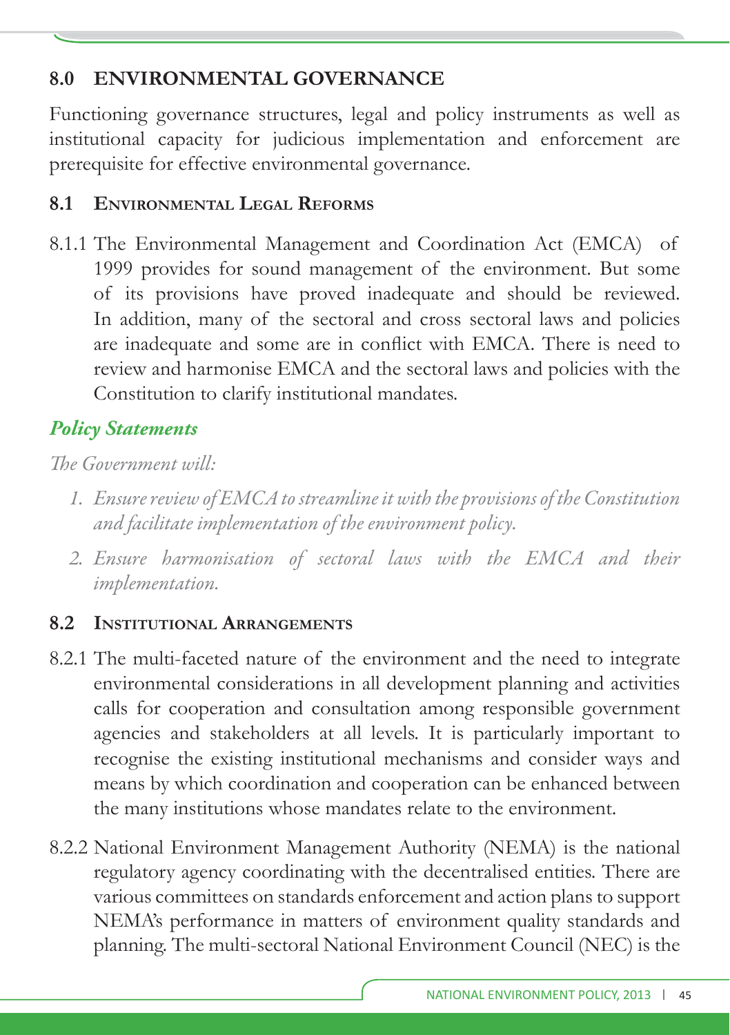## 8.0 ENVIRONMENTAL GOVERNANCE

Functioning governance structures, legal and policy instruments as well as institutional capacity for judicious implementation and enforcement are prerequisite for effective environmental governance.

### 8.1 Environmental Legal Reforms

8.1.1 The Environmental Management and Coordination Act (EMCA) of 1999 provides for sound management of the environment. But some of its provisions have proved inadequate and should be reviewed. In addition, many of the sectoral and cross sectoral laws and policies are inadequate and some are in conflict with EMCA. There is need to review and harmonise EMCA and the sectoral laws and policies with the Constitution to clarify institutional mandates.

#### *Policy Statements*

*The Government will:*

1. *Ensure review of EMCA to streamline it with the provisions of the Constitution and facilitate implementation of the environment policy.*
2. *Ensure harmonisation of sectoral laws with the EMCA and their implementation.*

### 8.2 Institutional Arrangements

8.2.1 The multi-faceted nature of the environment and the need to integrate environmental considerations in all development planning and activities calls for cooperation and consultation among responsible government agencies and stakeholders at all levels. It is particularly important to recognise the existing institutional mechanisms and consider ways and means by which coordination and cooperation can be enhanced between the many institutions whose mandates relate to the environment.

8.2.2 National Environment Management Authority (NEMA) is the national regulatory agency coordinating with the decentralised entities. There are various committees on standards enforcement and action plans to support NEMA's performance in matters of environment quality standards and planning. The multi-sectoral National Environment Council (NEC) is the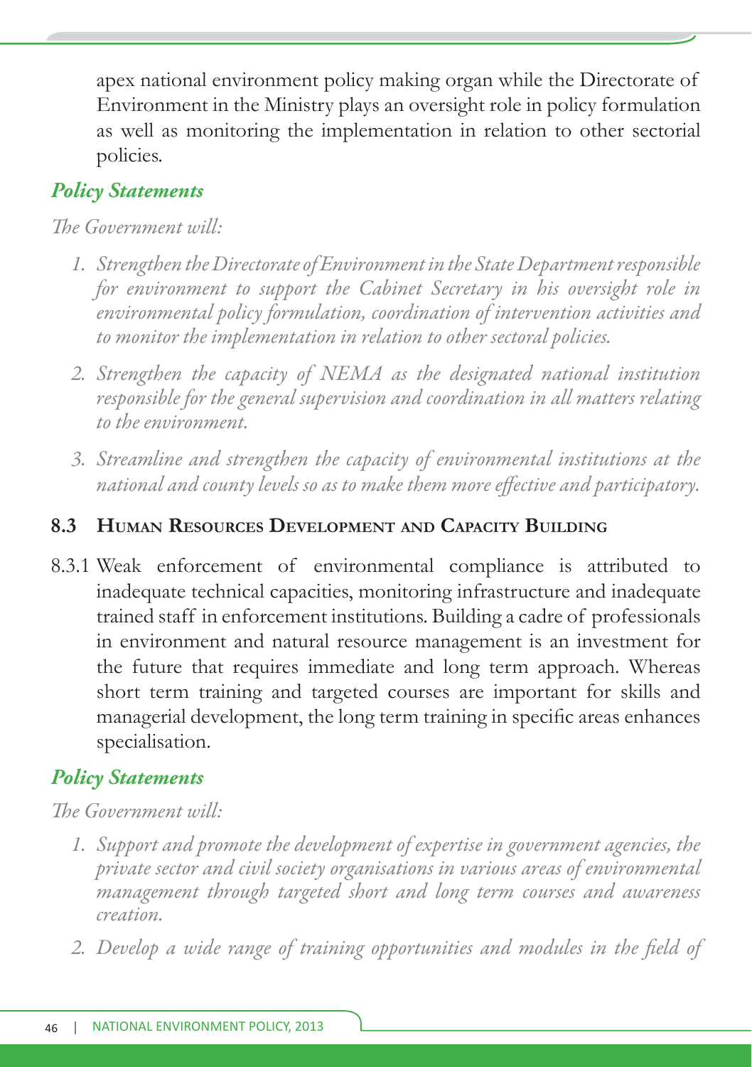apex national environment policy making organ while the Directorate of Environment in the Ministry plays an oversight role in policy formulation as well as monitoring the implementation in relation to other sectorial policies.

### *Policy Statements*

*The Government will:*

1. *Strengthen the Directorate of Environment in the State Department responsible for environment to support the Cabinet Secretary in his oversight role in environmental policy formulation, coordination of intervention activities and to monitor the implementation in relation to other sectoral policies.*
2. *Strengthen the capacity of NEMA as the designated national institution responsible for the general supervision and coordination in all matters relating to the environment.*
3. *Streamline and strengthen the capacity of environmental institutions at the national and county levels so as to make them more effective and participatory.*

## 8.3 Human Resources Development and Capacity Building

8.3.1 Weak enforcement of environmental compliance is attributed to inadequate technical capacities, monitoring infrastructure and inadequate trained staff in enforcement institutions. Building a cadre of professionals in environment and natural resource management is an investment for the future that requires immediate and long term approach. Whereas short term training and targeted courses are important for skills and managerial development, the long term training in specific areas enhances specialisation.

### *Policy Statements*

*The Government will:*

1. *Support and promote the development of expertise in government agencies, the private sector and civil society organisations in various areas of environmental management through targeted short and long term courses and awareness creation.*
2. *Develop a wide range of training opportunities and modules in the field of*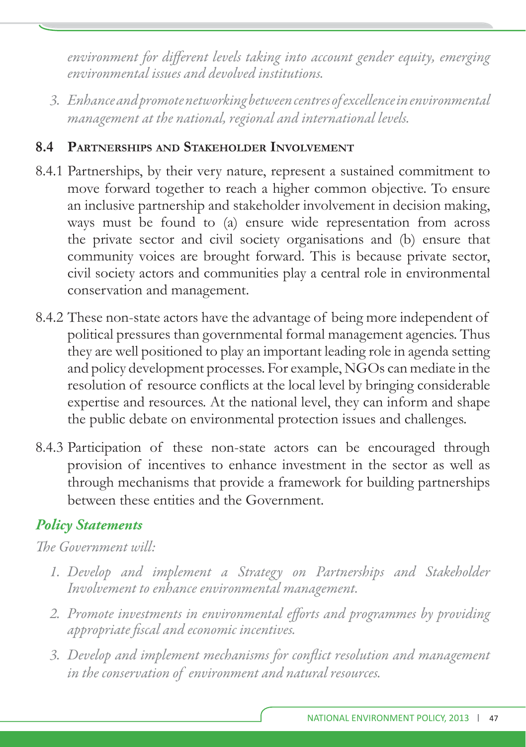*environment for different levels taking into account gender equity, emerging environmental issues and devolved institutions.*

3. *Enhance and promote networking between centres of excellence in environmental management at the national, regional and international levels.*

### 8.4 Partnerships and Stakeholder Involvement

8.4.1 Partnerships, by their very nature, represent a sustained commitment to move forward together to reach a higher common objective. To ensure an inclusive partnership and stakeholder involvement in decision making, ways must be found to (a) ensure wide representation from across the private sector and civil society organisations and (b) ensure that community voices are brought forward. This is because private sector, civil society actors and communities play a central role in environmental conservation and management.

8.4.2 These non-state actors have the advantage of being more independent of political pressures than governmental formal management agencies. Thus they are well positioned to play an important leading role in agenda setting and policy development processes. For example, NGOs can mediate in the resolution of resource conflicts at the local level by bringing considerable expertise and resources. At the national level, they can inform and shape the public debate on environmental protection issues and challenges.

8.4.3 Participation of these non-state actors can be encouraged through provision of incentives to enhance investment in the sector as well as through mechanisms that provide a framework for building partnerships between these entities and the Government.

#### *Policy Statements*

*The Government will:*

1. *Develop and implement a Strategy on Partnerships and Stakeholder Involvement to enhance environmental management.*
2. *Promote investments in environmental efforts and programmes by providing appropriate fiscal and economic incentives.*
3. *Develop and implement mechanisms for conflict resolution and management in the conservation of environment and natural resources.*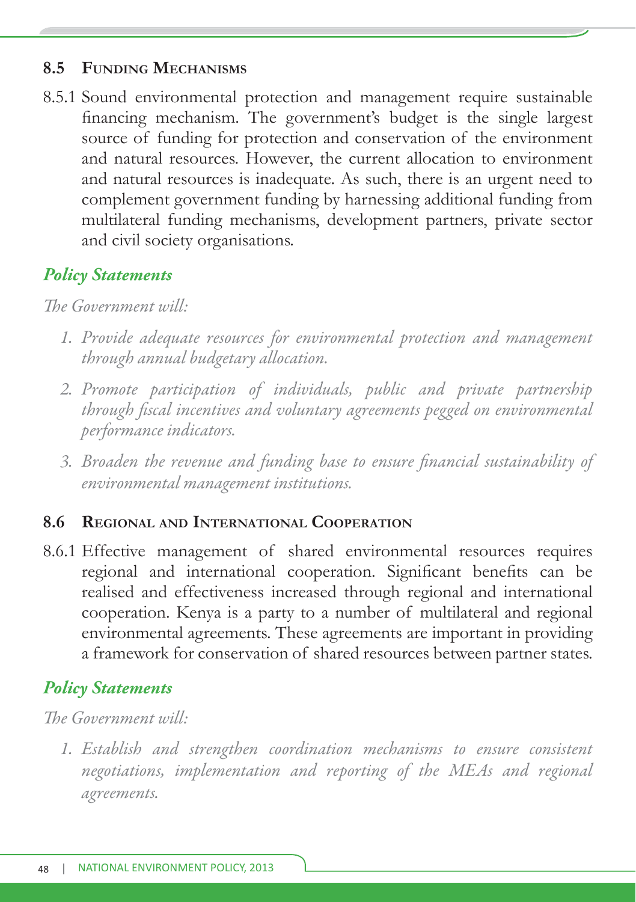### 8.5 Funding Mechanisms

8.5.1 Sound environmental protection and management require sustainable financing mechanism. The government's budget is the single largest source of funding for protection and conservation of the environment and natural resources. However, the current allocation to environment and natural resources is inadequate. As such, there is an urgent need to complement government funding by harnessing additional funding from multilateral funding mechanisms, development partners, private sector and civil society organisations.

#### *Policy Statements*

*The Government will:*

1. *Provide adequate resources for environmental protection and management through annual budgetary allocation.*
2. *Promote participation of individuals, public and private partnership through fiscal incentives and voluntary agreements pegged on environmental performance indicators.*
3. *Broaden the revenue and funding base to ensure financial sustainability of environmental management institutions.*

### 8.6 Regional and International Cooperation

8.6.1 Effective management of shared environmental resources requires regional and international cooperation. Significant benefits can be realised and effectiveness increased through regional and international cooperation. Kenya is a party to a number of multilateral and regional environmental agreements. These agreements are important in providing a framework for conservation of shared resources between partner states.

#### *Policy Statements*

*The Government will:*

1. *Establish and strengthen coordination mechanisms to ensure consistent negotiations, implementation and reporting of the MEAs and regional agreements.*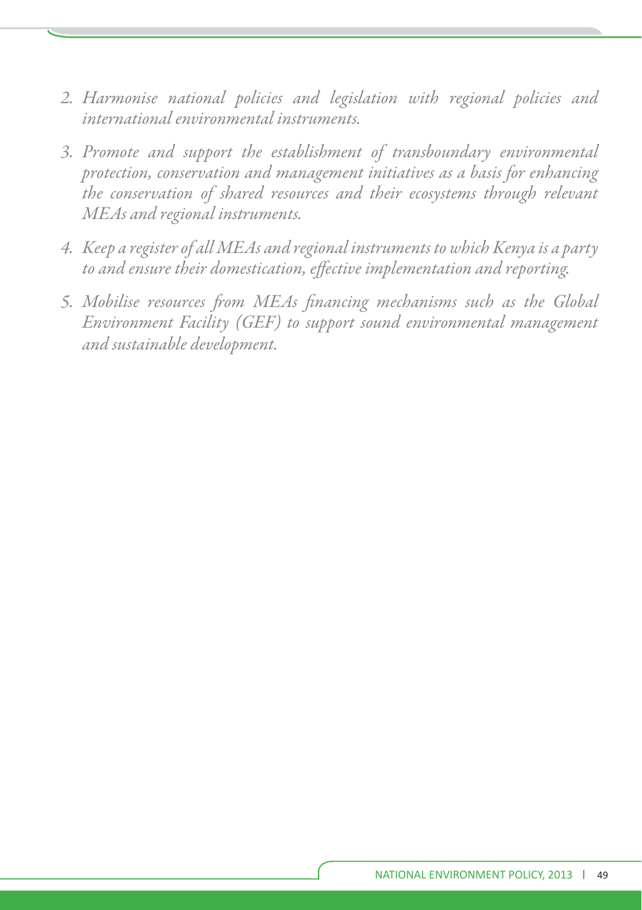2. *Harmonise national policies and legislation with regional policies and international environmental instruments.*
3. *Promote and support the establishment of transboundary environmental protection, conservation and management initiatives as a basis for enhancing the conservation of shared resources and their ecosystems through relevant MEAs and regional instruments.*
4. *Keep a register of all MEAs and regional instruments to which Kenya is a party to and ensure their domestication, effective implementation and reporting.*
5. *Mobilise resources from MEAs financing mechanisms such as the Global Environment Facility (GEF) to support sound environmental management and sustainable development.*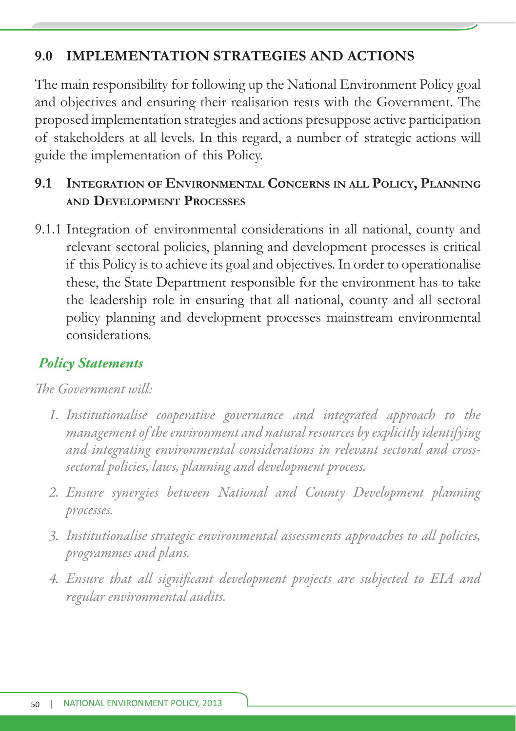## 9.0 IMPLEMENTATION STRATEGIES AND ACTIONS

The main responsibility for following up the National Environment Policy goal and objectives and ensuring their realisation rests with the Government. The proposed implementation strategies and actions presuppose active participation of stakeholders at all levels. In this regard, a number of strategic actions will guide the implementation of this Policy.

### 9.1 Integration of Environmental Concerns in all Policy, Planning and Development Processes

9.1.1 Integration of environmental considerations in all national, county and relevant sectoral policies, planning and development processes is critical if this Policy is to achieve its goal and objectives. In order to operationalise these, the State Department responsible for the environment has to take the leadership role in ensuring that all national, county and all sectoral policy planning and development processes mainstream environmental considerations.

***Policy Statements***

*The Government will:*

1. *Institutionalise cooperative governance and integrated approach to the management of the environment and natural resources by explicitly identifying and integrating environmental considerations in relevant sectoral and cross-sectoral policies, laws, planning and development process.*
2. *Ensure synergies between National and County Development planning processes.*
3. *Institutionalise strategic environmental assessments approaches to all policies, programmes and plans.*
4. *Ensure that all significant development projects are subjected to EIA and regular environmental audits.*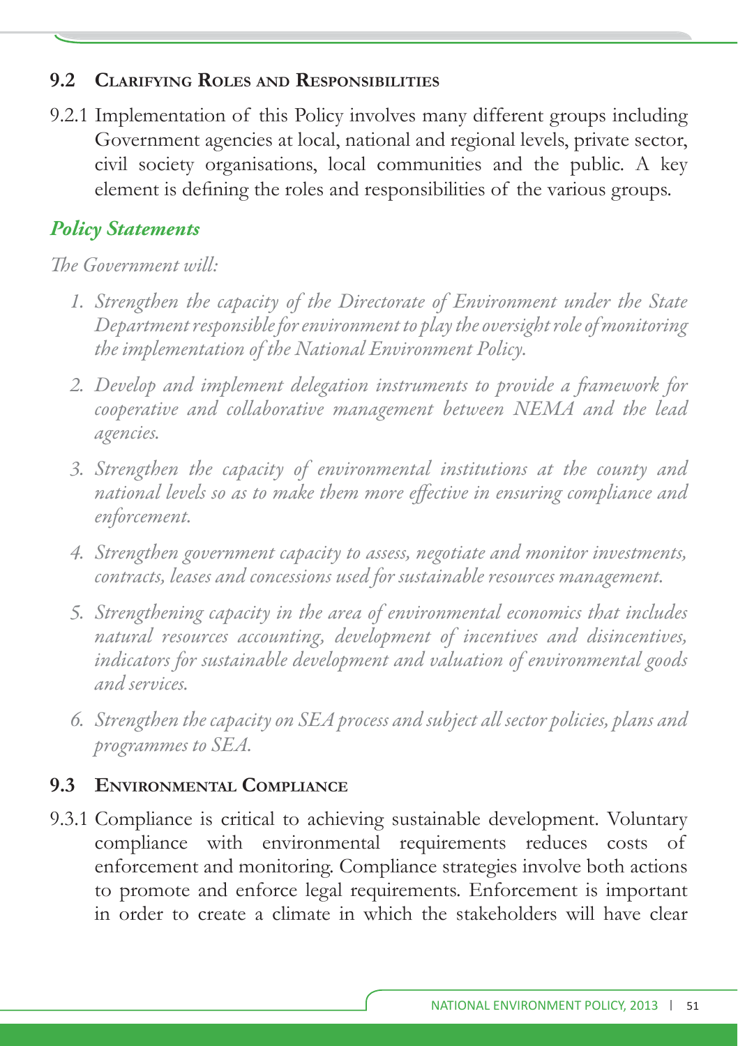## 9.2 Clarifying Roles and Responsibilities

9.2.1 Implementation of this Policy involves many different groups including Government agencies at local, national and regional levels, private sector, civil society organisations, local communities and the public. A key element is defining the roles and responsibilities of the various groups.

### *Policy Statements*

*The Government will:*

1. *Strengthen the capacity of the Directorate of Environment under the State Department responsible for environment to play the oversight role of monitoring the implementation of the National Environment Policy.*
2. *Develop and implement delegation instruments to provide a framework for cooperative and collaborative management between NEMA and the lead agencies.*
3. *Strengthen the capacity of environmental institutions at the county and national levels so as to make them more effective in ensuring compliance and enforcement.*
4. *Strengthen government capacity to assess, negotiate and monitor investments, contracts, leases and concessions used for sustainable resources management.*
5. *Strengthening capacity in the area of environmental economics that includes natural resources accounting, development of incentives and disincentives, indicators for sustainable development and valuation of environmental goods and services.*
6. *Strengthen the capacity on SEA process and subject all sector policies, plans and programmes to SEA.*

## 9.3 Environmental Compliance

9.3.1 Compliance is critical to achieving sustainable development. Voluntary compliance with environmental requirements reduces costs of enforcement and monitoring. Compliance strategies involve both actions to promote and enforce legal requirements. Enforcement is important in order to create a climate in which the stakeholders will have clear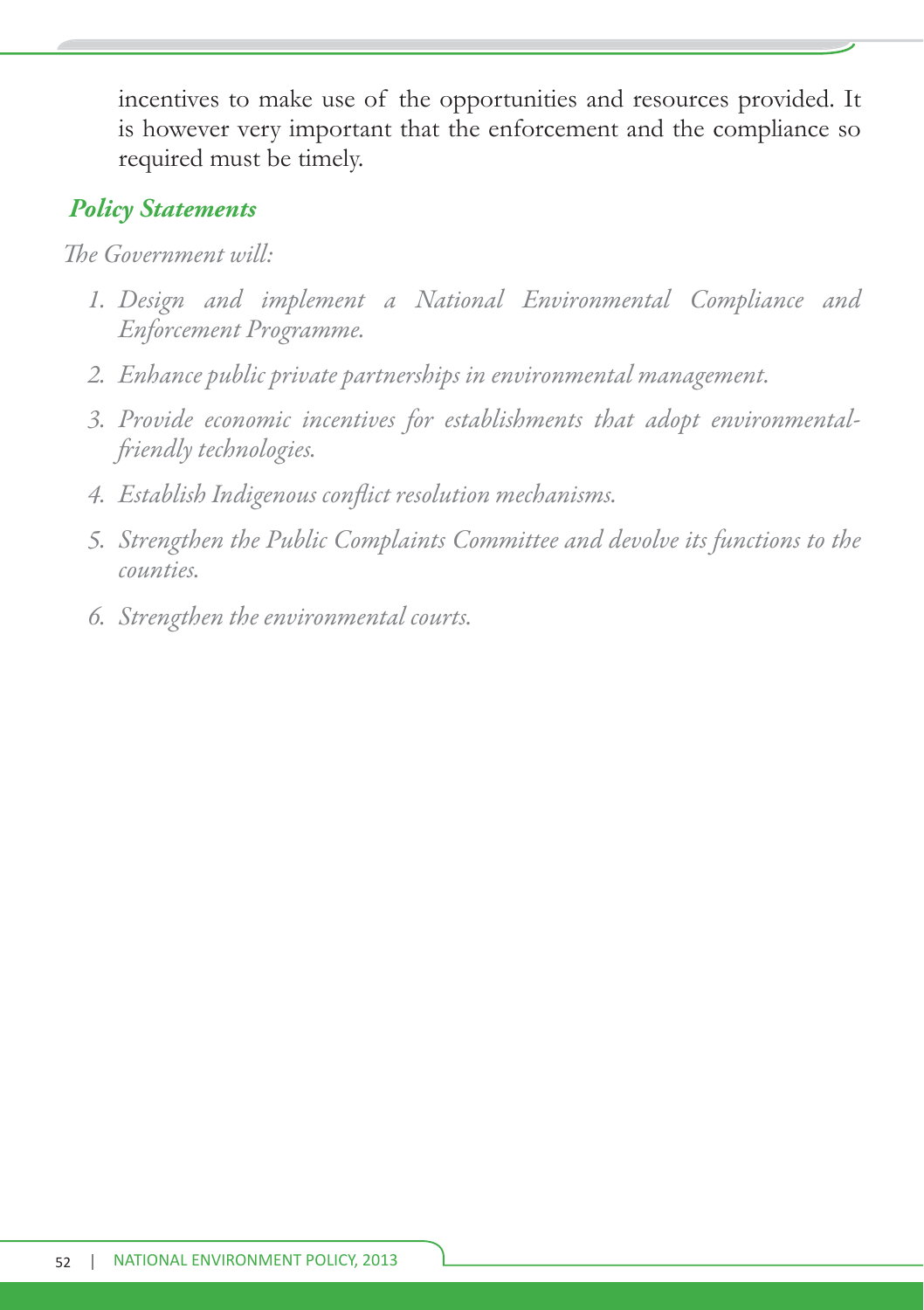incentives to make use of the opportunities and resources provided. It is however very important that the enforcement and the compliance so required must be timely.

### *Policy Statements*

*The Government will:*

1. *Design and implement a National Environmental Compliance and Enforcement Programme.*
2. *Enhance public private partnerships in environmental management.*
3. *Provide economic incentives for establishments that adopt environmental-friendly technologies.*
4. *Establish Indigenous conflict resolution mechanisms.*
5. *Strengthen the Public Complaints Committee and devolve its functions to the counties.*
6. *Strengthen the environmental courts.*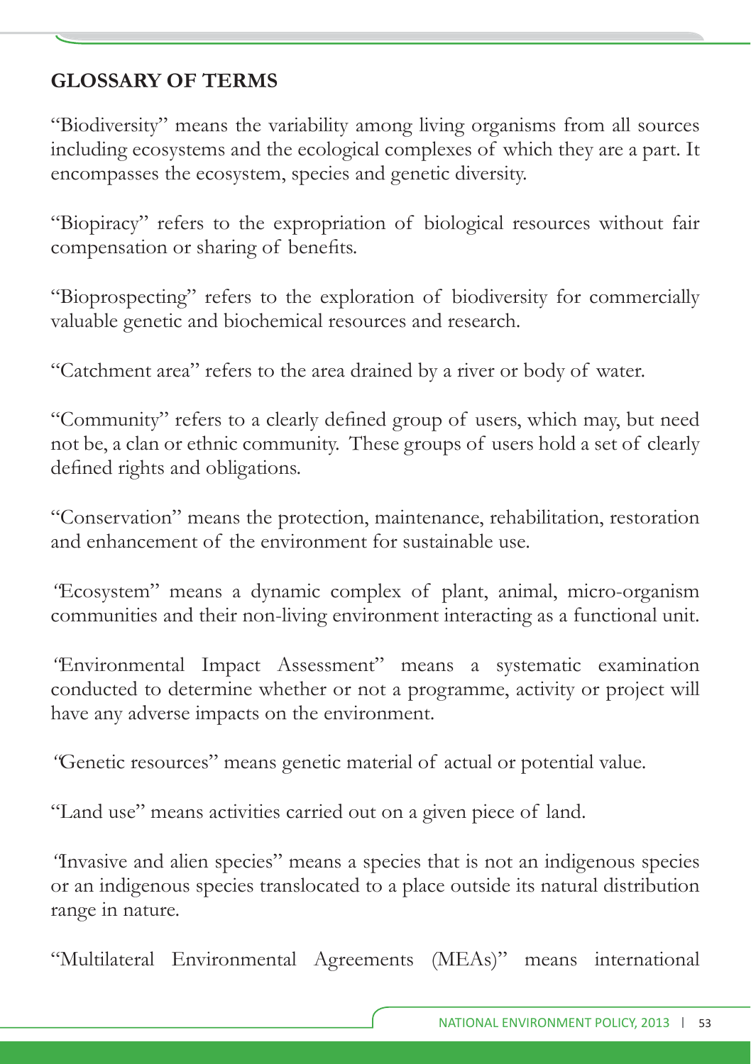## GLOSSARY OF TERMS

"Biodiversity" means the variability among living organisms from all sources including ecosystems and the ecological complexes of which they are a part. It encompasses the ecosystem, species and genetic diversity.

"Biopiracy" refers to the expropriation of biological resources without fair compensation or sharing of benefits.

"Bioprospecting" refers to the exploration of biodiversity for commercially valuable genetic and biochemical resources and research.

"Catchment area" refers to the area drained by a river or body of water.

"Community" refers to a clearly defined group of users, which may, but need not be, a clan or ethnic community. These groups of users hold a set of clearly defined rights and obligations.

"Conservation" means the protection, maintenance, rehabilitation, restoration and enhancement of the environment for sustainable use.

"Ecosystem" means a dynamic complex of plant, animal, micro-organism communities and their non-living environment interacting as a functional unit.

"Environmental Impact Assessment" means a systematic examination conducted to determine whether or not a programme, activity or project will have any adverse impacts on the environment.

"Genetic resources" means genetic material of actual or potential value.

"Land use" means activities carried out on a given piece of land.

"Invasive and alien species" means a species that is not an indigenous species or an indigenous species translocated to a place outside its natural distribution range in nature.

"Multilateral Environmental Agreements (MEAs)" means international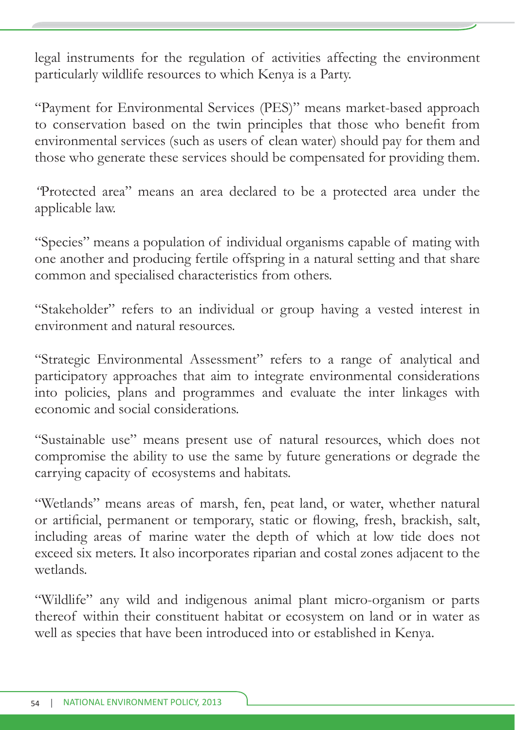legal instruments for the regulation of activities affecting the environment particularly wildlife resources to which Kenya is a Party.

"Payment for Environmental Services (PES)" means market-based approach to conservation based on the twin principles that those who benefit from environmental services (such as users of clean water) should pay for them and those who generate these services should be compensated for providing them.

"Protected area" means an area declared to be a protected area under the applicable law.

"Species" means a population of individual organisms capable of mating with one another and producing fertile offspring in a natural setting and that share common and specialised characteristics from others.

"Stakeholder" refers to an individual or group having a vested interest in environment and natural resources.

"Strategic Environmental Assessment" refers to a range of analytical and participatory approaches that aim to integrate environmental considerations into policies, plans and programmes and evaluate the inter linkages with economic and social considerations.

"Sustainable use" means present use of natural resources, which does not compromise the ability to use the same by future generations or degrade the carrying capacity of ecosystems and habitats.

"Wetlands" means areas of marsh, fen, peat land, or water, whether natural or artificial, permanent or temporary, static or flowing, fresh, brackish, salt, including areas of marine water the depth of which at low tide does not exceed six meters. It also incorporates riparian and costal zones adjacent to the wetlands.

"Wildlife" any wild and indigenous animal plant micro-organism or parts thereof within their constituent habitat or ecosystem on land or in water as well as species that have been introduced into or established in Kenya.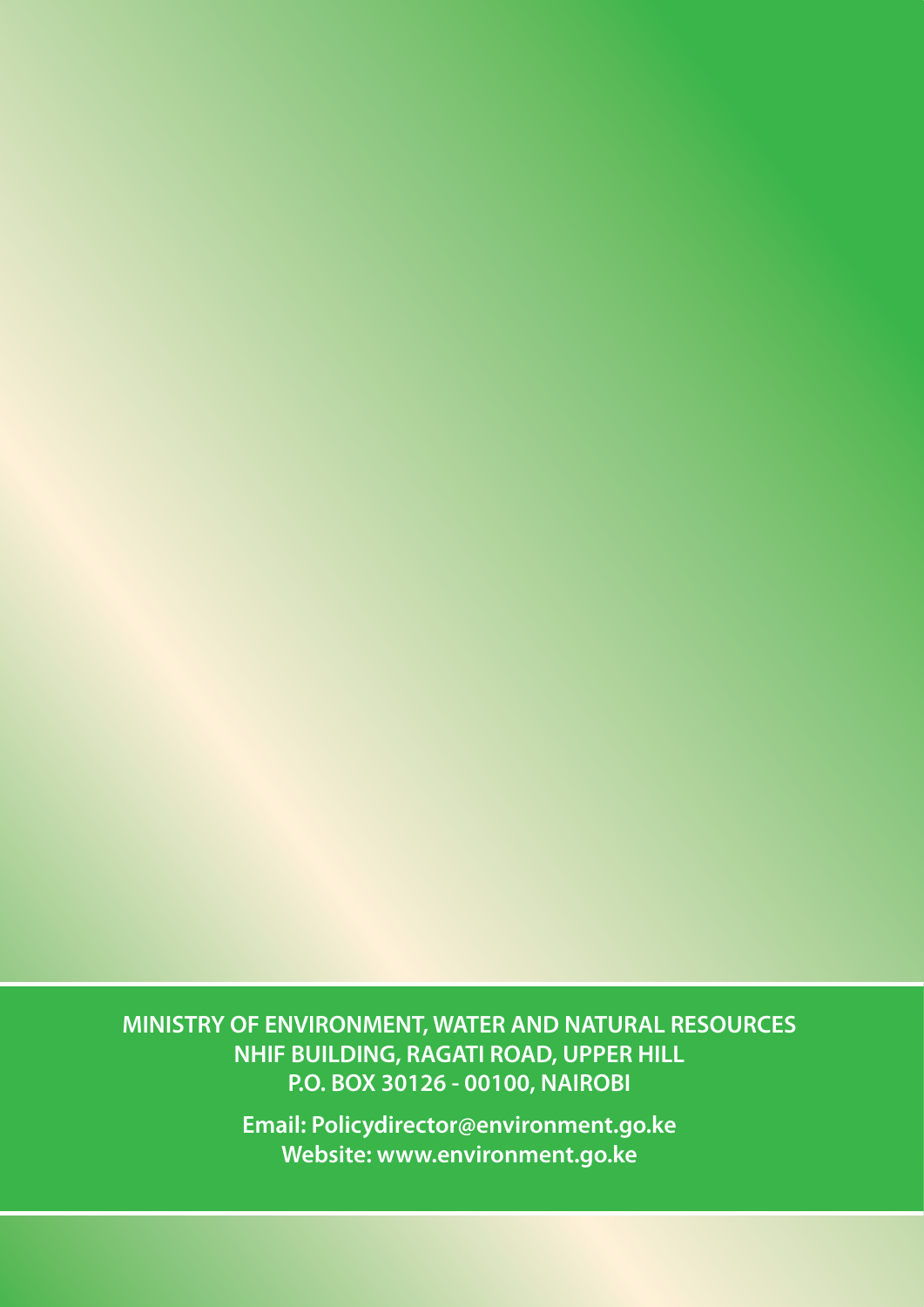**MINISTRY OF ENVIRONMENT, WATER AND NATURAL RESOURCES**
**NHIF BUILDING, RAGATI ROAD, UPPER HILL**
**P.O. BOX 30126 - 00100, NAIROBI**

**Email: Policydirector@environment.go.ke**
**Website: www.environment.go.ke**